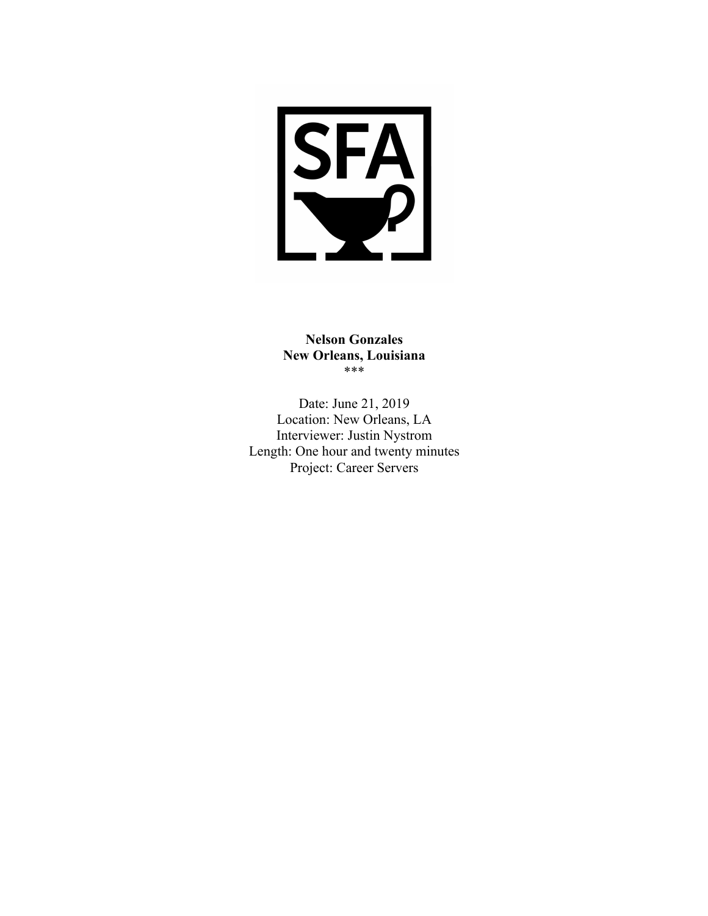**Nelson Gonzales**
**New Orleans, Louisiana**
***

Date: June 21, 2019
Location: New Orleans, LA
Interviewer: Justin Nystrom
Length: One hour and twenty minutes
Project: Career Servers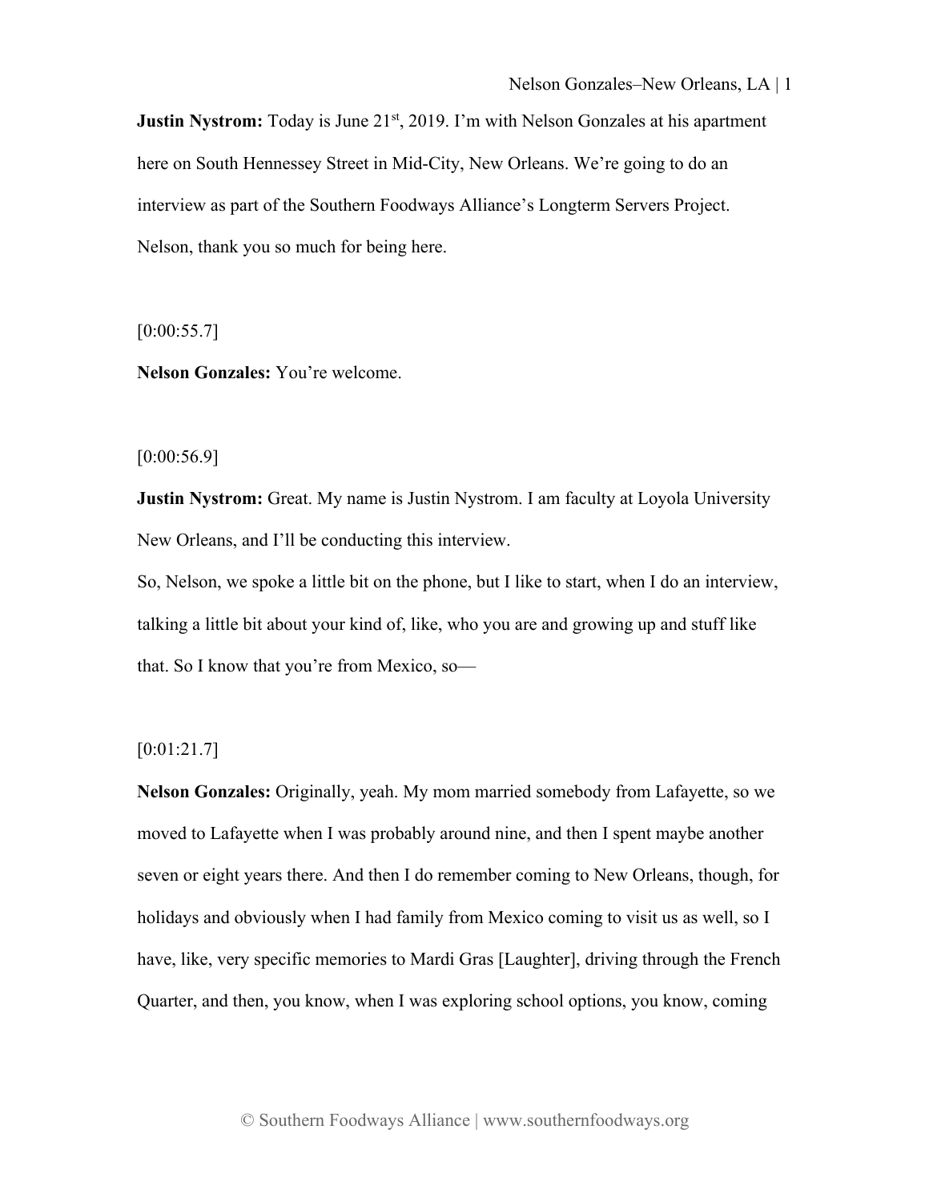**Justin Nystrom:** Today is June 21st, 2019. I'm with Nelson Gonzales at his apartment here on South Hennessey Street in Mid-City, New Orleans. We're going to do an interview as part of the Southern Foodways Alliance's Longterm Servers Project. Nelson, thank you so much for being here.

[0:00:55.7]

**Nelson Gonzales:** You're welcome.

[0:00:56.9]

**Justin Nystrom:** Great. My name is Justin Nystrom. I am faculty at Loyola University New Orleans, and I'll be conducting this interview.

So, Nelson, we spoke a little bit on the phone, but I like to start, when I do an interview, talking a little bit about your kind of, like, who you are and growing up and stuff like that. So I know that you're from Mexico, so—

[0:01:21.7]

**Nelson Gonzales:** Originally, yeah. My mom married somebody from Lafayette, so we moved to Lafayette when I was probably around nine, and then I spent maybe another seven or eight years there. And then I do remember coming to New Orleans, though, for holidays and obviously when I had family from Mexico coming to visit us as well, so I have, like, very specific memories to Mardi Gras [Laughter], driving through the French Quarter, and then, you know, when I was exploring school options, you know, coming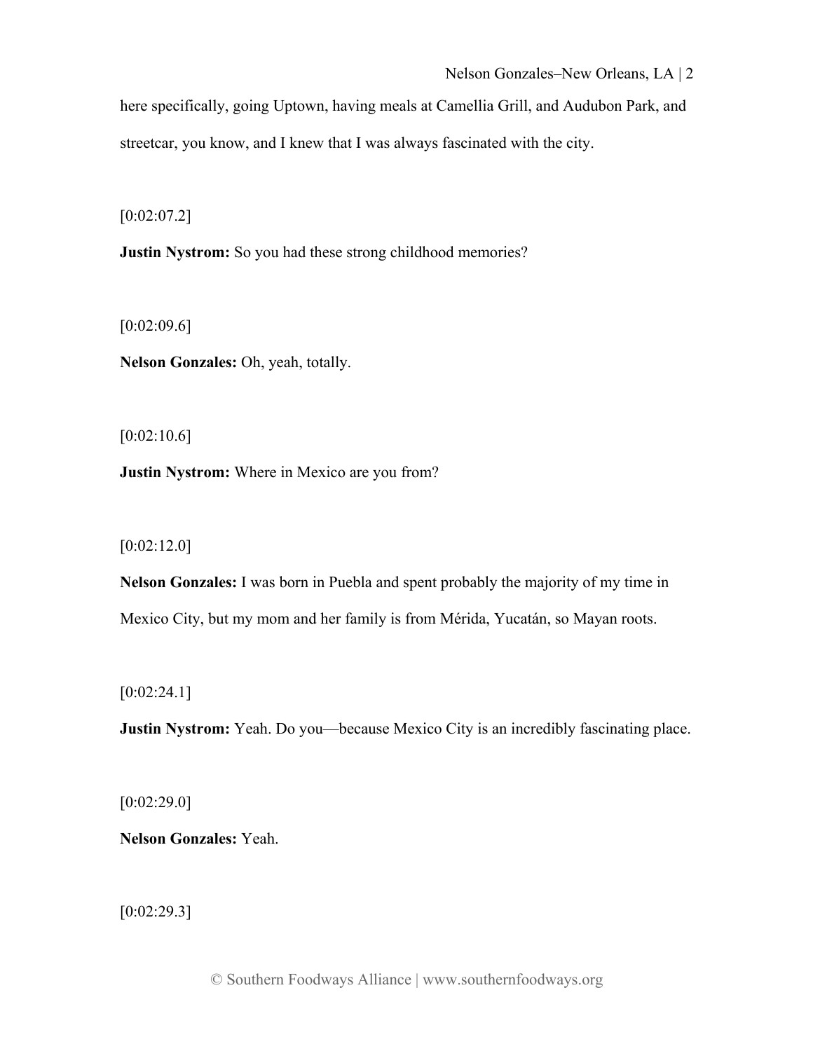here specifically, going Uptown, having meals at Camellia Grill, and Audubon Park, and streetcar, you know, and I knew that I was always fascinated with the city.

[0:02:07.2]

**Justin Nystrom:** So you had these strong childhood memories?

[0:02:09.6]

**Nelson Gonzales:** Oh, yeah, totally.

[0:02:10.6]

**Justin Nystrom:** Where in Mexico are you from?

[0:02:12.0]

**Nelson Gonzales:** I was born in Puebla and spent probably the majority of my time in Mexico City, but my mom and her family is from Mérida, Yucatán, so Mayan roots.

[0:02:24.1]

**Justin Nystrom:** Yeah. Do you—because Mexico City is an incredibly fascinating place.

[0:02:29.0]

**Nelson Gonzales:** Yeah.

[0:02:29.3]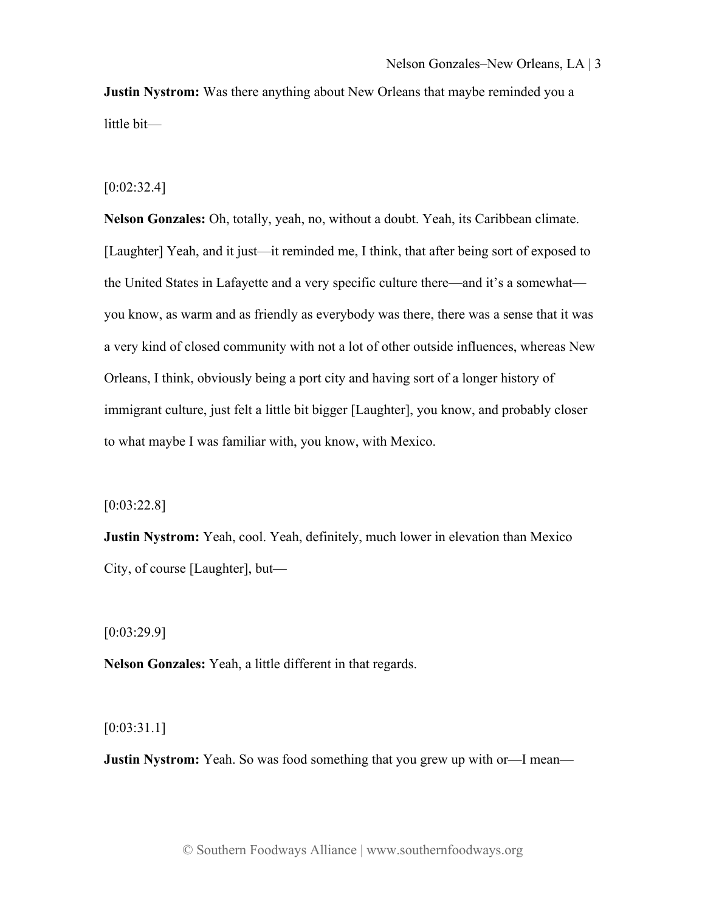**Justin Nystrom:** Was there anything about New Orleans that maybe reminded you a little bit—

[0:02:32.4]

**Nelson Gonzales:** Oh, totally, yeah, no, without a doubt. Yeah, its Caribbean climate. [Laughter] Yeah, and it just—it reminded me, I think, that after being sort of exposed to the United States in Lafayette and a very specific culture there—and it's a somewhat—you know, as warm and as friendly as everybody was there, there was a sense that it was a very kind of closed community with not a lot of other outside influences, whereas New Orleans, I think, obviously being a port city and having sort of a longer history of immigrant culture, just felt a little bit bigger [Laughter], you know, and probably closer to what maybe I was familiar with, you know, with Mexico.

[0:03:22.8]

**Justin Nystrom:** Yeah, cool. Yeah, definitely, much lower in elevation than Mexico City, of course [Laughter], but—

[0:03:29.9]

**Nelson Gonzales:** Yeah, a little different in that regards.

[0:03:31.1]

**Justin Nystrom:** Yeah. So was food something that you grew up with or—I mean—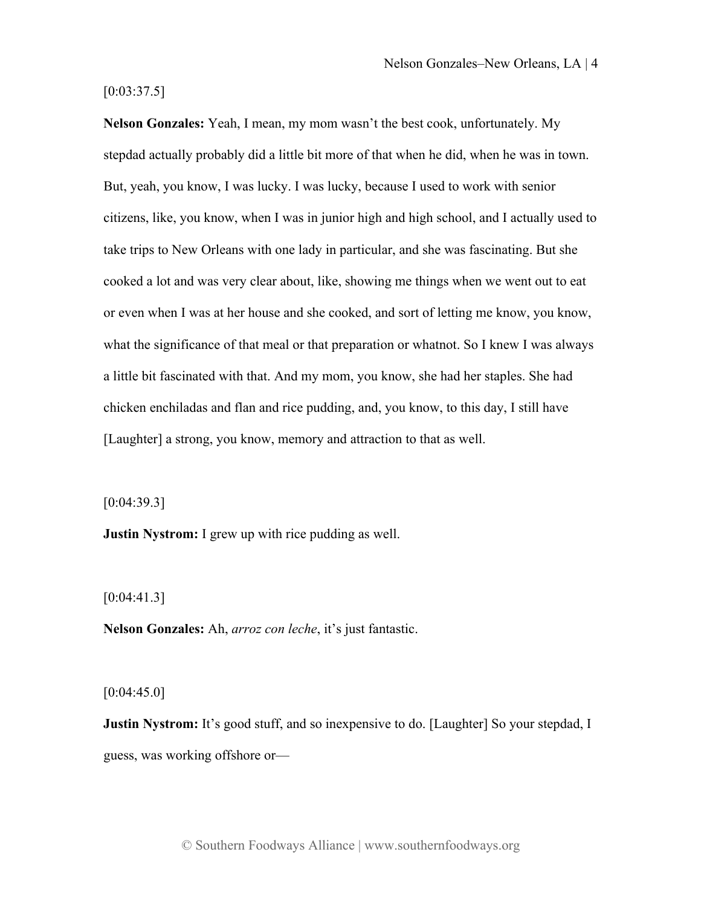[0:03:37.5]

**Nelson Gonzales:** Yeah, I mean, my mom wasn't the best cook, unfortunately. My stepdad actually probably did a little bit more of that when he did, when he was in town. But, yeah, you know, I was lucky. I was lucky, because I used to work with senior citizens, like, you know, when I was in junior high and high school, and I actually used to take trips to New Orleans with one lady in particular, and she was fascinating. But she cooked a lot and was very clear about, like, showing me things when we went out to eat or even when I was at her house and she cooked, and sort of letting me know, you know, what the significance of that meal or that preparation or whatnot. So I knew I was always a little bit fascinated with that. And my mom, you know, she had her staples. She had chicken enchiladas and flan and rice pudding, and, you know, to this day, I still have [Laughter] a strong, you know, memory and attraction to that as well.

[0:04:39.3]

**Justin Nystrom:** I grew up with rice pudding as well.

[0:04:41.3]

**Nelson Gonzales:** Ah, *arroz con leche*, it's just fantastic.

[0:04:45.0]

**Justin Nystrom:** It's good stuff, and so inexpensive to do. [Laughter] So your stepdad, I guess, was working offshore or—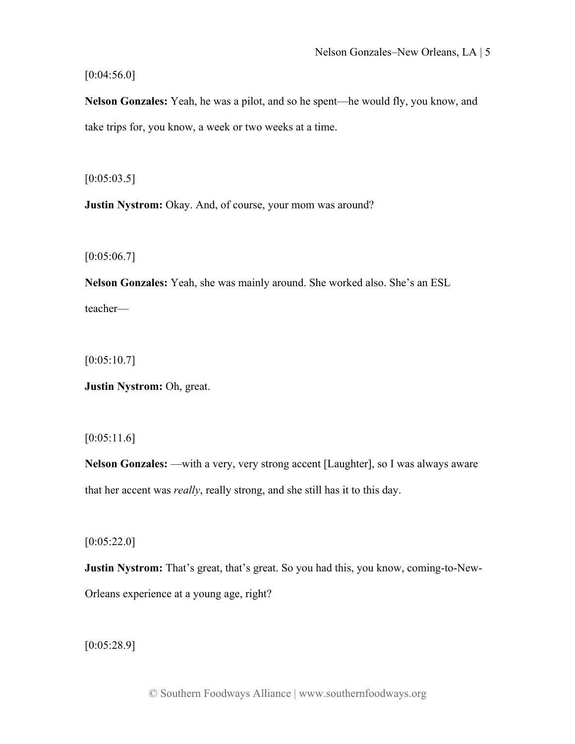[0:04:56.0]

**Nelson Gonzales:** Yeah, he was a pilot, and so he spent—he would fly, you know, and take trips for, you know, a week or two weeks at a time.

[0:05:03.5]

**Justin Nystrom:** Okay. And, of course, your mom was around?

[0:05:06.7]

**Nelson Gonzales:** Yeah, she was mainly around. She worked also. She's an ESL teacher—

[0:05:10.7]

**Justin Nystrom:** Oh, great.

[0:05:11.6]

**Nelson Gonzales:** —with a very, very strong accent [Laughter], so I was always aware that her accent was *really*, really strong, and she still has it to this day.

[0:05:22.0]

**Justin Nystrom:** That's great, that's great. So you had this, you know, coming-to-New-Orleans experience at a young age, right?

[0:05:28.9]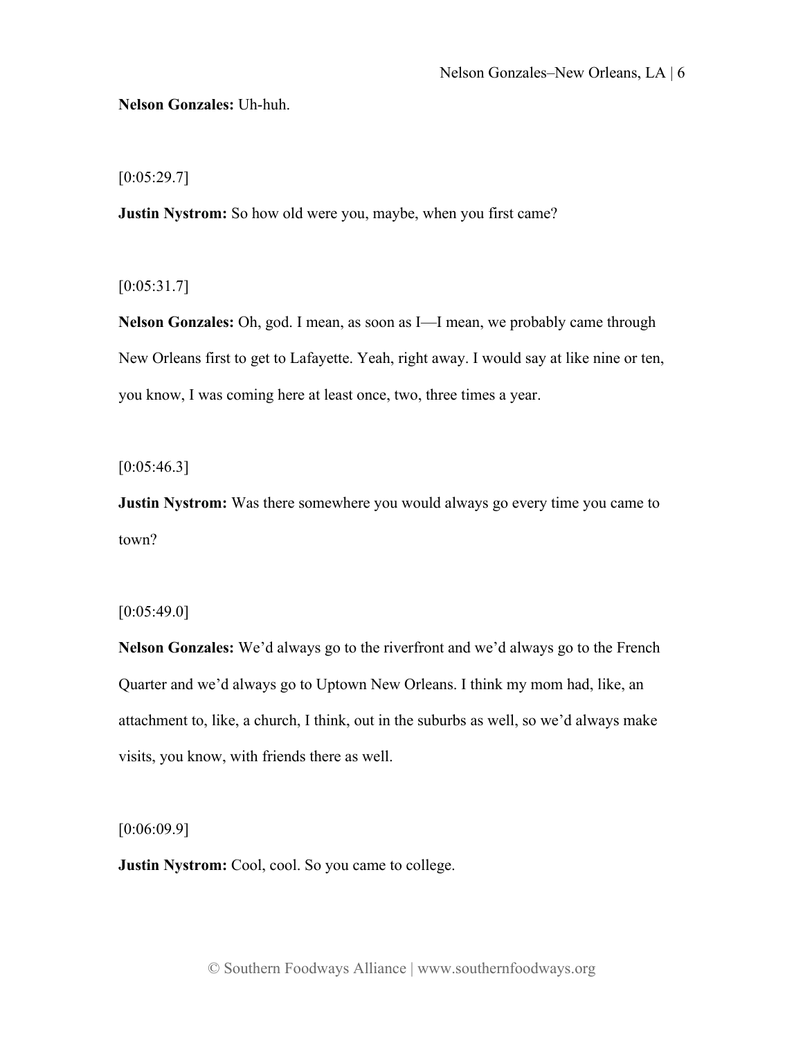**Nelson Gonzales:** Uh-huh.

[0:05:29.7]

**Justin Nystrom:** So how old were you, maybe, when you first came?

[0:05:31.7]

**Nelson Gonzales:** Oh, god. I mean, as soon as I—I mean, we probably came through New Orleans first to get to Lafayette. Yeah, right away. I would say at like nine or ten, you know, I was coming here at least once, two, three times a year.

[0:05:46.3]

**Justin Nystrom:** Was there somewhere you would always go every time you came to town?

[0:05:49.0]

**Nelson Gonzales:** We'd always go to the riverfront and we'd always go to the French Quarter and we'd always go to Uptown New Orleans. I think my mom had, like, an attachment to, like, a church, I think, out in the suburbs as well, so we'd always make visits, you know, with friends there as well.

[0:06:09.9]

**Justin Nystrom:** Cool, cool. So you came to college.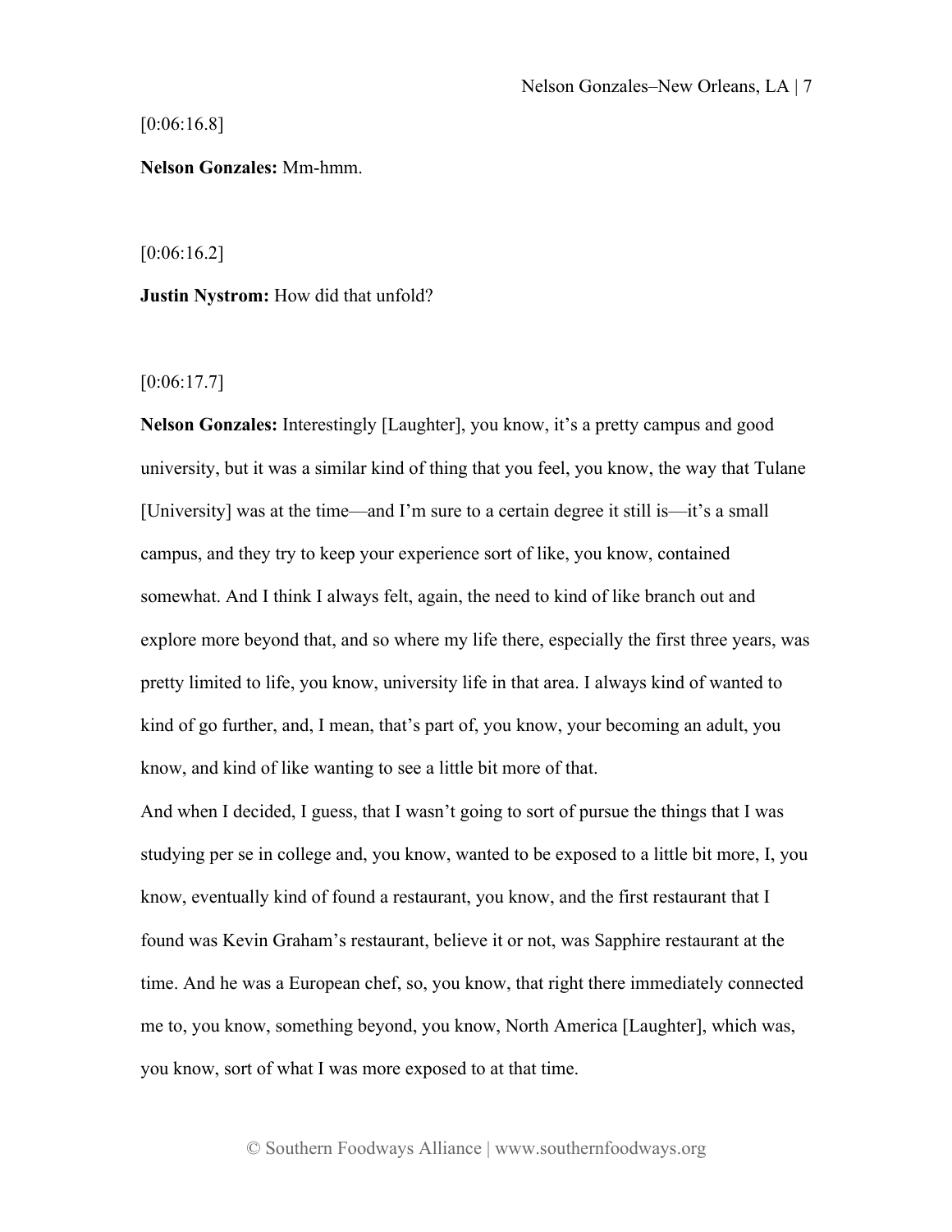[0:06:16.8]

**Nelson Gonzales:** Mm-hmm.

[0:06:16.2]

**Justin Nystrom:** How did that unfold?

[0:06:17.7]

**Nelson Gonzales:** Interestingly [Laughter], you know, it's a pretty campus and good university, but it was a similar kind of thing that you feel, you know, the way that Tulane [University] was at the time—and I'm sure to a certain degree it still is—it's a small campus, and they try to keep your experience sort of like, you know, contained somewhat. And I think I always felt, again, the need to kind of like branch out and explore more beyond that, and so where my life there, especially the first three years, was pretty limited to life, you know, university life in that area. I always kind of wanted to kind of go further, and, I mean, that's part of, you know, your becoming an adult, you know, and kind of like wanting to see a little bit more of that.

And when I decided, I guess, that I wasn't going to sort of pursue the things that I was studying per se in college and, you know, wanted to be exposed to a little bit more, I, you know, eventually kind of found a restaurant, you know, and the first restaurant that I found was Kevin Graham's restaurant, believe it or not, was Sapphire restaurant at the time. And he was a European chef, so, you know, that right there immediately connected me to, you know, something beyond, you know, North America [Laughter], which was, you know, sort of what I was more exposed to at that time.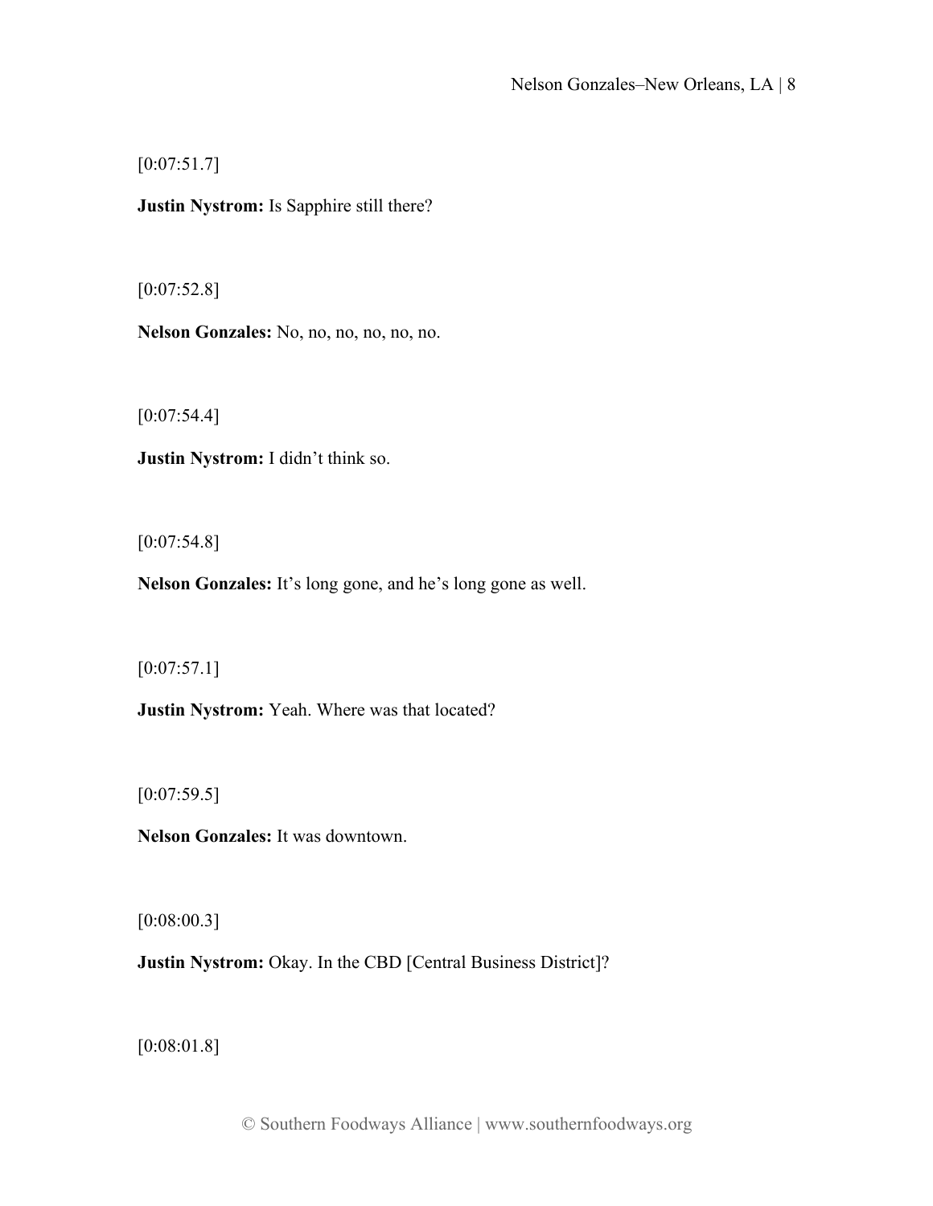[0:07:51.7]

**Justin Nystrom:** Is Sapphire still there?

[0:07:52.8]

**Nelson Gonzales:** No, no, no, no, no, no.

[0:07:54.4]

**Justin Nystrom:** I didn't think so.

[0:07:54.8]

**Nelson Gonzales:** It's long gone, and he's long gone as well.

[0:07:57.1]

**Justin Nystrom:** Yeah. Where was that located?

[0:07:59.5]

**Nelson Gonzales:** It was downtown.

[0:08:00.3]

**Justin Nystrom:** Okay. In the CBD [Central Business District]?

[0:08:01.8]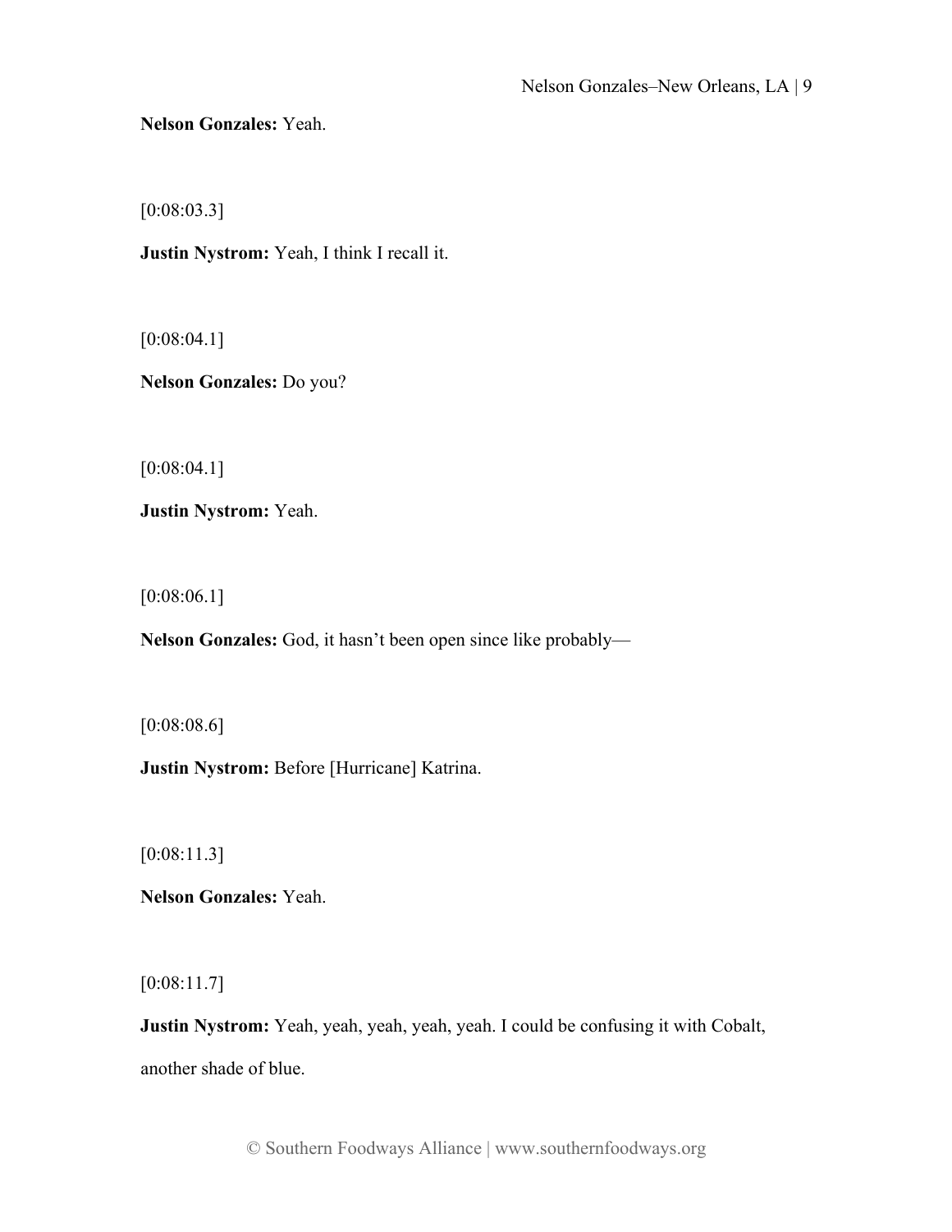**Nelson Gonzales:** Yeah.

[0:08:03.3]

**Justin Nystrom:** Yeah, I think I recall it.

[0:08:04.1]

**Nelson Gonzales:** Do you?

[0:08:04.1]

**Justin Nystrom:** Yeah.

[0:08:06.1]

**Nelson Gonzales:** God, it hasn't been open since like probably—

[0:08:08.6]

**Justin Nystrom:** Before [Hurricane] Katrina.

[0:08:11.3]

**Nelson Gonzales:** Yeah.

[0:08:11.7]

**Justin Nystrom:** Yeah, yeah, yeah, yeah, yeah. I could be confusing it with Cobalt, another shade of blue.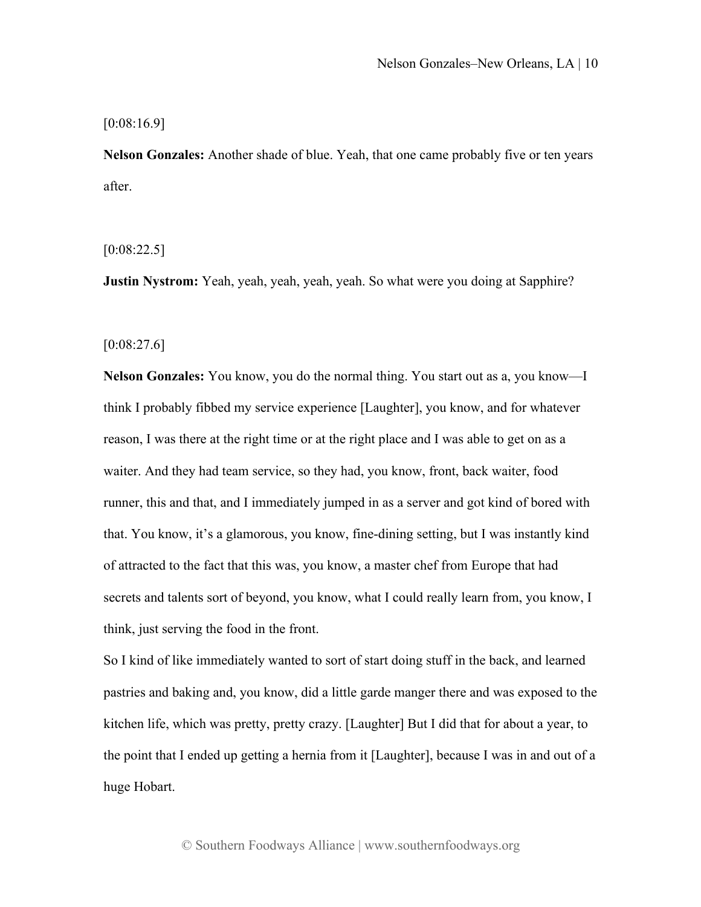[0:08:16.9]

**Nelson Gonzales:** Another shade of blue. Yeah, that one came probably five or ten years after.

[0:08:22.5]

**Justin Nystrom:** Yeah, yeah, yeah, yeah, yeah. So what were you doing at Sapphire?

[0:08:27.6]

**Nelson Gonzales:** You know, you do the normal thing. You start out as a, you know—I think I probably fibbed my service experience [Laughter], you know, and for whatever reason, I was there at the right time or at the right place and I was able to get on as a waiter. And they had team service, so they had, you know, front, back waiter, food runner, this and that, and I immediately jumped in as a server and got kind of bored with that. You know, it's a glamorous, you know, fine-dining setting, but I was instantly kind of attracted to the fact that this was, you know, a master chef from Europe that had secrets and talents sort of beyond, you know, what I could really learn from, you know, I think, just serving the food in the front.

So I kind of like immediately wanted to sort of start doing stuff in the back, and learned pastries and baking and, you know, did a little garde manger there and was exposed to the kitchen life, which was pretty, pretty crazy. [Laughter] But I did that for about a year, to the point that I ended up getting a hernia from it [Laughter], because I was in and out of a huge Hobart.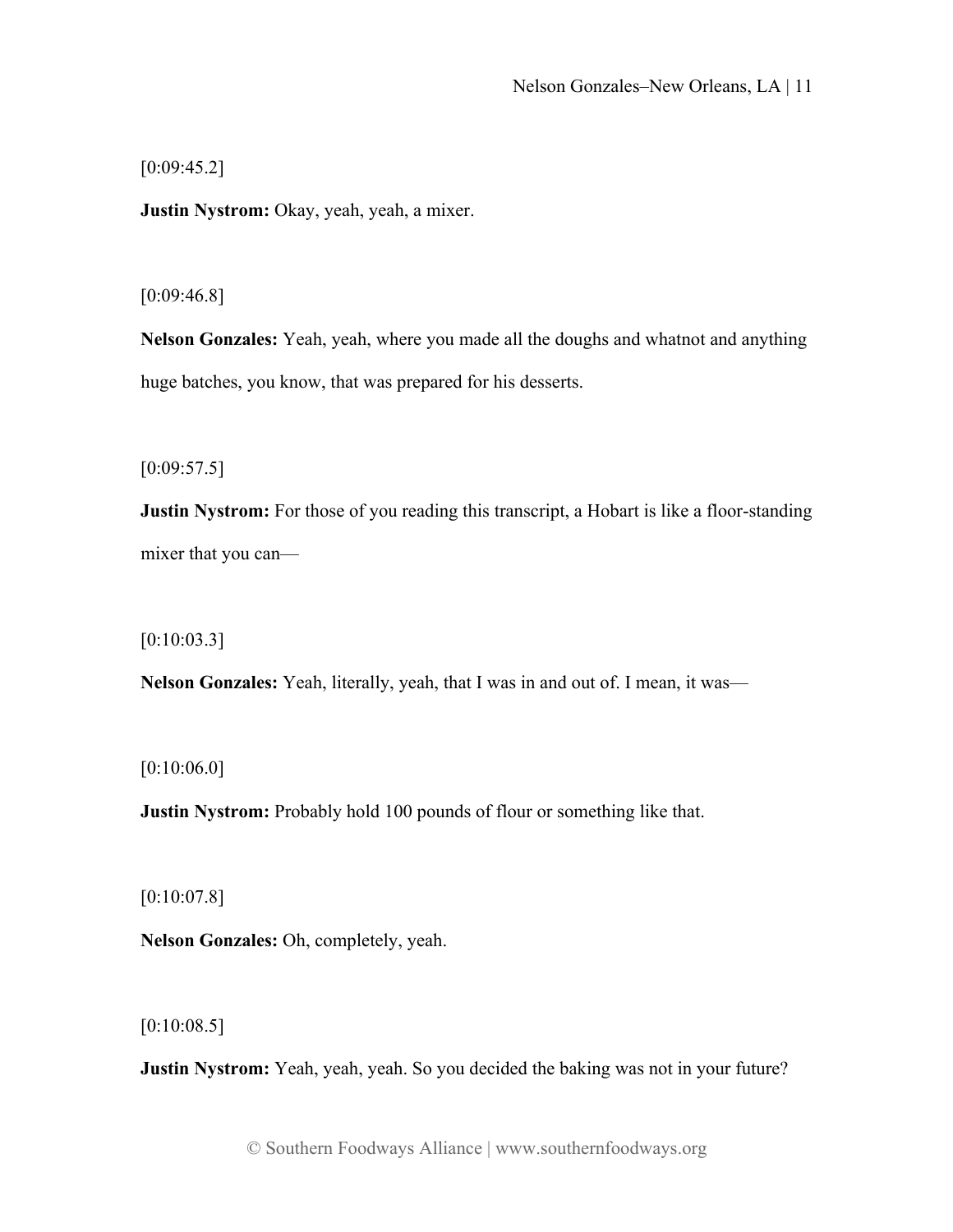[0:09:45.2]

**Justin Nystrom:** Okay, yeah, yeah, a mixer.

[0:09:46.8]

**Nelson Gonzales:** Yeah, yeah, where you made all the doughs and whatnot and anything huge batches, you know, that was prepared for his desserts.

[0:09:57.5]

**Justin Nystrom:** For those of you reading this transcript, a Hobart is like a floor-standing mixer that you can—

[0:10:03.3]

**Nelson Gonzales:** Yeah, literally, yeah, that I was in and out of. I mean, it was—

[0:10:06.0]

**Justin Nystrom:** Probably hold 100 pounds of flour or something like that.

[0:10:07.8]

**Nelson Gonzales:** Oh, completely, yeah.

[0:10:08.5]

**Justin Nystrom:** Yeah, yeah, yeah. So you decided the baking was not in your future?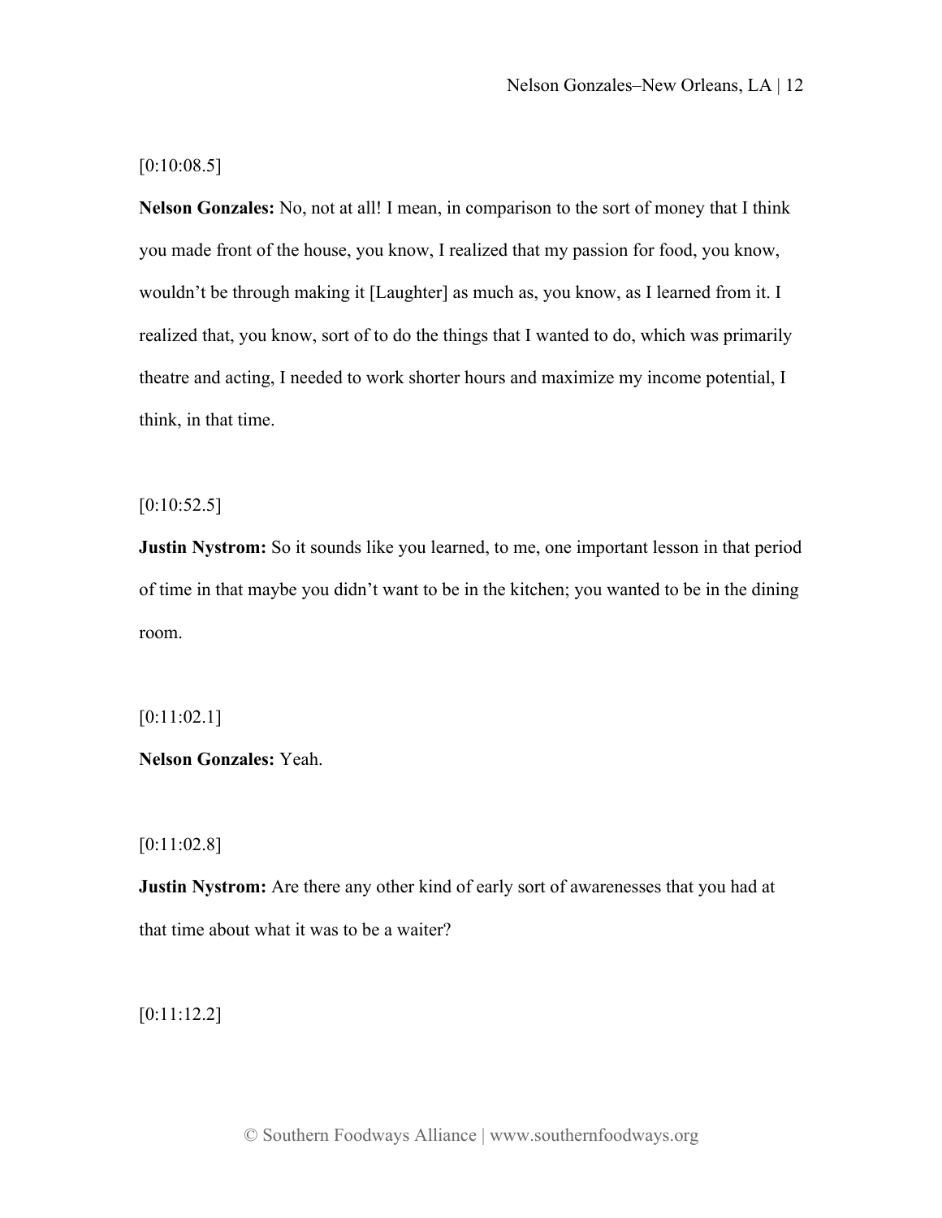[0:10:08.5]

**Nelson Gonzales:** No, not at all! I mean, in comparison to the sort of money that I think you made front of the house, you know, I realized that my passion for food, you know, wouldn't be through making it [Laughter] as much as, you know, as I learned from it. I realized that, you know, sort of to do the things that I wanted to do, which was primarily theatre and acting, I needed to work shorter hours and maximize my income potential, I think, in that time.

[0:10:52.5]

**Justin Nystrom:** So it sounds like you learned, to me, one important lesson in that period of time in that maybe you didn't want to be in the kitchen; you wanted to be in the dining room.

[0:11:02.1]

**Nelson Gonzales:** Yeah.

[0:11:02.8]

**Justin Nystrom:** Are there any other kind of early sort of awarenesses that you had at that time about what it was to be a waiter?

[0:11:12.2]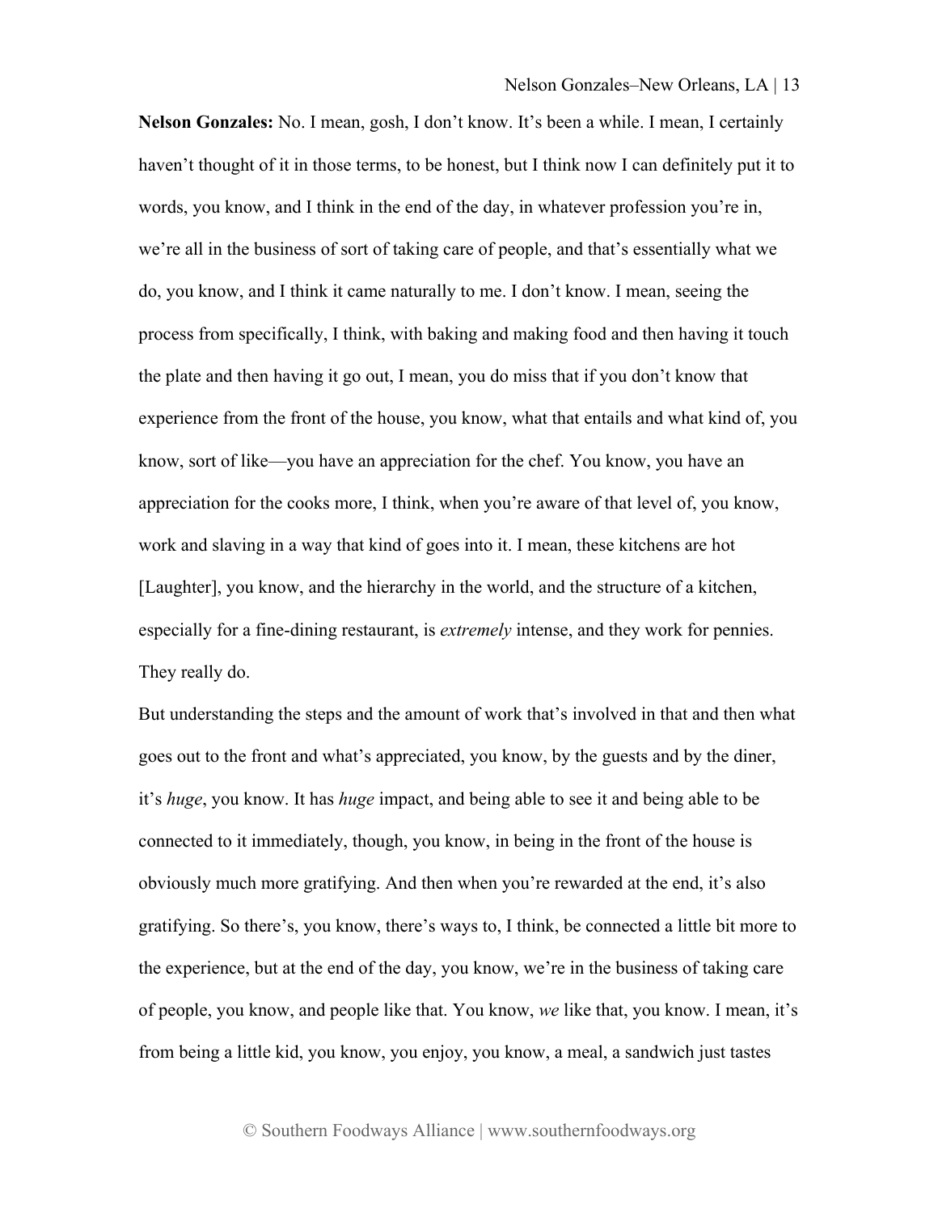**Nelson Gonzales:** No. I mean, gosh, I don't know. It's been a while. I mean, I certainly haven't thought of it in those terms, to be honest, but I think now I can definitely put it to words, you know, and I think in the end of the day, in whatever profession you're in, we're all in the business of sort of taking care of people, and that's essentially what we do, you know, and I think it came naturally to me. I don't know. I mean, seeing the process from specifically, I think, with baking and making food and then having it touch the plate and then having it go out, I mean, you do miss that if you don't know that experience from the front of the house, you know, what that entails and what kind of, you know, sort of like—you have an appreciation for the chef. You know, you have an appreciation for the cooks more, I think, when you're aware of that level of, you know, work and slaving in a way that kind of goes into it. I mean, these kitchens are hot [Laughter], you know, and the hierarchy in the world, and the structure of a kitchen, especially for a fine-dining restaurant, is *extremely* intense, and they work for pennies. They really do.

But understanding the steps and the amount of work that's involved in that and then what goes out to the front and what's appreciated, you know, by the guests and by the diner, it's *huge*, you know. It has *huge* impact, and being able to see it and being able to be connected to it immediately, though, you know, in being in the front of the house is obviously much more gratifying. And then when you're rewarded at the end, it's also gratifying. So there's, you know, there's ways to, I think, be connected a little bit more to the experience, but at the end of the day, you know, we're in the business of taking care of people, you know, and people like that. You know, *we* like that, you know. I mean, it's from being a little kid, you know, you enjoy, you know, a meal, a sandwich just tastes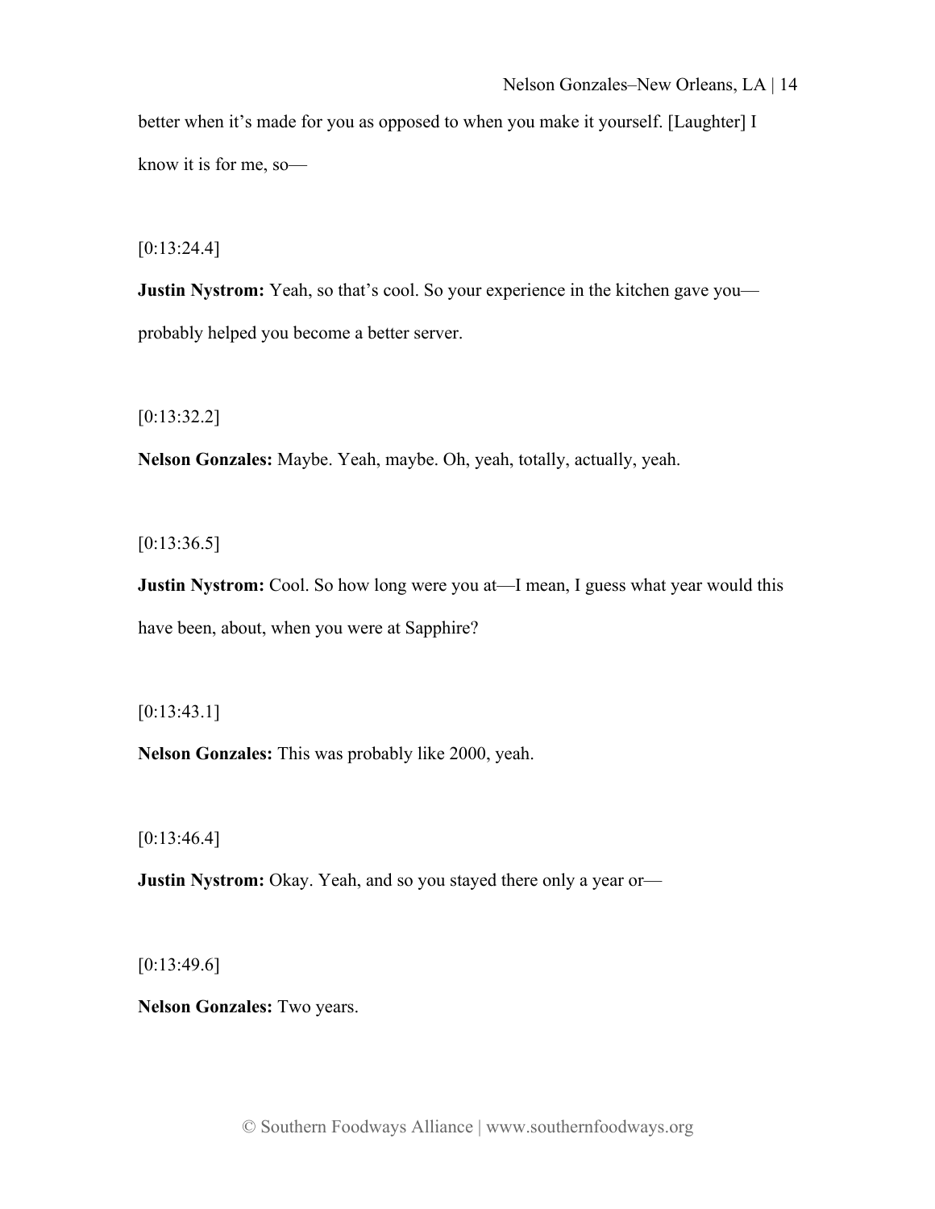better when it's made for you as opposed to when you make it yourself. [Laughter] I know it is for me, so—

[0:13:24.4]

**Justin Nystrom:** Yeah, so that's cool. So your experience in the kitchen gave you—probably helped you become a better server.

[0:13:32.2]

**Nelson Gonzales:** Maybe. Yeah, maybe. Oh, yeah, totally, actually, yeah.

[0:13:36.5]

**Justin Nystrom:** Cool. So how long were you at—I mean, I guess what year would this have been, about, when you were at Sapphire?

[0:13:43.1]

**Nelson Gonzales:** This was probably like 2000, yeah.

[0:13:46.4]

**Justin Nystrom:** Okay. Yeah, and so you stayed there only a year or—

[0:13:49.6]

**Nelson Gonzales:** Two years.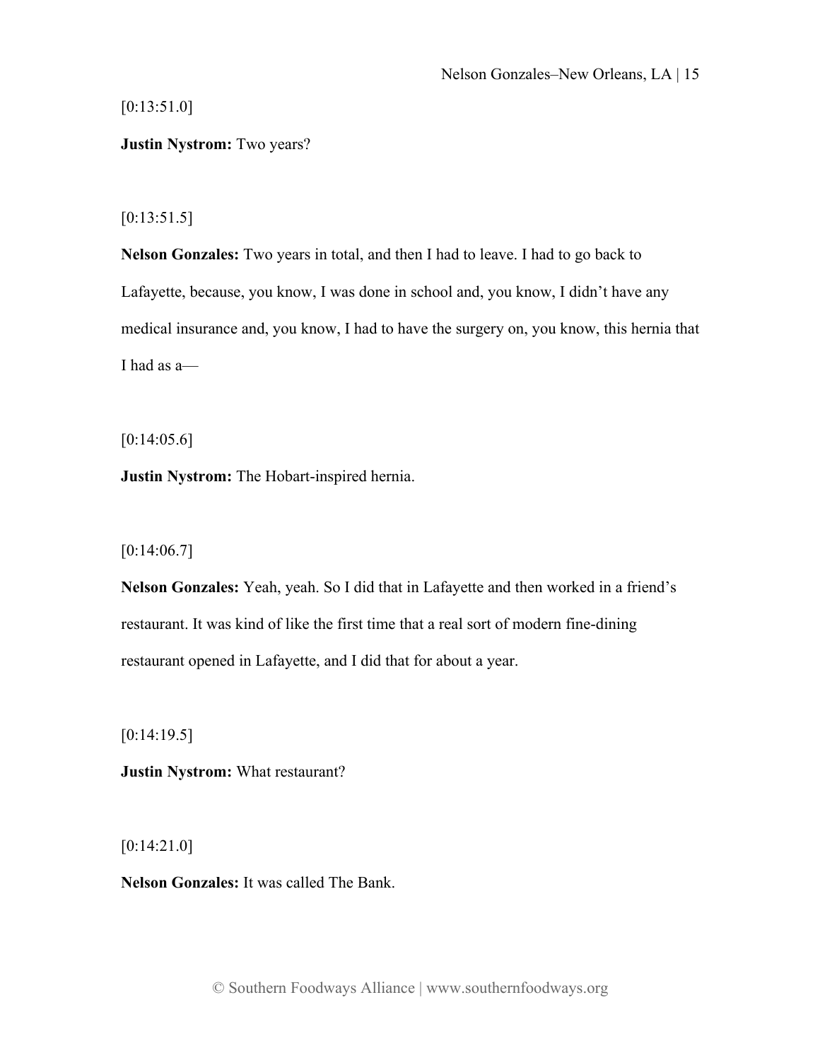[0:13:51.0]

**Justin Nystrom:** Two years?

[0:13:51.5]

**Nelson Gonzales:** Two years in total, and then I had to leave. I had to go back to Lafayette, because, you know, I was done in school and, you know, I didn't have any medical insurance and, you know, I had to have the surgery on, you know, this hernia that I had as a—

[0:14:05.6]

**Justin Nystrom:** The Hobart-inspired hernia.

[0:14:06.7]

**Nelson Gonzales:** Yeah, yeah. So I did that in Lafayette and then worked in a friend's restaurant. It was kind of like the first time that a real sort of modern fine-dining restaurant opened in Lafayette, and I did that for about a year.

[0:14:19.5]

**Justin Nystrom:** What restaurant?

[0:14:21.0]

**Nelson Gonzales:** It was called The Bank.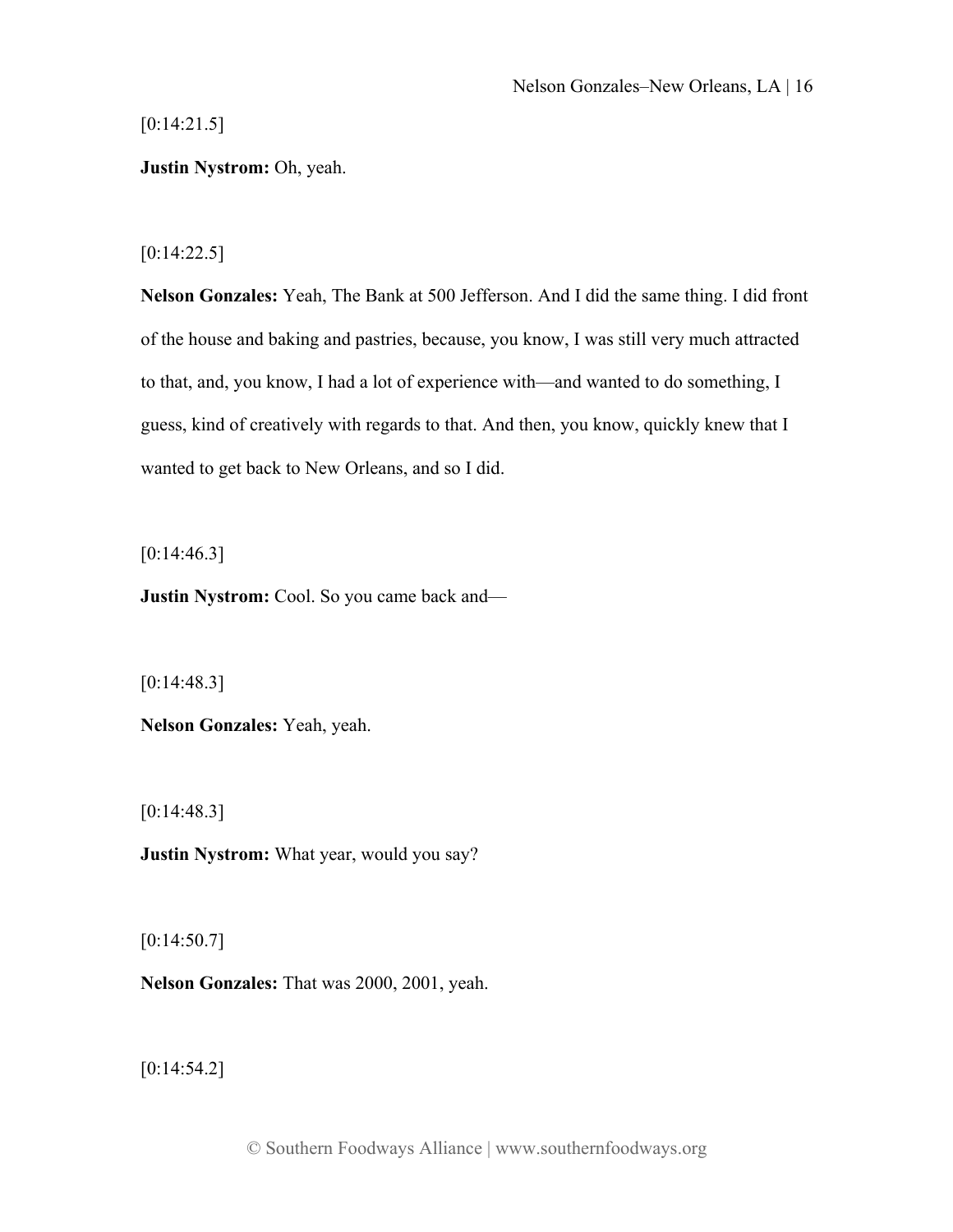[0:14:21.5]

**Justin Nystrom:** Oh, yeah.

[0:14:22.5]

**Nelson Gonzales:** Yeah, The Bank at 500 Jefferson. And I did the same thing. I did front of the house and baking and pastries, because, you know, I was still very much attracted to that, and, you know, I had a lot of experience with—and wanted to do something, I guess, kind of creatively with regards to that. And then, you know, quickly knew that I wanted to get back to New Orleans, and so I did.

[0:14:46.3]

**Justin Nystrom:** Cool. So you came back and—

[0:14:48.3]

**Nelson Gonzales:** Yeah, yeah.

[0:14:48.3]

**Justin Nystrom:** What year, would you say?

[0:14:50.7]

**Nelson Gonzales:** That was 2000, 2001, yeah.

[0:14:54.2]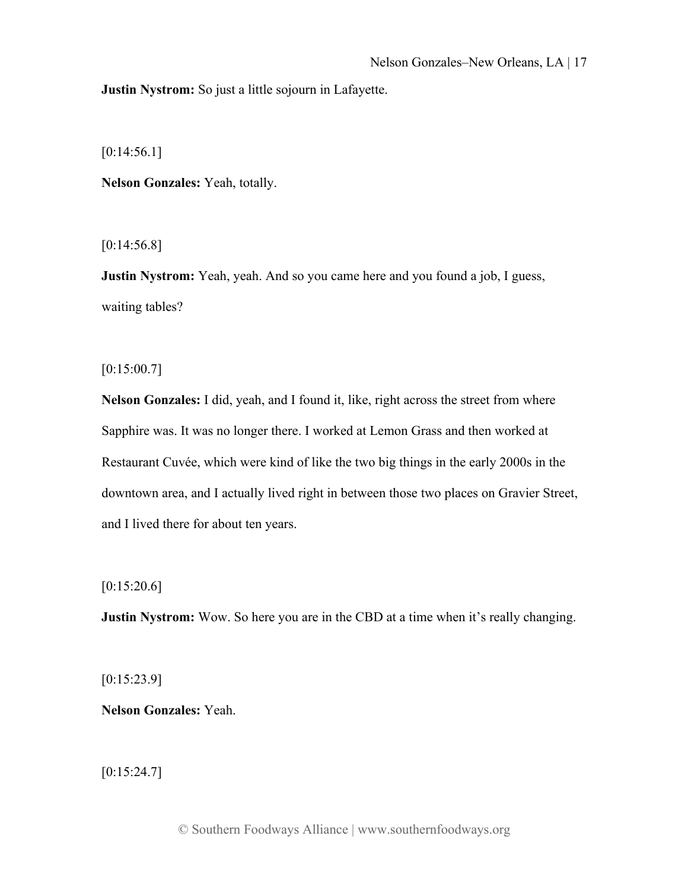**Justin Nystrom:** So just a little sojourn in Lafayette.

[0:14:56.1]

**Nelson Gonzales:** Yeah, totally.

[0:14:56.8]

**Justin Nystrom:** Yeah, yeah. And so you came here and you found a job, I guess, waiting tables?

[0:15:00.7]

**Nelson Gonzales:** I did, yeah, and I found it, like, right across the street from where Sapphire was. It was no longer there. I worked at Lemon Grass and then worked at Restaurant Cuvée, which were kind of like the two big things in the early 2000s in the downtown area, and I actually lived right in between those two places on Gravier Street, and I lived there for about ten years.

[0:15:20.6]

**Justin Nystrom:** Wow. So here you are in the CBD at a time when it's really changing.

[0:15:23.9]

**Nelson Gonzales:** Yeah.

[0:15:24.7]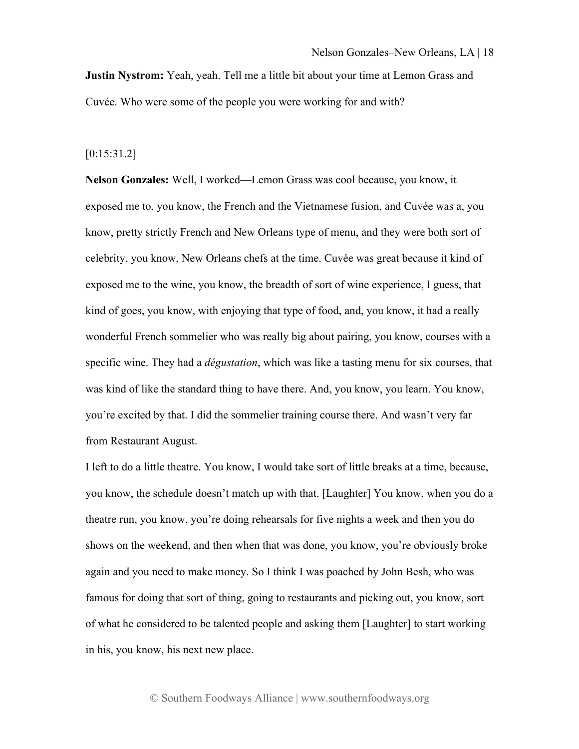**Justin Nystrom:** Yeah, yeah. Tell me a little bit about your time at Lemon Grass and Cuvée. Who were some of the people you were working for and with?

[0:15:31.2]

**Nelson Gonzales:** Well, I worked—Lemon Grass was cool because, you know, it exposed me to, you know, the French and the Vietnamese fusion, and Cuvée was a, you know, pretty strictly French and New Orleans type of menu, and they were both sort of celebrity, you know, New Orleans chefs at the time. Cuvée was great because it kind of exposed me to the wine, you know, the breadth of sort of wine experience, I guess, that kind of goes, you know, with enjoying that type of food, and, you know, it had a really wonderful French sommelier who was really big about pairing, you know, courses with a specific wine. They had a *dégustation*, which was like a tasting menu for six courses, that was kind of like the standard thing to have there. And, you know, you learn. You know, you're excited by that. I did the sommelier training course there. And wasn't very far from Restaurant August.

I left to do a little theatre. You know, I would take sort of little breaks at a time, because, you know, the schedule doesn't match up with that. [Laughter] You know, when you do a theatre run, you know, you're doing rehearsals for five nights a week and then you do shows on the weekend, and then when that was done, you know, you're obviously broke again and you need to make money. So I think I was poached by John Besh, who was famous for doing that sort of thing, going to restaurants and picking out, you know, sort of what he considered to be talented people and asking them [Laughter] to start working in his, you know, his next new place.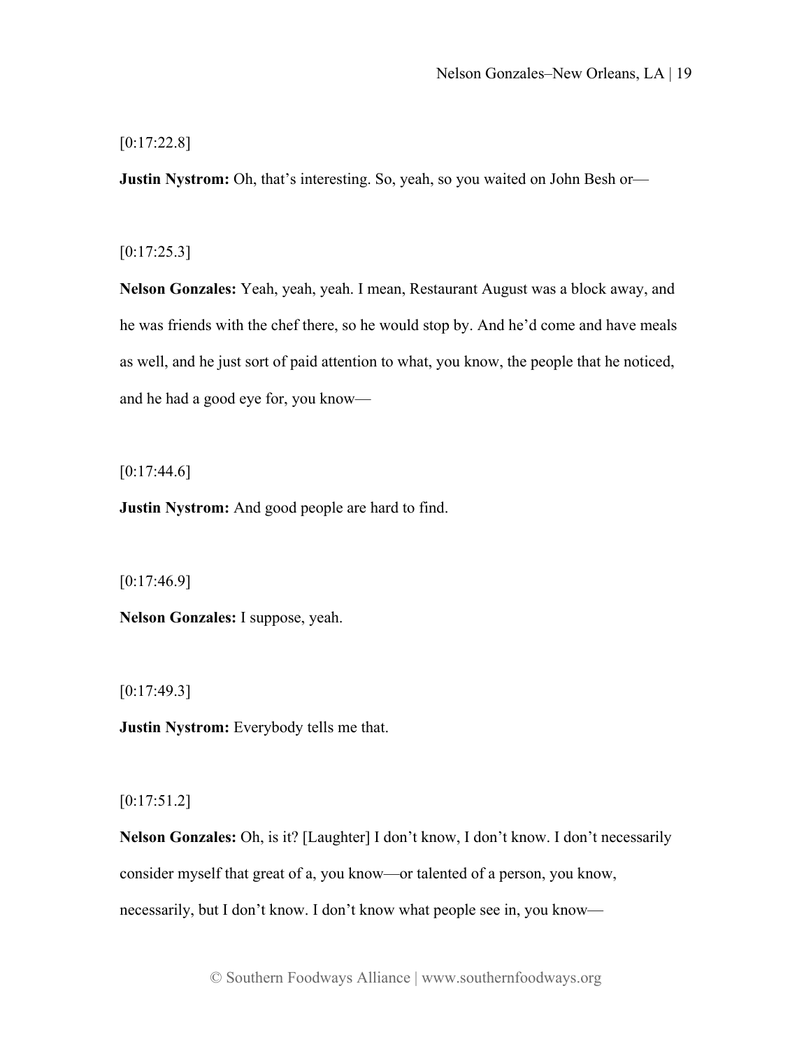[0:17:22.8]

**Justin Nystrom:** Oh, that's interesting. So, yeah, so you waited on John Besh or—

[0:17:25.3]

**Nelson Gonzales:** Yeah, yeah, yeah. I mean, Restaurant August was a block away, and he was friends with the chef there, so he would stop by. And he'd come and have meals as well, and he just sort of paid attention to what, you know, the people that he noticed, and he had a good eye for, you know—

[0:17:44.6]

**Justin Nystrom:** And good people are hard to find.

[0:17:46.9]

**Nelson Gonzales:** I suppose, yeah.

[0:17:49.3]

**Justin Nystrom:** Everybody tells me that.

[0:17:51.2]

**Nelson Gonzales:** Oh, is it? [Laughter] I don't know, I don't know. I don't necessarily consider myself that great of a, you know—or talented of a person, you know, necessarily, but I don't know. I don't know what people see in, you know—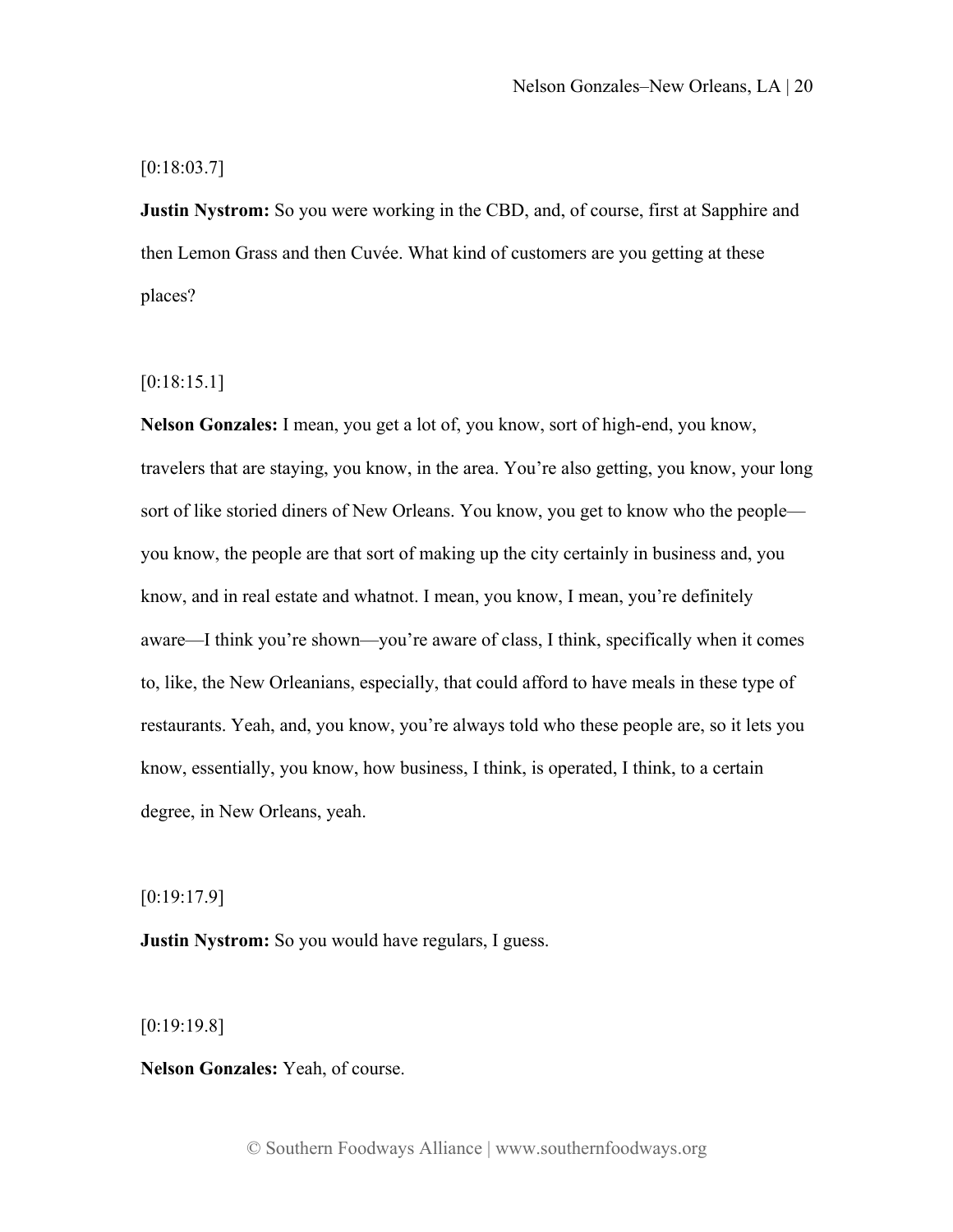[0:18:03.7]

**Justin Nystrom:** So you were working in the CBD, and, of course, first at Sapphire and then Lemon Grass and then Cuvée. What kind of customers are you getting at these places?

[0:18:15.1]

**Nelson Gonzales:** I mean, you get a lot of, you know, sort of high-end, you know, travelers that are staying, you know, in the area. You're also getting, you know, your long sort of like storied diners of New Orleans. You know, you get to know who the people—you know, the people are that sort of making up the city certainly in business and, you know, and in real estate and whatnot. I mean, you know, I mean, you're definitely aware—I think you're shown—you're aware of class, I think, specifically when it comes to, like, the New Orleanians, especially, that could afford to have meals in these type of restaurants. Yeah, and, you know, you're always told who these people are, so it lets you know, essentially, you know, how business, I think, is operated, I think, to a certain degree, in New Orleans, yeah.

[0:19:17.9]

**Justin Nystrom:** So you would have regulars, I guess.

[0:19:19.8]

**Nelson Gonzales:** Yeah, of course.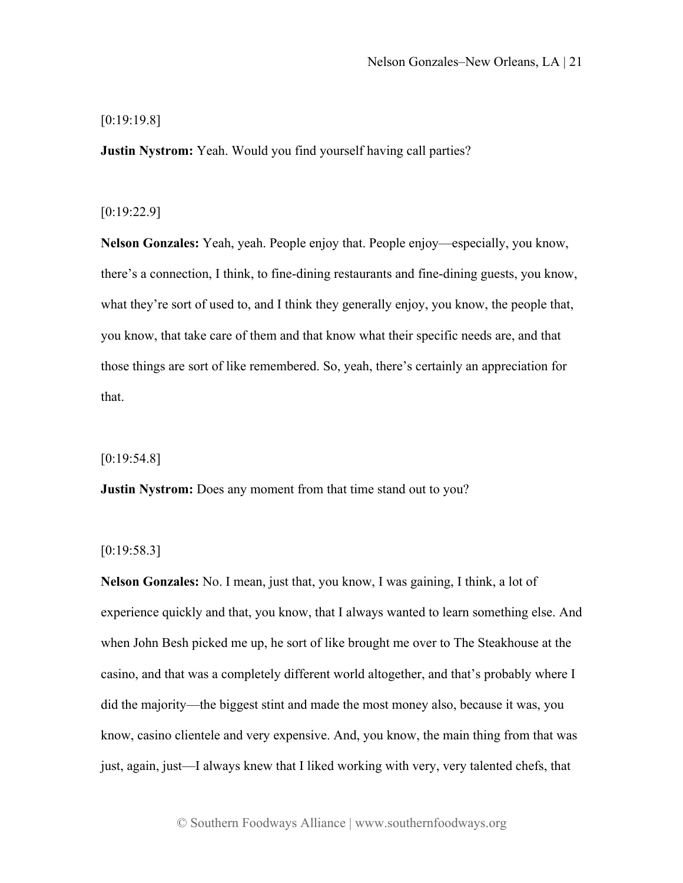[0:19:19.8]

**Justin Nystrom:** Yeah. Would you find yourself having call parties?

[0:19:22.9]

**Nelson Gonzales:** Yeah, yeah. People enjoy that. People enjoy—especially, you know, there's a connection, I think, to fine-dining restaurants and fine-dining guests, you know, what they're sort of used to, and I think they generally enjoy, you know, the people that, you know, that take care of them and that know what their specific needs are, and that those things are sort of like remembered. So, yeah, there's certainly an appreciation for that.

[0:19:54.8]

**Justin Nystrom:** Does any moment from that time stand out to you?

[0:19:58.3]

**Nelson Gonzales:** No. I mean, just that, you know, I was gaining, I think, a lot of experience quickly and that, you know, that I always wanted to learn something else. And when John Besh picked me up, he sort of like brought me over to The Steakhouse at the casino, and that was a completely different world altogether, and that's probably where I did the majority—the biggest stint and made the most money also, because it was, you know, casino clientele and very expensive. And, you know, the main thing from that was just, again, just—I always knew that I liked working with very, very talented chefs, that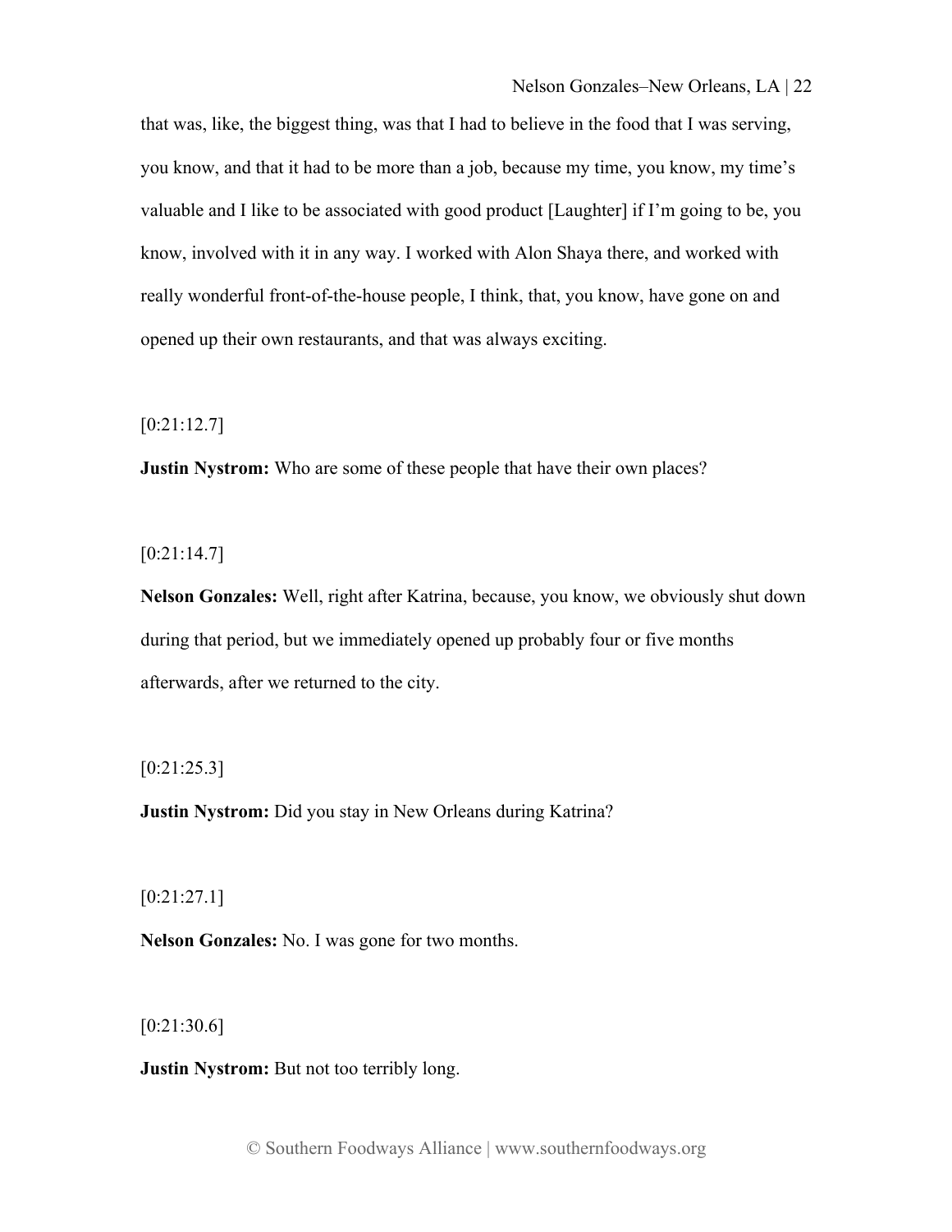that was, like, the biggest thing, was that I had to believe in the food that I was serving, you know, and that it had to be more than a job, because my time, you know, my time's valuable and I like to be associated with good product [Laughter] if I'm going to be, you know, involved with it in any way. I worked with Alon Shaya there, and worked with really wonderful front-of-the-house people, I think, that, you know, have gone on and opened up their own restaurants, and that was always exciting.

[0:21:12.7]

**Justin Nystrom:** Who are some of these people that have their own places?

[0:21:14.7]

**Nelson Gonzales:** Well, right after Katrina, because, you know, we obviously shut down during that period, but we immediately opened up probably four or five months afterwards, after we returned to the city.

[0:21:25.3]

**Justin Nystrom:** Did you stay in New Orleans during Katrina?

[0:21:27.1]

**Nelson Gonzales:** No. I was gone for two months.

[0:21:30.6]

**Justin Nystrom:** But not too terribly long.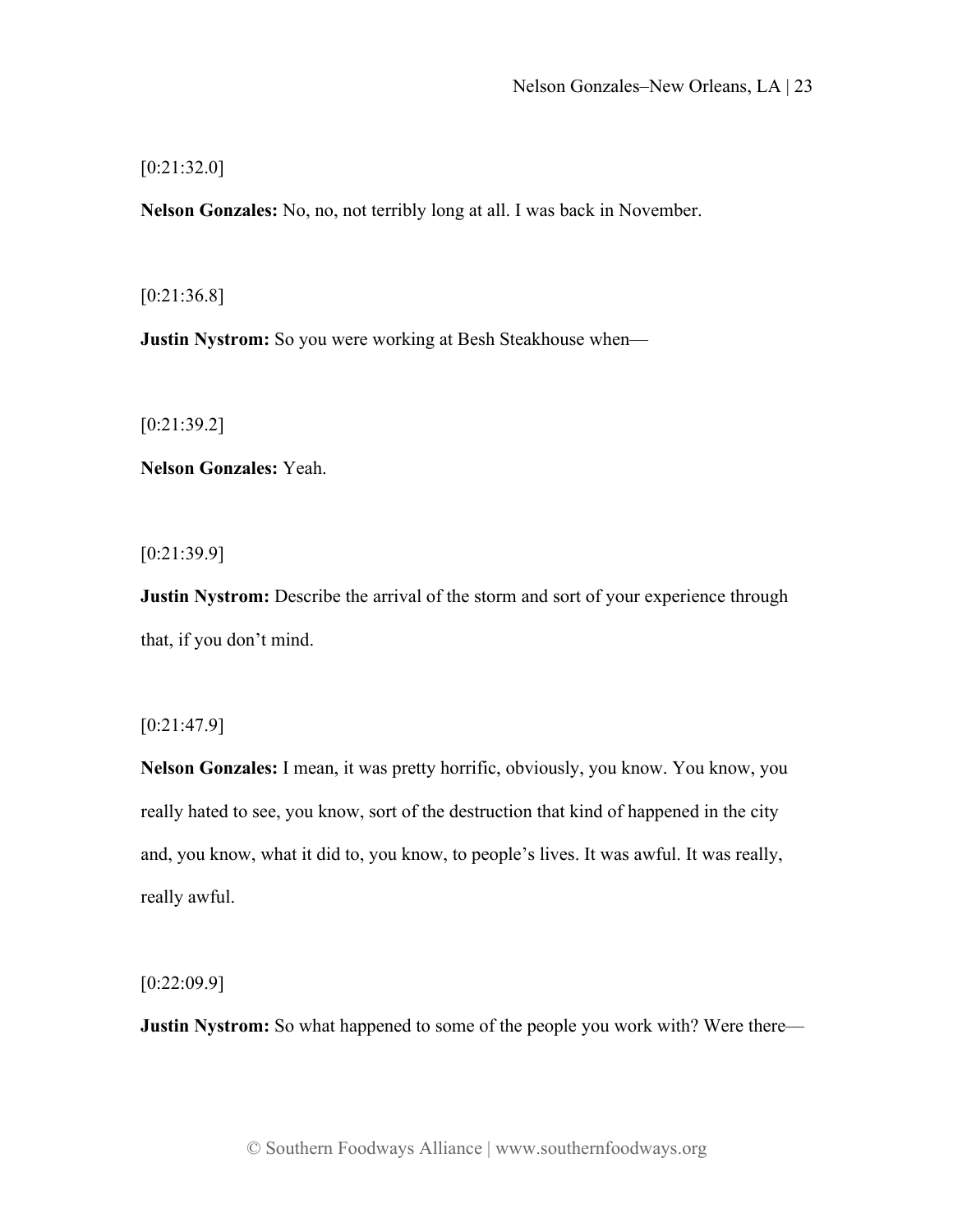[0:21:32.0]

**Nelson Gonzales:** No, no, not terribly long at all. I was back in November.

[0:21:36.8]

**Justin Nystrom:** So you were working at Besh Steakhouse when—

[0:21:39.2]

**Nelson Gonzales:** Yeah.

[0:21:39.9]

**Justin Nystrom:** Describe the arrival of the storm and sort of your experience through that, if you don't mind.

[0:21:47.9]

**Nelson Gonzales:** I mean, it was pretty horrific, obviously, you know. You know, you really hated to see, you know, sort of the destruction that kind of happened in the city and, you know, what it did to, you know, to people's lives. It was awful. It was really, really awful.

[0:22:09.9]

**Justin Nystrom:** So what happened to some of the people you work with? Were there—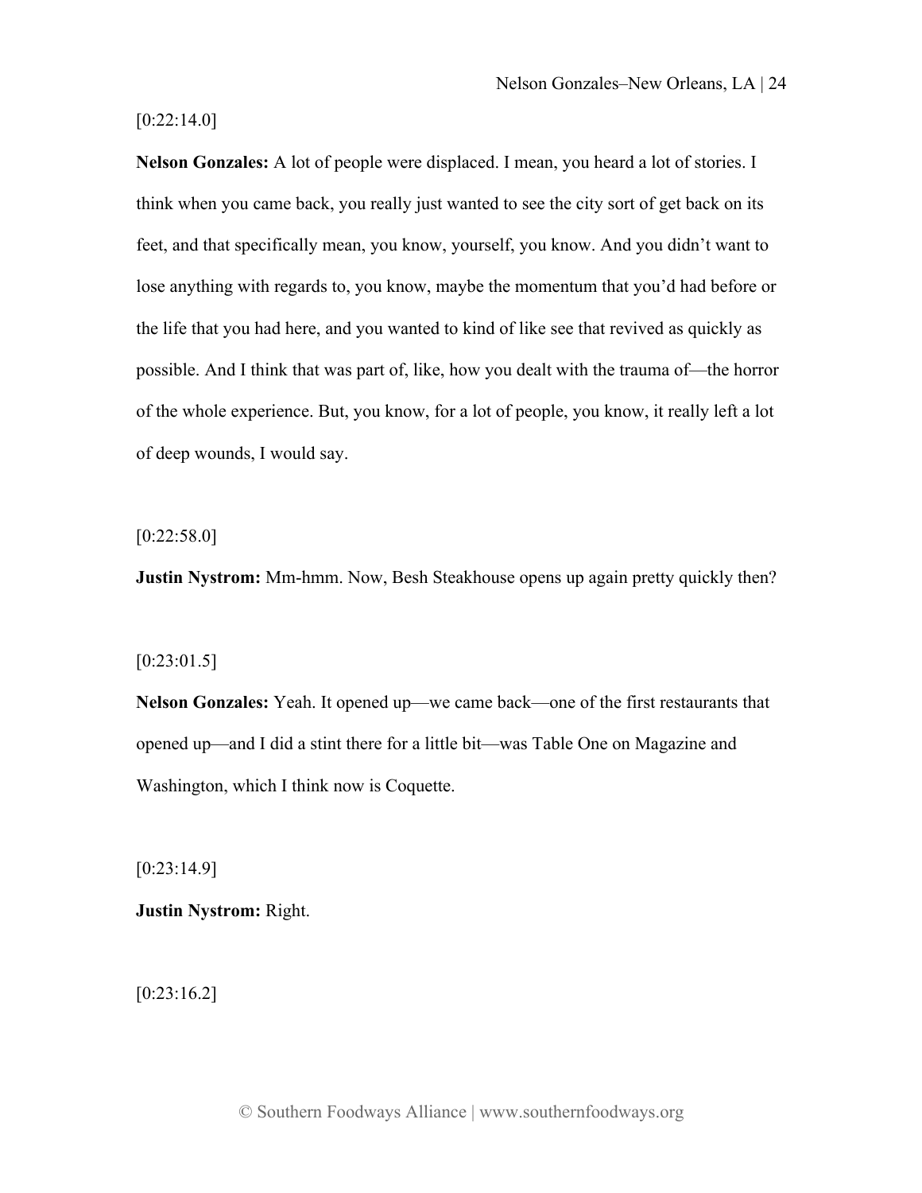[0:22:14.0]

**Nelson Gonzales:** A lot of people were displaced. I mean, you heard a lot of stories. I think when you came back, you really just wanted to see the city sort of get back on its feet, and that specifically mean, you know, yourself, you know. And you didn't want to lose anything with regards to, you know, maybe the momentum that you'd had before or the life that you had here, and you wanted to kind of like see that revived as quickly as possible. And I think that was part of, like, how you dealt with the trauma of—the horror of the whole experience. But, you know, for a lot of people, you know, it really left a lot of deep wounds, I would say.

[0:22:58.0]

**Justin Nystrom:** Mm-hmm. Now, Besh Steakhouse opens up again pretty quickly then?

[0:23:01.5]

**Nelson Gonzales:** Yeah. It opened up—we came back—one of the first restaurants that opened up—and I did a stint there for a little bit—was Table One on Magazine and Washington, which I think now is Coquette.

[0:23:14.9]

**Justin Nystrom:** Right.

[0:23:16.2]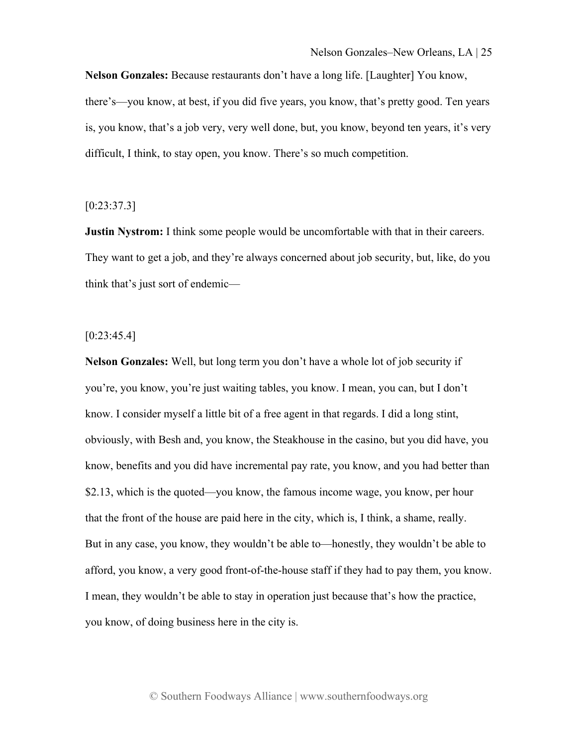**Nelson Gonzales:** Because restaurants don't have a long life. [Laughter] You know, there's—you know, at best, if you did five years, you know, that's pretty good. Ten years is, you know, that's a job very, very well done, but, you know, beyond ten years, it's very difficult, I think, to stay open, you know. There's so much competition.

[0:23:37.3]

**Justin Nystrom:** I think some people would be uncomfortable with that in their careers. They want to get a job, and they're always concerned about job security, but, like, do you think that's just sort of endemic—

[0:23:45.4]

**Nelson Gonzales:** Well, but long term you don't have a whole lot of job security if you're, you know, you're just waiting tables, you know. I mean, you can, but I don't know. I consider myself a little bit of a free agent in that regards. I did a long stint, obviously, with Besh and, you know, the Steakhouse in the casino, but you did have, you know, benefits and you did have incremental pay rate, you know, and you had better than $2.13, which is the quoted—you know, the famous income wage, you know, per hour that the front of the house are paid here in the city, which is, I think, a shame, really. But in any case, you know, they wouldn't be able to—honestly, they wouldn't be able to afford, you know, a very good front-of-the-house staff if they had to pay them, you know. I mean, they wouldn't be able to stay in operation just because that's how the practice, you know, of doing business here in the city is.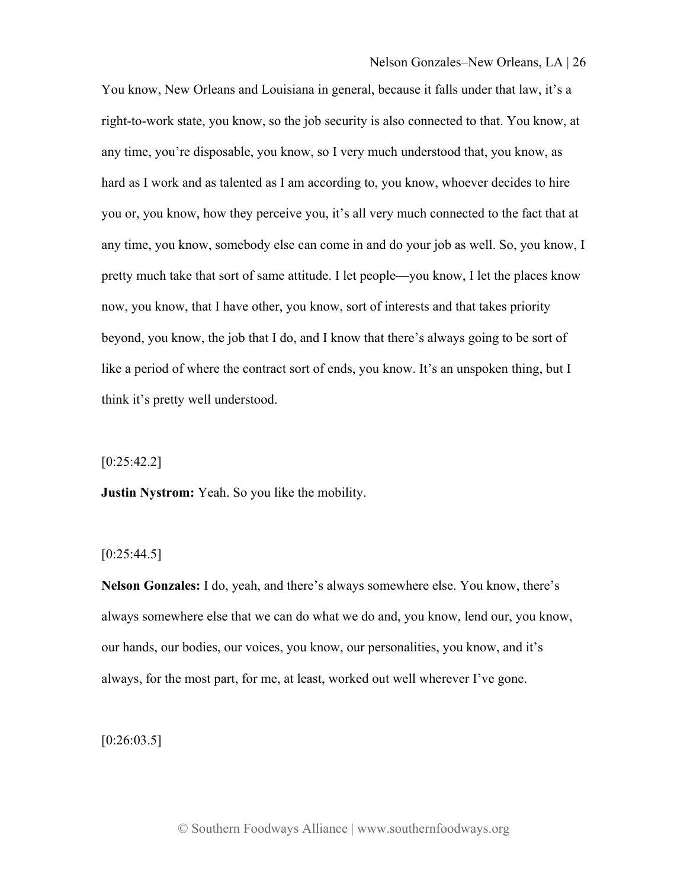You know, New Orleans and Louisiana in general, because it falls under that law, it's a right-to-work state, you know, so the job security is also connected to that. You know, at any time, you're disposable, you know, so I very much understood that, you know, as hard as I work and as talented as I am according to, you know, whoever decides to hire you or, you know, how they perceive you, it's all very much connected to the fact that at any time, you know, somebody else can come in and do your job as well. So, you know, I pretty much take that sort of same attitude. I let people—you know, I let the places know now, you know, that I have other, you know, sort of interests and that takes priority beyond, you know, the job that I do, and I know that there's always going to be sort of like a period of where the contract sort of ends, you know. It's an unspoken thing, but I think it's pretty well understood.

[0:25:42.2]

**Justin Nystrom:** Yeah. So you like the mobility.

[0:25:44.5]

**Nelson Gonzales:** I do, yeah, and there's always somewhere else. You know, there's always somewhere else that we can do what we do and, you know, lend our, you know, our hands, our bodies, our voices, you know, our personalities, you know, and it's always, for the most part, for me, at least, worked out well wherever I've gone.

[0:26:03.5]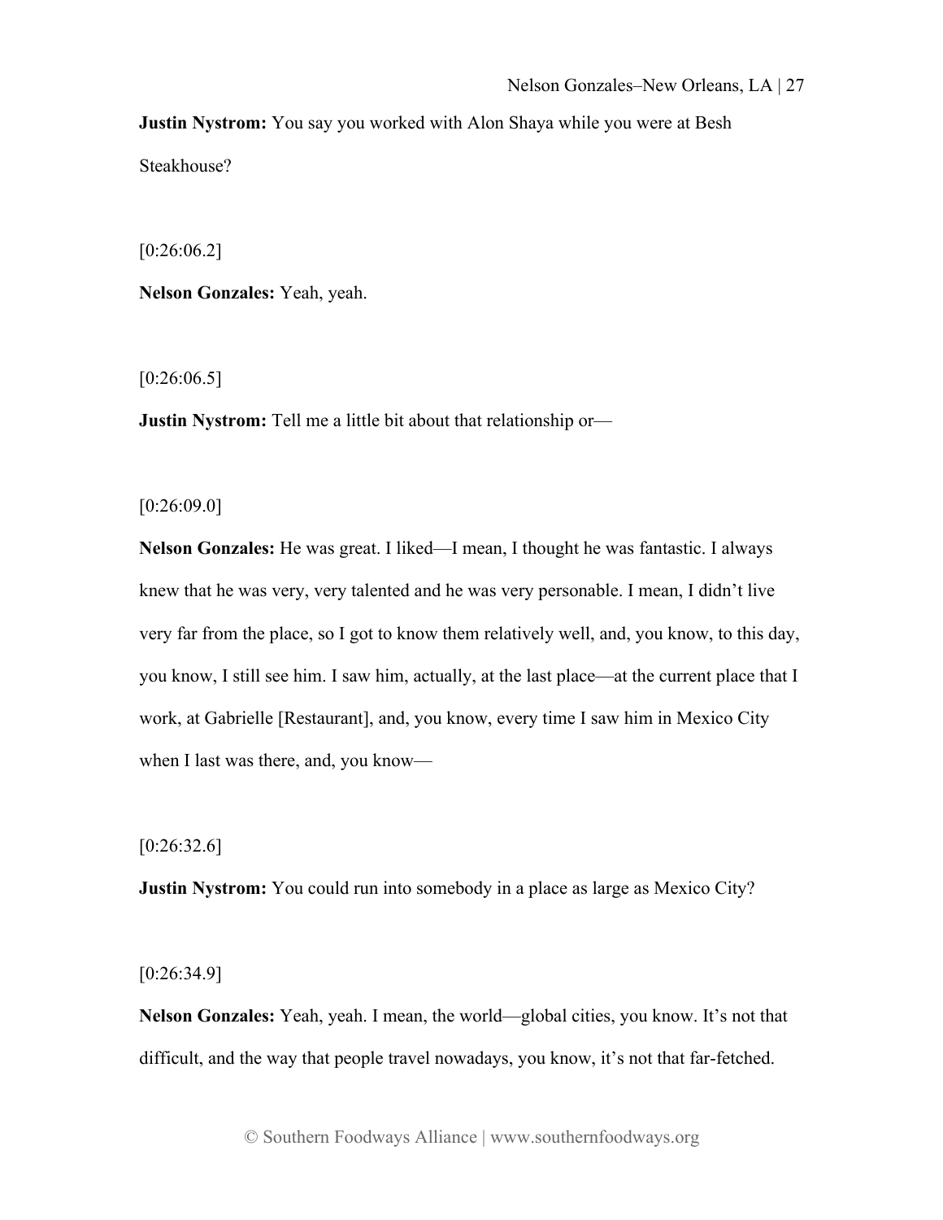**Justin Nystrom:** You say you worked with Alon Shaya while you were at Besh Steakhouse?

[0:26:06.2]

**Nelson Gonzales:** Yeah, yeah.

[0:26:06.5]

**Justin Nystrom:** Tell me a little bit about that relationship or—

[0:26:09.0]

**Nelson Gonzales:** He was great. I liked—I mean, I thought he was fantastic. I always knew that he was very, very talented and he was very personable. I mean, I didn't live very far from the place, so I got to know them relatively well, and, you know, to this day, you know, I still see him. I saw him, actually, at the last place—at the current place that I work, at Gabrielle [Restaurant], and, you know, every time I saw him in Mexico City when I last was there, and, you know—

[0:26:32.6]

**Justin Nystrom:** You could run into somebody in a place as large as Mexico City?

[0:26:34.9]

**Nelson Gonzales:** Yeah, yeah. I mean, the world—global cities, you know. It's not that difficult, and the way that people travel nowadays, you know, it's not that far-fetched.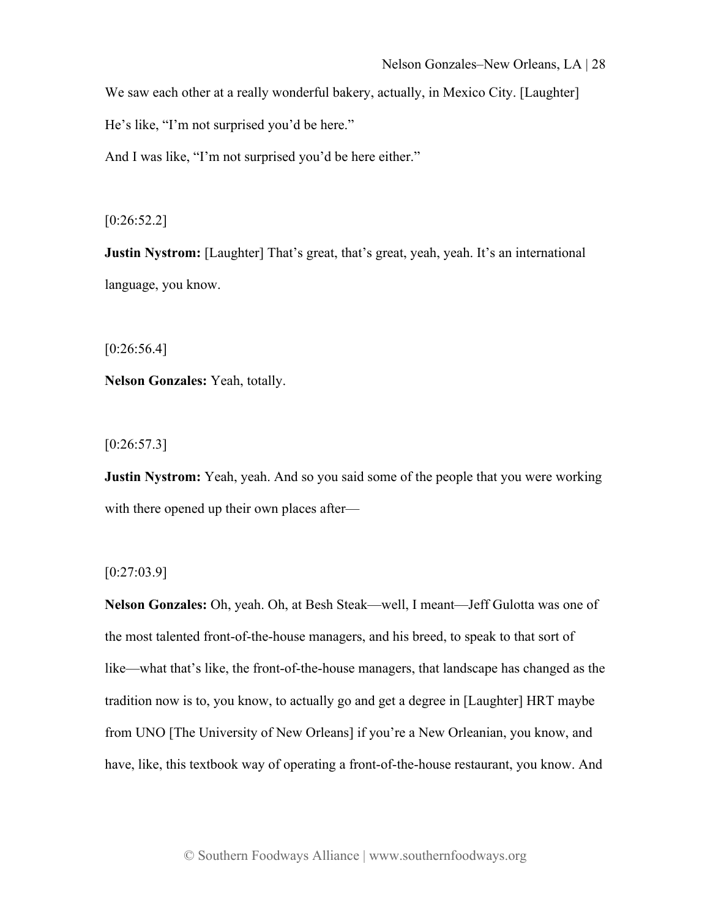We saw each other at a really wonderful bakery, actually, in Mexico City. [Laughter]

He's like, "I'm not surprised you'd be here."

And I was like, "I'm not surprised you'd be here either."

[0:26:52.2]

**Justin Nystrom:** [Laughter] That's great, that's great, yeah, yeah. It's an international language, you know.

[0:26:56.4]

**Nelson Gonzales:** Yeah, totally.

[0:26:57.3]

**Justin Nystrom:** Yeah, yeah. And so you said some of the people that you were working with there opened up their own places after—

[0:27:03.9]

**Nelson Gonzales:** Oh, yeah. Oh, at Besh Steak—well, I meant—Jeff Gulotta was one of the most talented front-of-the-house managers, and his breed, to speak to that sort of like—what that's like, the front-of-the-house managers, that landscape has changed as the tradition now is to, you know, to actually go and get a degree in [Laughter] HRT maybe from UNO [The University of New Orleans] if you're a New Orleanian, you know, and have, like, this textbook way of operating a front-of-the-house restaurant, you know. And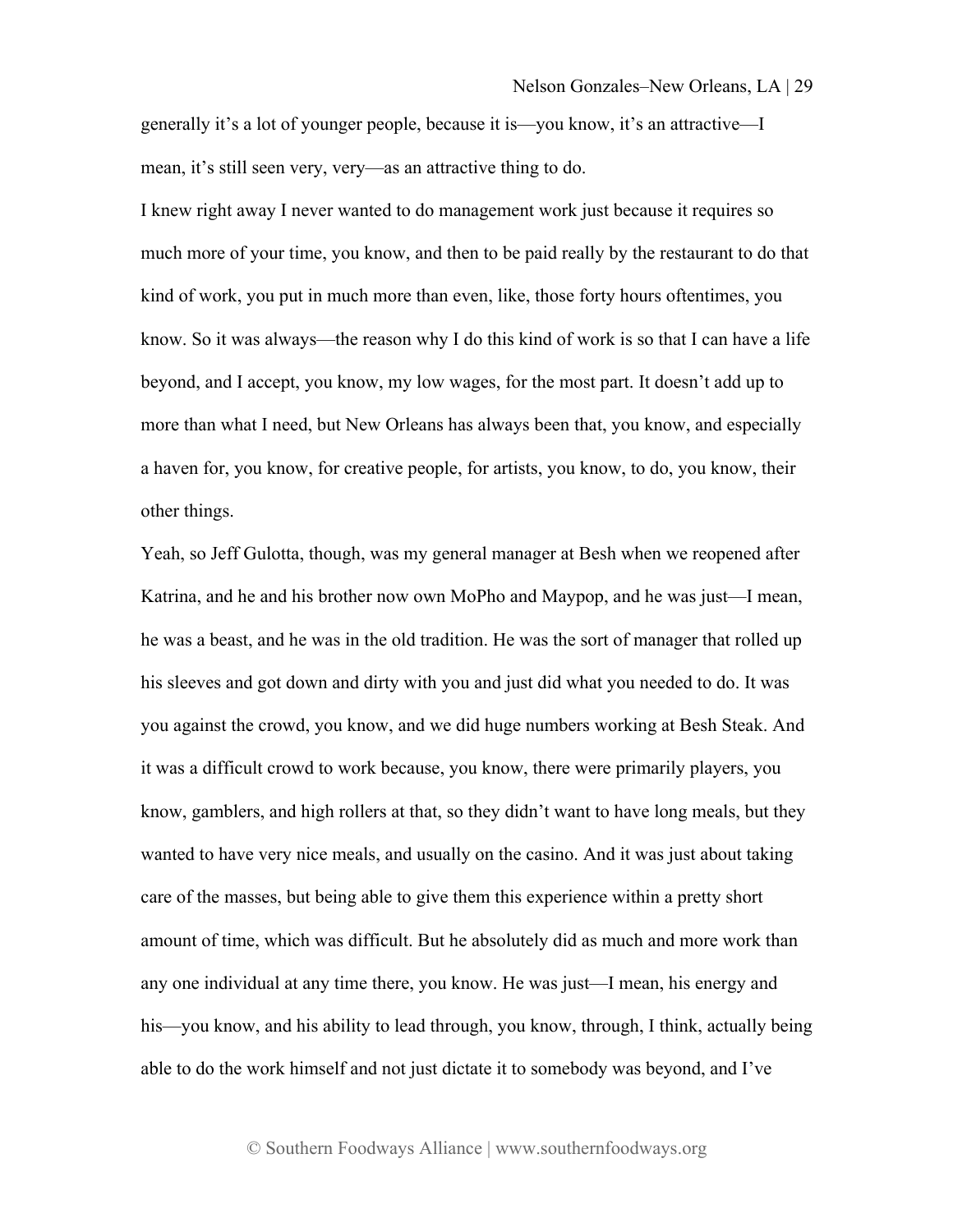generally it's a lot of younger people, because it is—you know, it's an attractive—I mean, it's still seen very, very—as an attractive thing to do.

I knew right away I never wanted to do management work just because it requires so much more of your time, you know, and then to be paid really by the restaurant to do that kind of work, you put in much more than even, like, those forty hours oftentimes, you know. So it was always—the reason why I do this kind of work is so that I can have a life beyond, and I accept, you know, my low wages, for the most part. It doesn't add up to more than what I need, but New Orleans has always been that, you know, and especially a haven for, you know, for creative people, for artists, you know, to do, you know, their other things.

Yeah, so Jeff Gulotta, though, was my general manager at Besh when we reopened after Katrina, and he and his brother now own MoPho and Maypop, and he was just—I mean, he was a beast, and he was in the old tradition. He was the sort of manager that rolled up his sleeves and got down and dirty with you and just did what you needed to do. It was you against the crowd, you know, and we did huge numbers working at Besh Steak. And it was a difficult crowd to work because, you know, there were primarily players, you know, gamblers, and high rollers at that, so they didn't want to have long meals, but they wanted to have very nice meals, and usually on the casino. And it was just about taking care of the masses, but being able to give them this experience within a pretty short amount of time, which was difficult. But he absolutely did as much and more work than any one individual at any time there, you know. He was just—I mean, his energy and his—you know, and his ability to lead through, you know, through, I think, actually being able to do the work himself and not just dictate it to somebody was beyond, and I've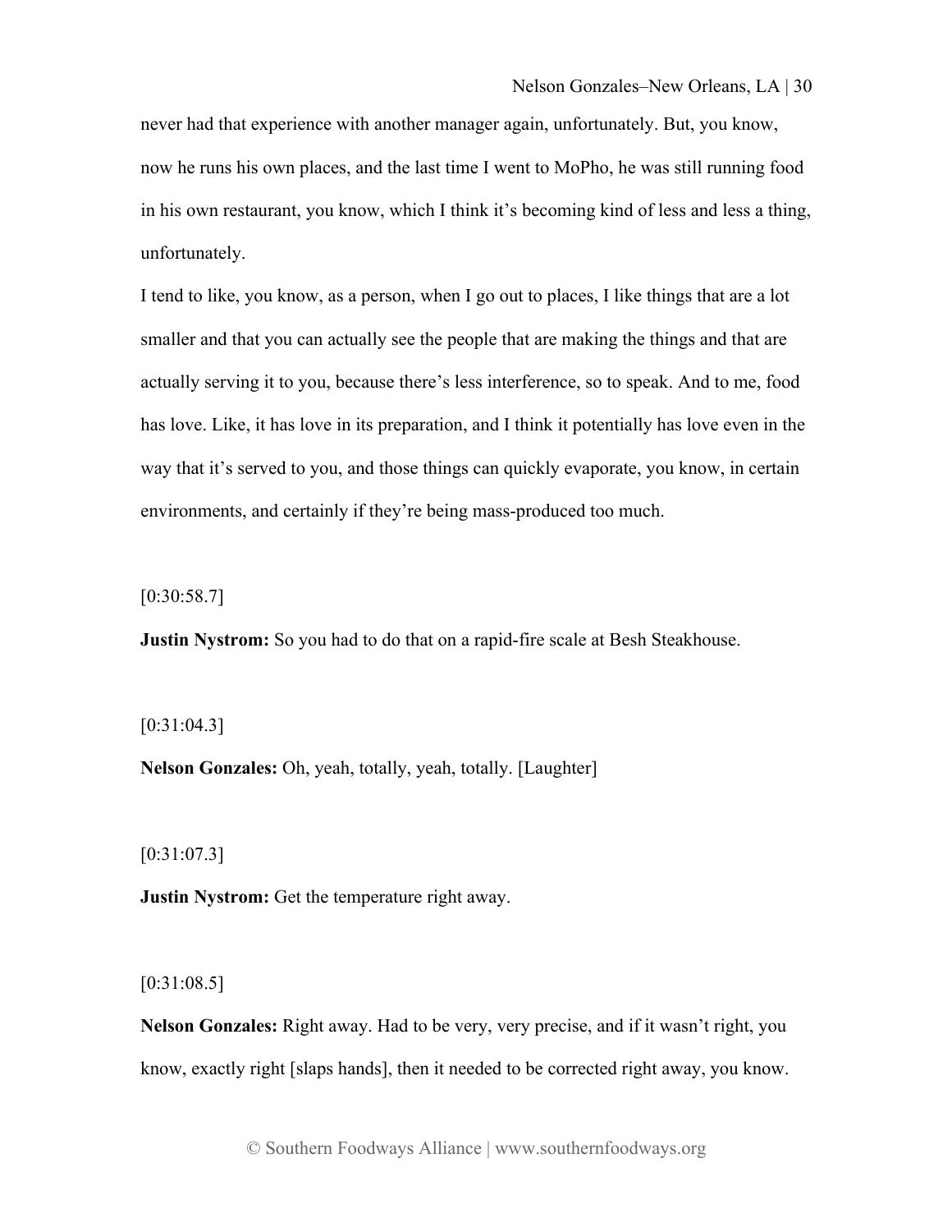never had that experience with another manager again, unfortunately. But, you know, now he runs his own places, and the last time I went to MoPho, he was still running food in his own restaurant, you know, which I think it's becoming kind of less and less a thing, unfortunately.

I tend to like, you know, as a person, when I go out to places, I like things that are a lot smaller and that you can actually see the people that are making the things and that are actually serving it to you, because there's less interference, so to speak. And to me, food has love. Like, it has love in its preparation, and I think it potentially has love even in the way that it's served to you, and those things can quickly evaporate, you know, in certain environments, and certainly if they're being mass-produced too much.

[0:30:58.7]

**Justin Nystrom:** So you had to do that on a rapid-fire scale at Besh Steakhouse.

[0:31:04.3]

**Nelson Gonzales:** Oh, yeah, totally, yeah, totally. [Laughter]

[0:31:07.3]

**Justin Nystrom:** Get the temperature right away.

[0:31:08.5]

**Nelson Gonzales:** Right away. Had to be very, very precise, and if it wasn't right, you know, exactly right [slaps hands], then it needed to be corrected right away, you know.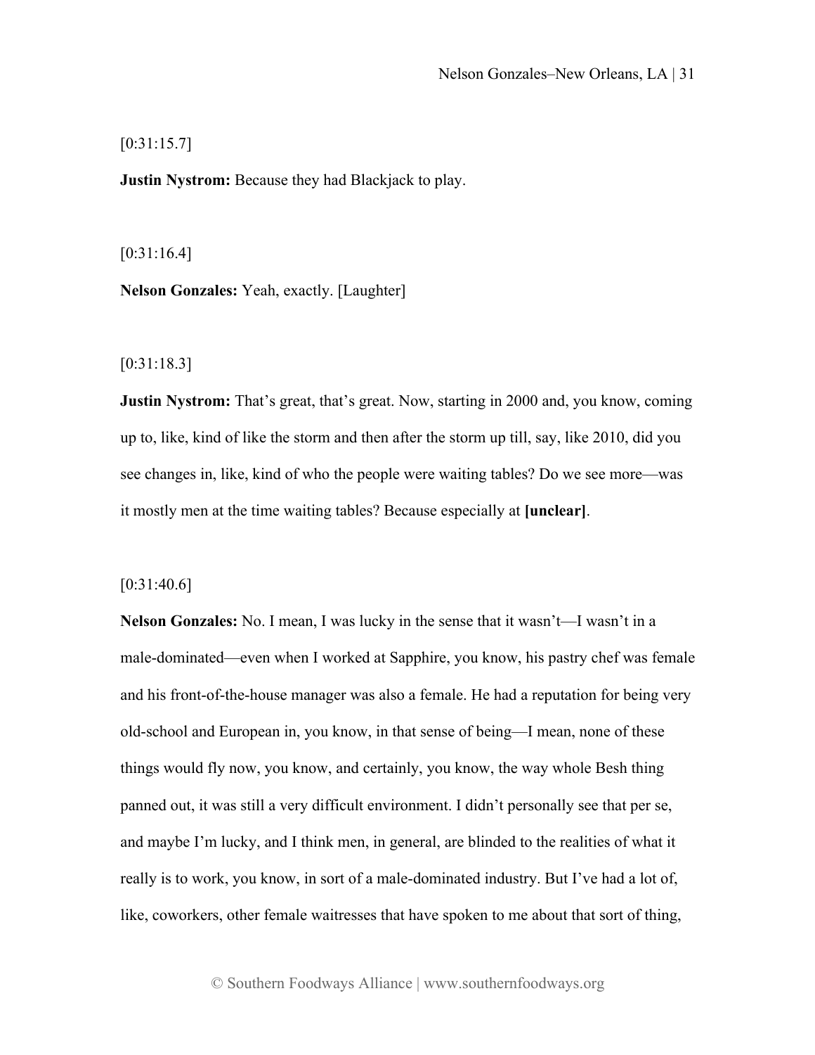[0:31:15.7]

**Justin Nystrom:** Because they had Blackjack to play.

[0:31:16.4]

**Nelson Gonzales:** Yeah, exactly. [Laughter]

[0:31:18.3]

**Justin Nystrom:** That's great, that's great. Now, starting in 2000 and, you know, coming up to, like, kind of like the storm and then after the storm up till, say, like 2010, did you see changes in, like, kind of who the people were waiting tables? Do we see more—was it mostly men at the time waiting tables? Because especially at **[unclear]**.

[0:31:40.6]

**Nelson Gonzales:** No. I mean, I was lucky in the sense that it wasn't—I wasn't in a male-dominated—even when I worked at Sapphire, you know, his pastry chef was female and his front-of-the-house manager was also a female. He had a reputation for being very old-school and European in, you know, in that sense of being—I mean, none of these things would fly now, you know, and certainly, you know, the way whole Besh thing panned out, it was still a very difficult environment. I didn't personally see that per se, and maybe I'm lucky, and I think men, in general, are blinded to the realities of what it really is to work, you know, in sort of a male-dominated industry. But I've had a lot of, like, coworkers, other female waitresses that have spoken to me about that sort of thing,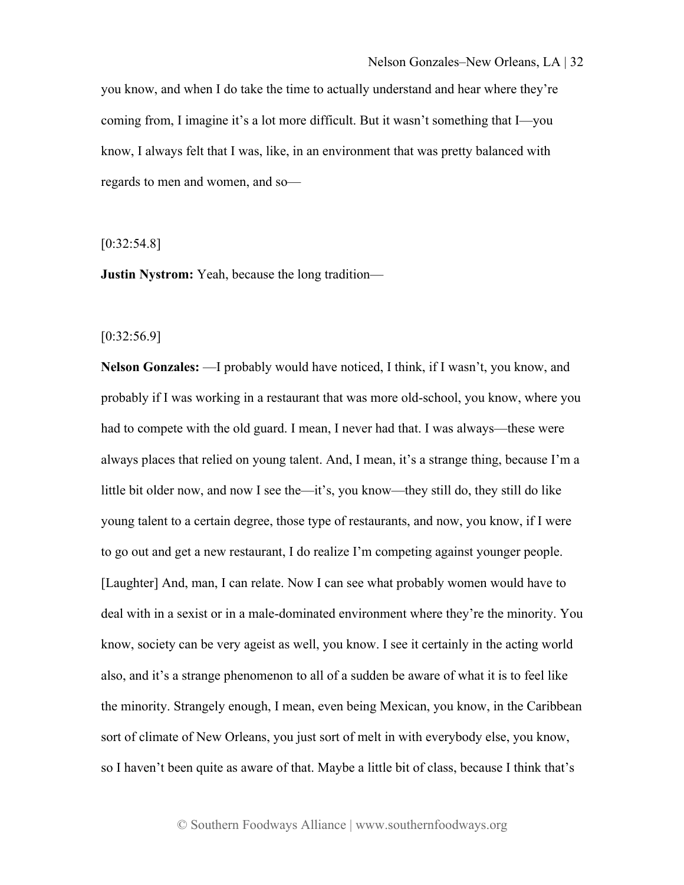you know, and when I do take the time to actually understand and hear where they're coming from, I imagine it's a lot more difficult. But it wasn't something that I—you know, I always felt that I was, like, in an environment that was pretty balanced with regards to men and women, and so—

[0:32:54.8]

**Justin Nystrom:** Yeah, because the long tradition—

[0:32:56.9]

**Nelson Gonzales:** —I probably would have noticed, I think, if I wasn't, you know, and probably if I was working in a restaurant that was more old-school, you know, where you had to compete with the old guard. I mean, I never had that. I was always—these were always places that relied on young talent. And, I mean, it's a strange thing, because I'm a little bit older now, and now I see the—it's, you know—they still do, they still do like young talent to a certain degree, those type of restaurants, and now, you know, if I were to go out and get a new restaurant, I do realize I'm competing against younger people. [Laughter] And, man, I can relate. Now I can see what probably women would have to deal with in a sexist or in a male-dominated environment where they're the minority. You know, society can be very ageist as well, you know. I see it certainly in the acting world also, and it's a strange phenomenon to all of a sudden be aware of what it is to feel like the minority. Strangely enough, I mean, even being Mexican, you know, in the Caribbean sort of climate of New Orleans, you just sort of melt in with everybody else, you know, so I haven't been quite as aware of that. Maybe a little bit of class, because I think that's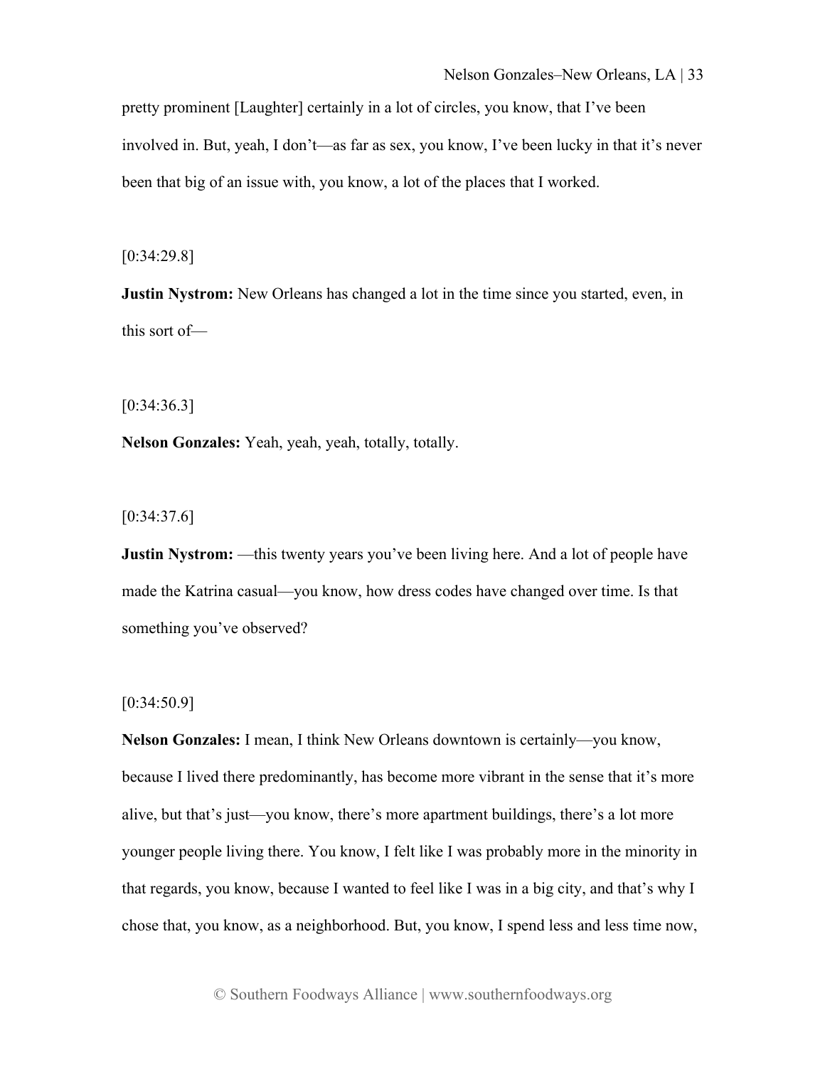pretty prominent [Laughter] certainly in a lot of circles, you know, that I've been involved in. But, yeah, I don't—as far as sex, you know, I've been lucky in that it's never been that big of an issue with, you know, a lot of the places that I worked.

[0:34:29.8]

**Justin Nystrom:** New Orleans has changed a lot in the time since you started, even, in this sort of—

[0:34:36.3]

**Nelson Gonzales:** Yeah, yeah, yeah, totally, totally.

[0:34:37.6]

**Justin Nystrom:** —this twenty years you've been living here. And a lot of people have made the Katrina casual—you know, how dress codes have changed over time. Is that something you've observed?

[0:34:50.9]

**Nelson Gonzales:** I mean, I think New Orleans downtown is certainly—you know, because I lived there predominantly, has become more vibrant in the sense that it's more alive, but that's just—you know, there's more apartment buildings, there's a lot more younger people living there. You know, I felt like I was probably more in the minority in that regards, you know, because I wanted to feel like I was in a big city, and that's why I chose that, you know, as a neighborhood. But, you know, I spend less and less time now,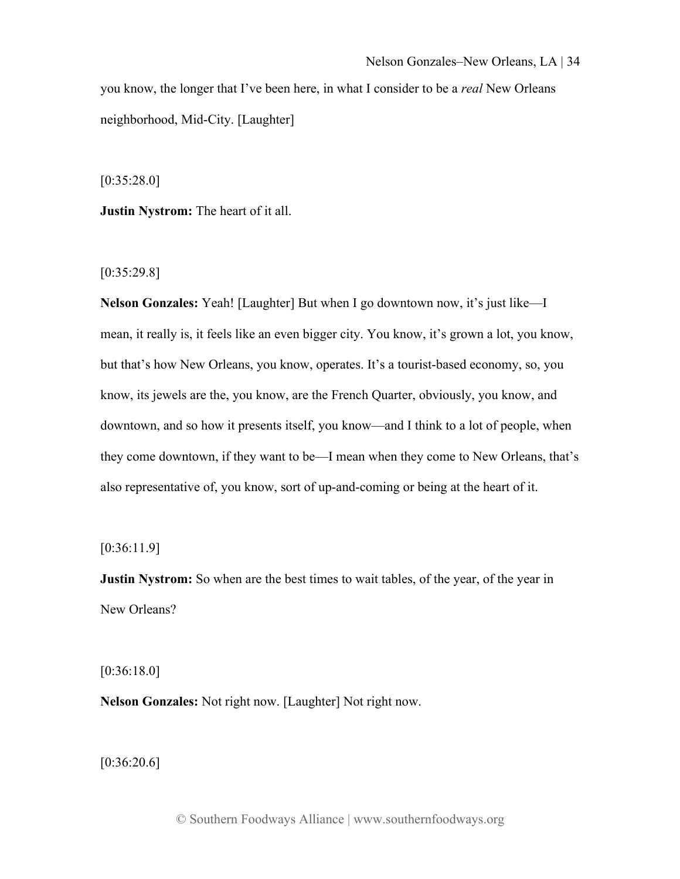you know, the longer that I've been here, in what I consider to be a *real* New Orleans neighborhood, Mid-City. [Laughter]

[0:35:28.0]

**Justin Nystrom:** The heart of it all.

[0:35:29.8]

**Nelson Gonzales:** Yeah! [Laughter] But when I go downtown now, it's just like—I mean, it really is, it feels like an even bigger city. You know, it's grown a lot, you know, but that's how New Orleans, you know, operates. It's a tourist-based economy, so, you know, its jewels are the, you know, are the French Quarter, obviously, you know, and downtown, and so how it presents itself, you know—and I think to a lot of people, when they come downtown, if they want to be—I mean when they come to New Orleans, that's also representative of, you know, sort of up-and-coming or being at the heart of it.

[0:36:11.9]

**Justin Nystrom:** So when are the best times to wait tables, of the year, of the year in New Orleans?

[0:36:18.0]

**Nelson Gonzales:** Not right now. [Laughter] Not right now.

[0:36:20.6]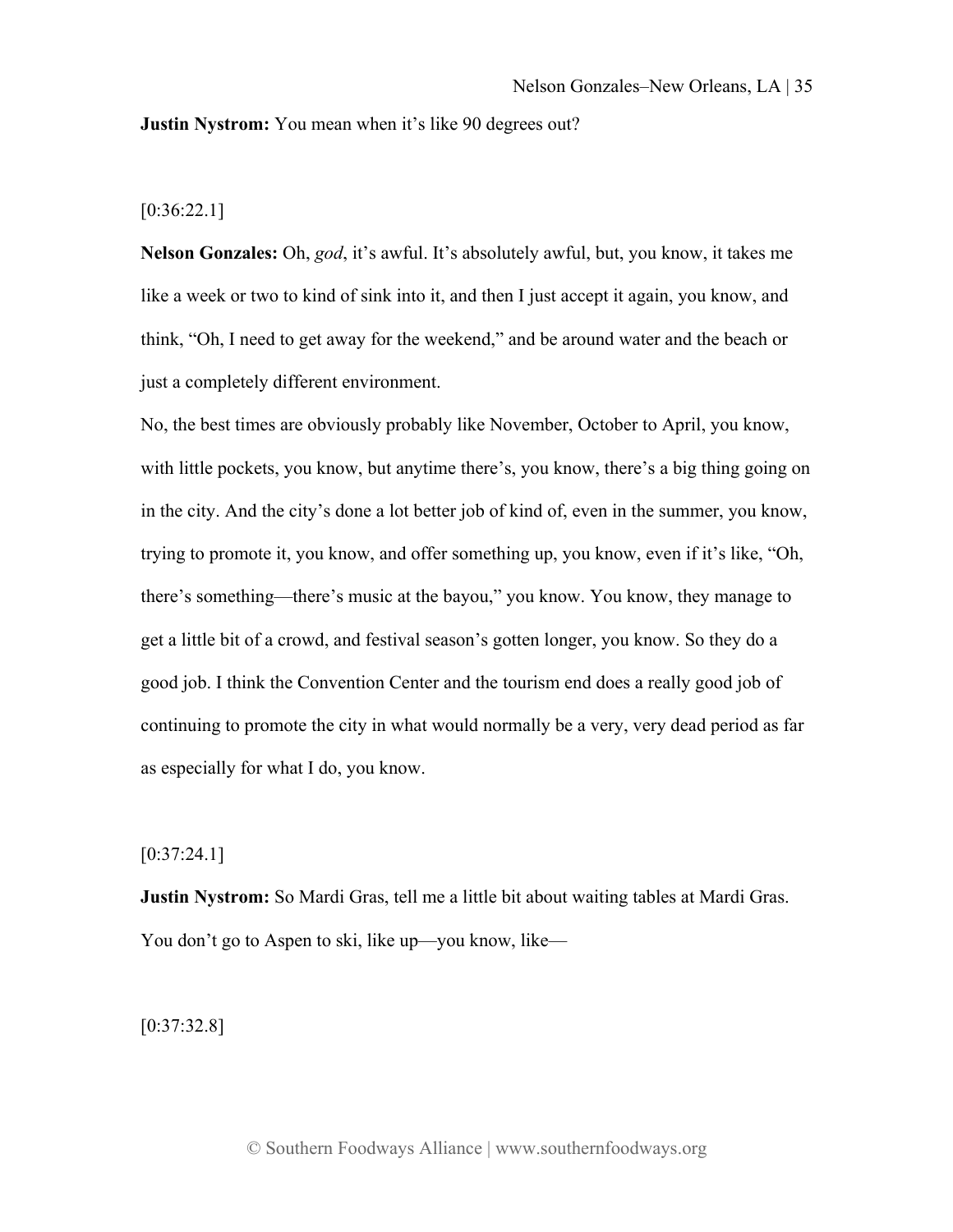**Justin Nystrom:** You mean when it's like 90 degrees out?

[0:36:22.1]

**Nelson Gonzales:** Oh, *god*, it's awful. It's absolutely awful, but, you know, it takes me like a week or two to kind of sink into it, and then I just accept it again, you know, and think, "Oh, I need to get away for the weekend," and be around water and the beach or just a completely different environment.

No, the best times are obviously probably like November, October to April, you know, with little pockets, you know, but anytime there's, you know, there's a big thing going on in the city. And the city's done a lot better job of kind of, even in the summer, you know, trying to promote it, you know, and offer something up, you know, even if it's like, "Oh, there's something—there's music at the bayou," you know. You know, they manage to get a little bit of a crowd, and festival season's gotten longer, you know. So they do a good job. I think the Convention Center and the tourism end does a really good job of continuing to promote the city in what would normally be a very, very dead period as far as especially for what I do, you know.

[0:37:24.1]

**Justin Nystrom:** So Mardi Gras, tell me a little bit about waiting tables at Mardi Gras. You don't go to Aspen to ski, like up—you know, like—

[0:37:32.8]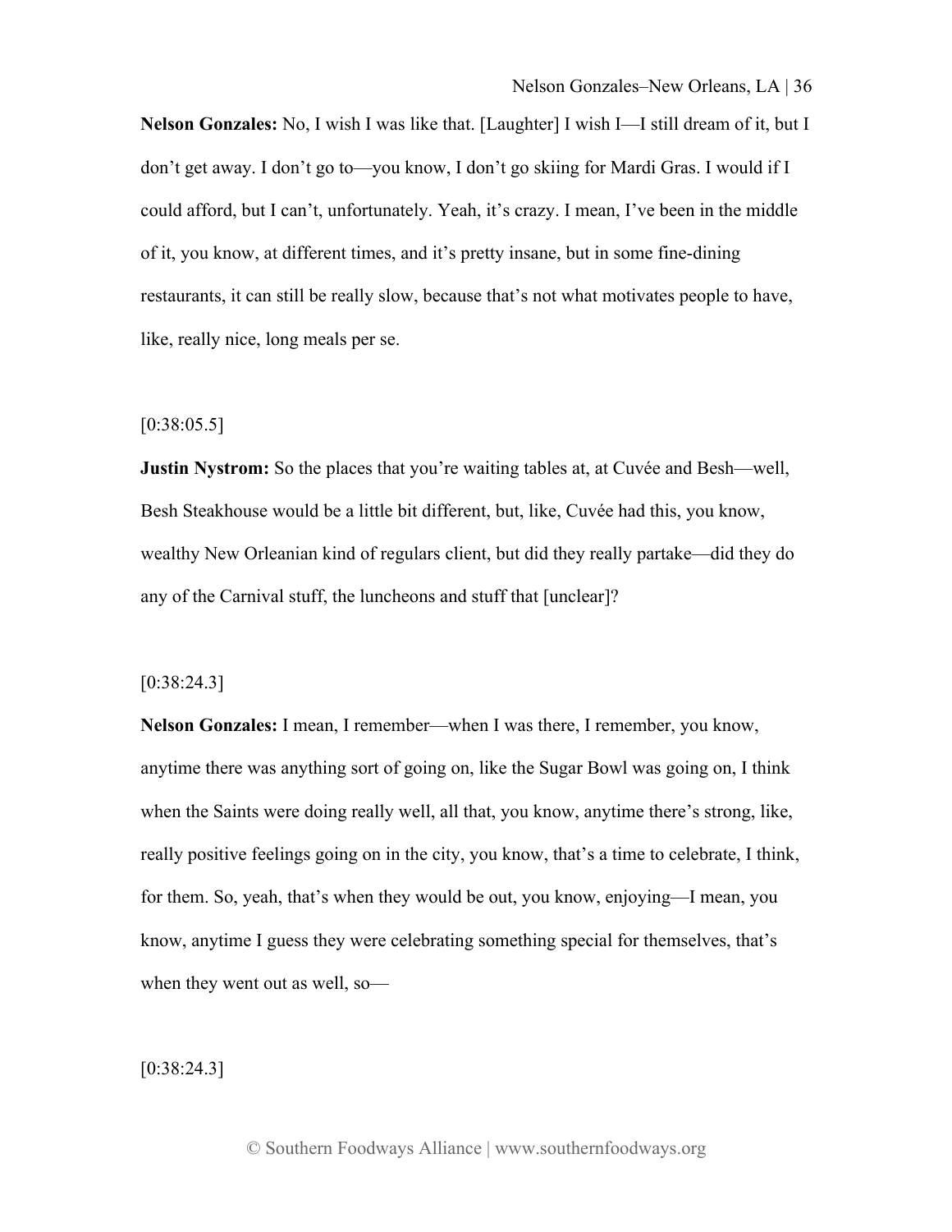**Nelson Gonzales:** No, I wish I was like that. [Laughter] I wish I—I still dream of it, but I don't get away. I don't go to—you know, I don't go skiing for Mardi Gras. I would if I could afford, but I can't, unfortunately. Yeah, it's crazy. I mean, I've been in the middle of it, you know, at different times, and it's pretty insane, but in some fine-dining restaurants, it can still be really slow, because that's not what motivates people to have, like, really nice, long meals per se.

[0:38:05.5]

**Justin Nystrom:** So the places that you're waiting tables at, at Cuvée and Besh—well, Besh Steakhouse would be a little bit different, but, like, Cuvée had this, you know, wealthy New Orleanian kind of regulars client, but did they really partake—did they do any of the Carnival stuff, the luncheons and stuff that [unclear]?

[0:38:24.3]

**Nelson Gonzales:** I mean, I remember—when I was there, I remember, you know, anytime there was anything sort of going on, like the Sugar Bowl was going on, I think when the Saints were doing really well, all that, you know, anytime there's strong, like, really positive feelings going on in the city, you know, that's a time to celebrate, I think, for them. So, yeah, that's when they would be out, you know, enjoying—I mean, you know, anytime I guess they were celebrating something special for themselves, that's when they went out as well, so—

[0:38:24.3]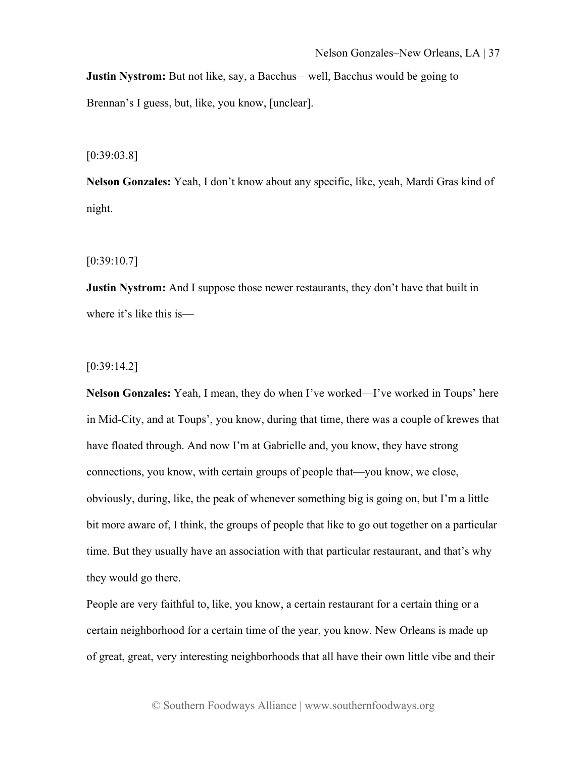**Justin Nystrom:** But not like, say, a Bacchus—well, Bacchus would be going to Brennan's I guess, but, like, you know, [unclear].

[0:39:03.8]

**Nelson Gonzales:** Yeah, I don't know about any specific, like, yeah, Mardi Gras kind of night.

[0:39:10.7]

**Justin Nystrom:** And I suppose those newer restaurants, they don't have that built in where it's like this is—

[0:39:14.2]

**Nelson Gonzales:** Yeah, I mean, they do when I've worked—I've worked in Toups' here in Mid-City, and at Toups', you know, during that time, there was a couple of krewes that have floated through. And now I'm at Gabrielle and, you know, they have strong connections, you know, with certain groups of people that—you know, we close, obviously, during, like, the peak of whenever something big is going on, but I'm a little bit more aware of, I think, the groups of people that like to go out together on a particular time. But they usually have an association with that particular restaurant, and that's why they would go there.

People are very faithful to, like, you know, a certain restaurant for a certain thing or a certain neighborhood for a certain time of the year, you know. New Orleans is made up of great, great, very interesting neighborhoods that all have their own little vibe and their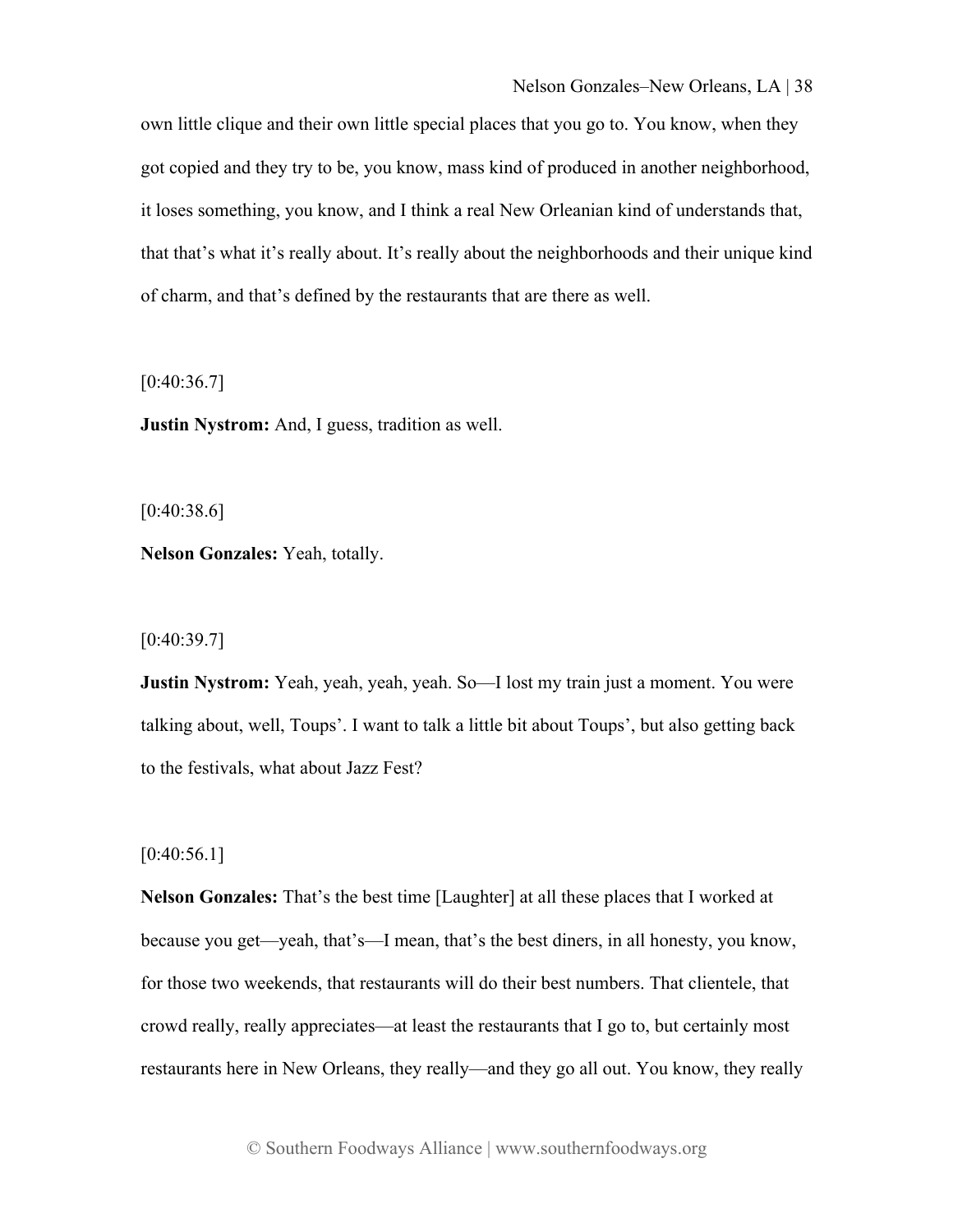own little clique and their own little special places that you go to. You know, when they got copied and they try to be, you know, mass kind of produced in another neighborhood, it loses something, you know, and I think a real New Orleanian kind of understands that, that that's what it's really about. It's really about the neighborhoods and their unique kind of charm, and that's defined by the restaurants that are there as well.

[0:40:36.7]

**Justin Nystrom:** And, I guess, tradition as well.

[0:40:38.6]

**Nelson Gonzales:** Yeah, totally.

[0:40:39.7]

**Justin Nystrom:** Yeah, yeah, yeah, yeah. So—I lost my train just a moment. You were talking about, well, Toups'. I want to talk a little bit about Toups', but also getting back to the festivals, what about Jazz Fest?

[0:40:56.1]

**Nelson Gonzales:** That's the best time [Laughter] at all these places that I worked at because you get—yeah, that's—I mean, that's the best diners, in all honesty, you know, for those two weekends, that restaurants will do their best numbers. That clientele, that crowd really, really appreciates—at least the restaurants that I go to, but certainly most restaurants here in New Orleans, they really—and they go all out. You know, they really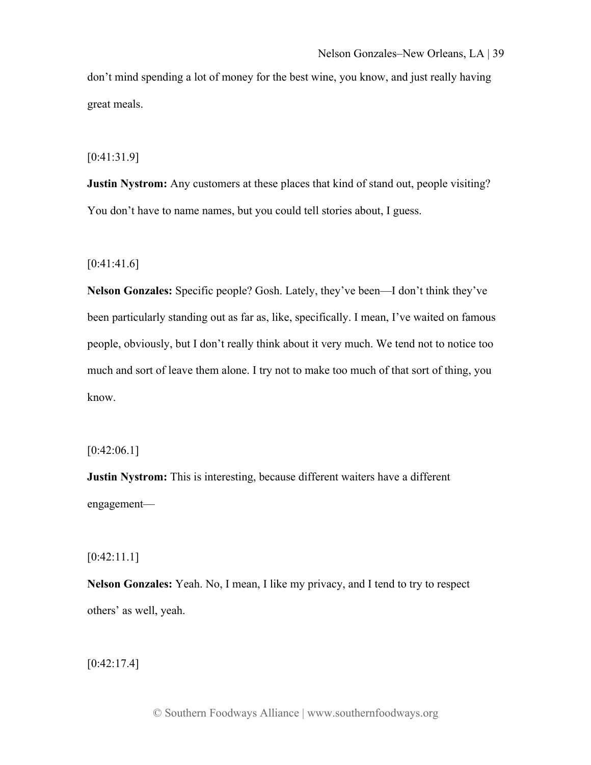don't mind spending a lot of money for the best wine, you know, and just really having great meals.

[0:41:31.9]

**Justin Nystrom:** Any customers at these places that kind of stand out, people visiting? You don't have to name names, but you could tell stories about, I guess.

[0:41:41.6]

**Nelson Gonzales:** Specific people? Gosh. Lately, they've been—I don't think they've been particularly standing out as far as, like, specifically. I mean, I've waited on famous people, obviously, but I don't really think about it very much. We tend not to notice too much and sort of leave them alone. I try not to make too much of that sort of thing, you know.

[0:42:06.1]

**Justin Nystrom:** This is interesting, because different waiters have a different engagement—

[0:42:11.1]

**Nelson Gonzales:** Yeah. No, I mean, I like my privacy, and I tend to try to respect others' as well, yeah.

[0:42:17.4]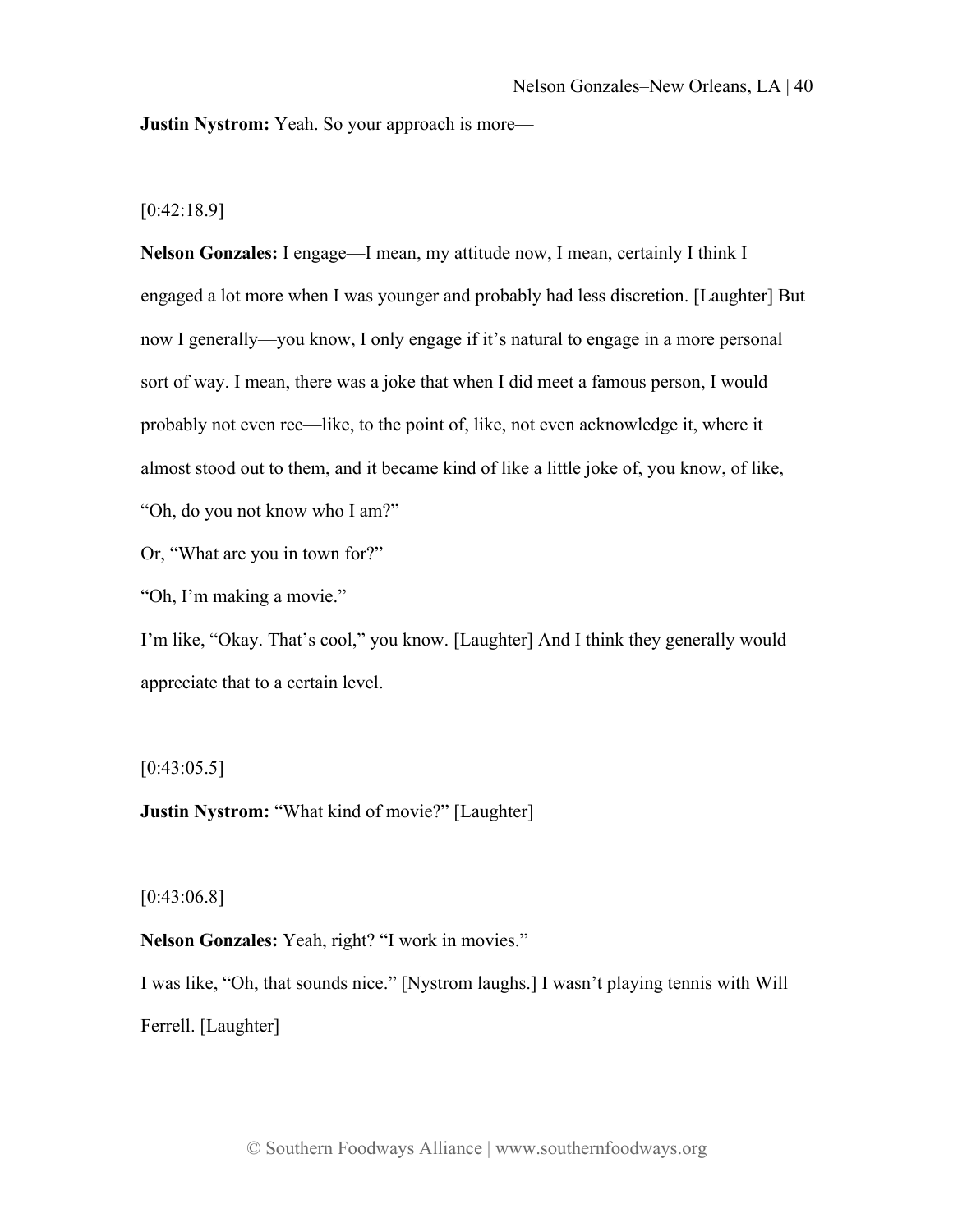**Justin Nystrom:** Yeah. So your approach is more—

[0:42:18.9]

**Nelson Gonzales:** I engage—I mean, my attitude now, I mean, certainly I think I engaged a lot more when I was younger and probably had less discretion. [Laughter] But now I generally—you know, I only engage if it's natural to engage in a more personal sort of way. I mean, there was a joke that when I did meet a famous person, I would probably not even rec—like, to the point of, like, not even acknowledge it, where it almost stood out to them, and it became kind of like a little joke of, you know, of like, "Oh, do you not know who I am?"

Or, "What are you in town for?"

"Oh, I'm making a movie."

I'm like, "Okay. That's cool," you know. [Laughter] And I think they generally would appreciate that to a certain level.

[0:43:05.5]

**Justin Nystrom:** "What kind of movie?" [Laughter]

[0:43:06.8]

**Nelson Gonzales:** Yeah, right? "I work in movies."

I was like, "Oh, that sounds nice." [Nystrom laughs.] I wasn't playing tennis with Will Ferrell. [Laughter]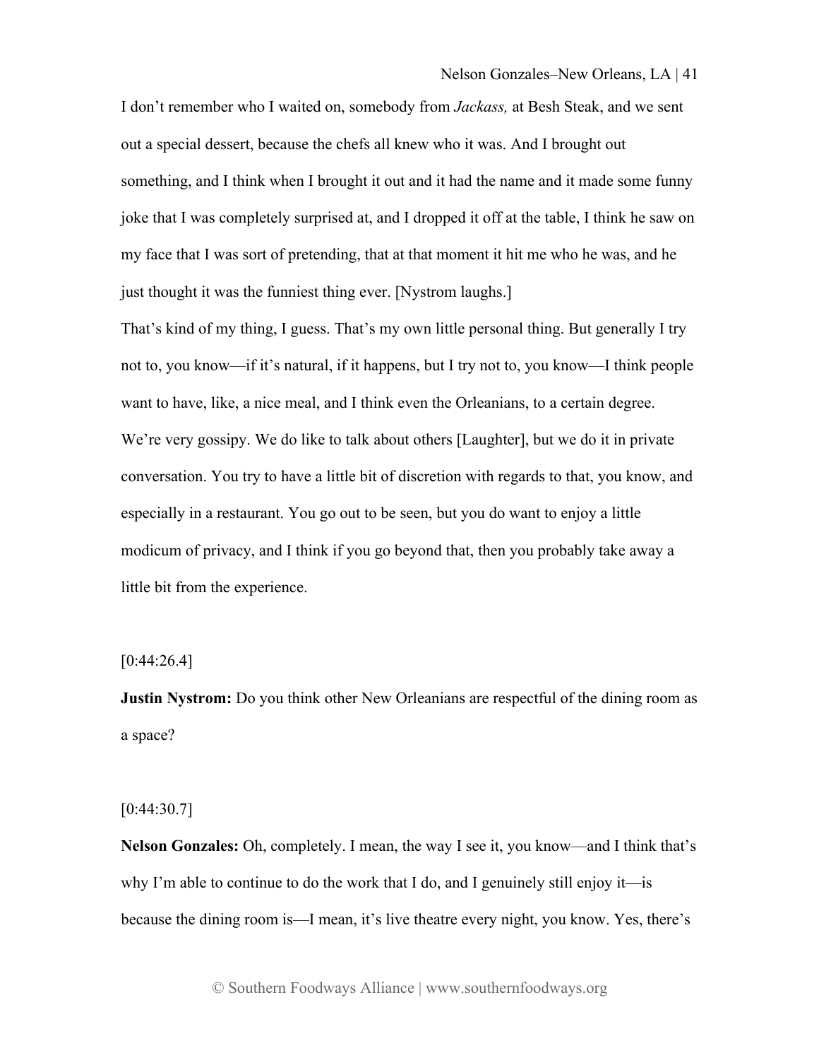I don't remember who I waited on, somebody from *Jackass,* at Besh Steak, and we sent out a special dessert, because the chefs all knew who it was. And I brought out something, and I think when I brought it out and it had the name and it made some funny joke that I was completely surprised at, and I dropped it off at the table, I think he saw on my face that I was sort of pretending, that at that moment it hit me who he was, and he just thought it was the funniest thing ever. [Nystrom laughs.]

That's kind of my thing, I guess. That's my own little personal thing. But generally I try not to, you know—if it's natural, if it happens, but I try not to, you know—I think people want to have, like, a nice meal, and I think even the Orleanians, to a certain degree. We're very gossipy. We do like to talk about others [Laughter], but we do it in private conversation. You try to have a little bit of discretion with regards to that, you know, and especially in a restaurant. You go out to be seen, but you do want to enjoy a little modicum of privacy, and I think if you go beyond that, then you probably take away a little bit from the experience.

[0:44:26.4]

**Justin Nystrom:** Do you think other New Orleanians are respectful of the dining room as a space?

[0:44:30.7]

**Nelson Gonzales:** Oh, completely. I mean, the way I see it, you know—and I think that's why I'm able to continue to do the work that I do, and I genuinely still enjoy it—is because the dining room is—I mean, it's live theatre every night, you know. Yes, there's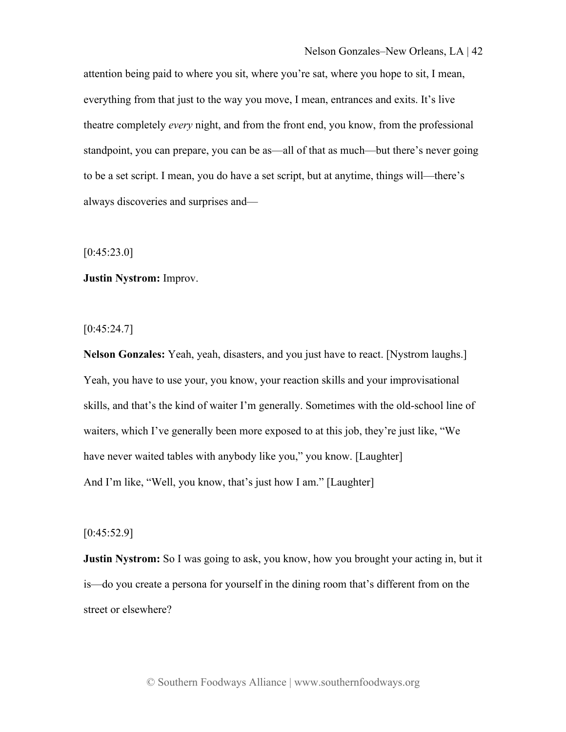attention being paid to where you sit, where you're sat, where you hope to sit, I mean, everything from that just to the way you move, I mean, entrances and exits. It's live theatre completely *every* night, and from the front end, you know, from the professional standpoint, you can prepare, you can be as—all of that as much—but there's never going to be a set script. I mean, you do have a set script, but at anytime, things will—there's always discoveries and surprises and—

[0:45:23.0]

**Justin Nystrom:** Improv.

[0:45:24.7]

**Nelson Gonzales:** Yeah, yeah, disasters, and you just have to react. [Nystrom laughs.] Yeah, you have to use your, you know, your reaction skills and your improvisational skills, and that's the kind of waiter I'm generally. Sometimes with the old-school line of waiters, which I've generally been more exposed to at this job, they're just like, "We have never waited tables with anybody like you," you know. [Laughter]
And I'm like, "Well, you know, that's just how I am." [Laughter]

[0:45:52.9]

**Justin Nystrom:** So I was going to ask, you know, how you brought your acting in, but it is—do you create a persona for yourself in the dining room that's different from on the street or elsewhere?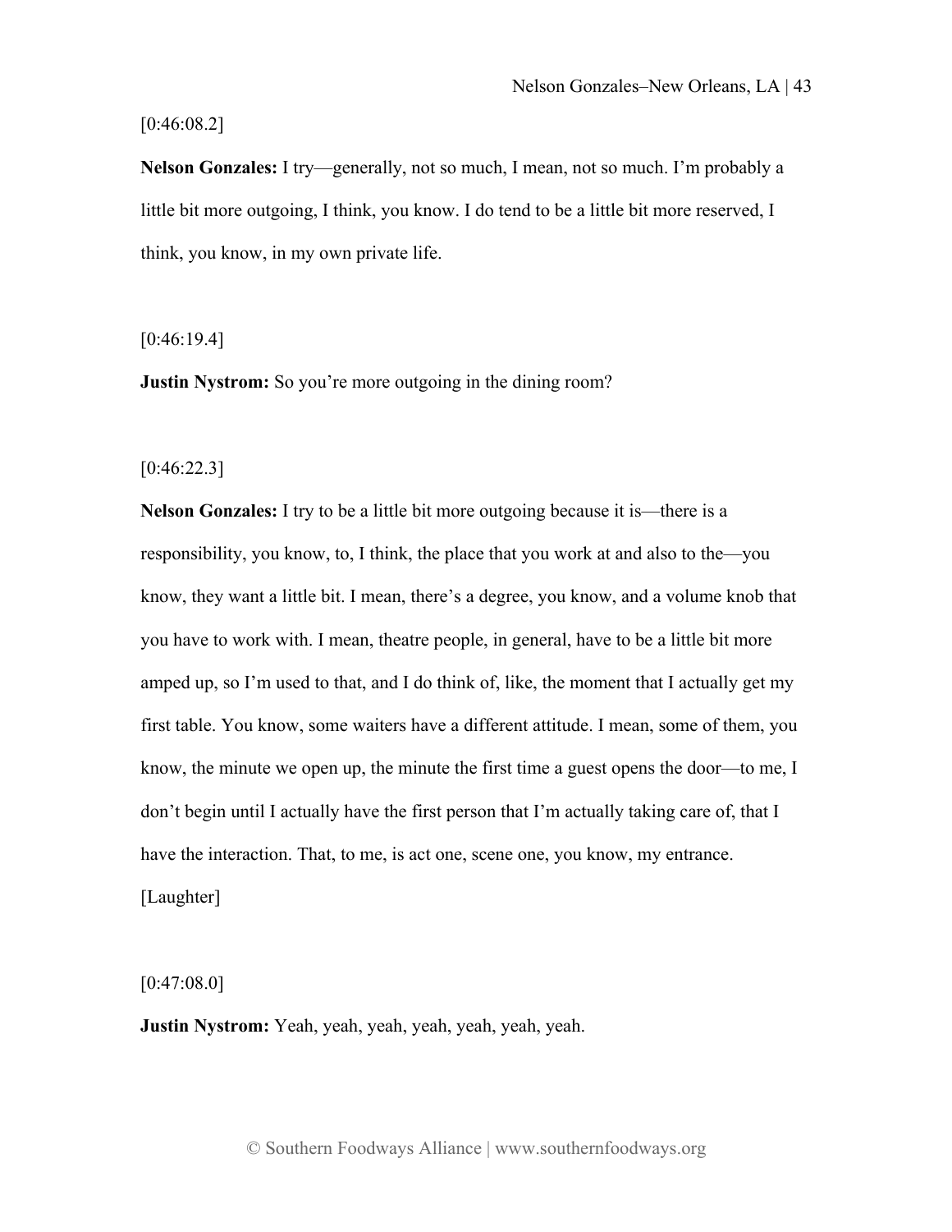[0:46:08.2]

**Nelson Gonzales:** I try—generally, not so much, I mean, not so much. I'm probably a little bit more outgoing, I think, you know. I do tend to be a little bit more reserved, I think, you know, in my own private life.

[0:46:19.4]

**Justin Nystrom:** So you're more outgoing in the dining room?

[0:46:22.3]

**Nelson Gonzales:** I try to be a little bit more outgoing because it is—there is a responsibility, you know, to, I think, the place that you work at and also to the—you know, they want a little bit. I mean, there's a degree, you know, and a volume knob that you have to work with. I mean, theatre people, in general, have to be a little bit more amped up, so I'm used to that, and I do think of, like, the moment that I actually get my first table. You know, some waiters have a different attitude. I mean, some of them, you know, the minute we open up, the minute the first time a guest opens the door—to me, I don't begin until I actually have the first person that I'm actually taking care of, that I have the interaction. That, to me, is act one, scene one, you know, my entrance. [Laughter]

[0:47:08.0]

**Justin Nystrom:** Yeah, yeah, yeah, yeah, yeah, yeah, yeah.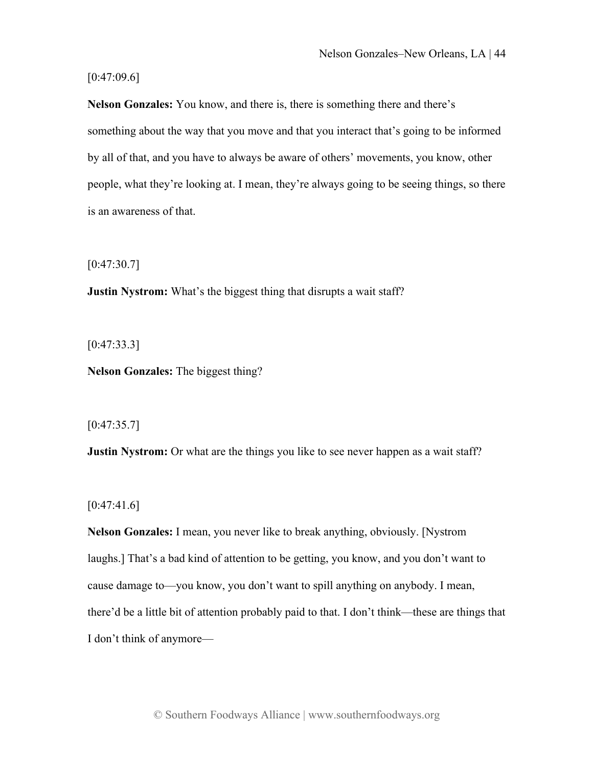[0:47:09.6]

**Nelson Gonzales:** You know, and there is, there is something there and there's something about the way that you move and that you interact that's going to be informed by all of that, and you have to always be aware of others' movements, you know, other people, what they're looking at. I mean, they're always going to be seeing things, so there is an awareness of that.

[0:47:30.7]

**Justin Nystrom:** What's the biggest thing that disrupts a wait staff?

[0:47:33.3]

**Nelson Gonzales:** The biggest thing?

[0:47:35.7]

**Justin Nystrom:** Or what are the things you like to see never happen as a wait staff?

[0:47:41.6]

**Nelson Gonzales:** I mean, you never like to break anything, obviously. [Nystrom laughs.] That's a bad kind of attention to be getting, you know, and you don't want to cause damage to—you know, you don't want to spill anything on anybody. I mean, there'd be a little bit of attention probably paid to that. I don't think—these are things that I don't think of anymore—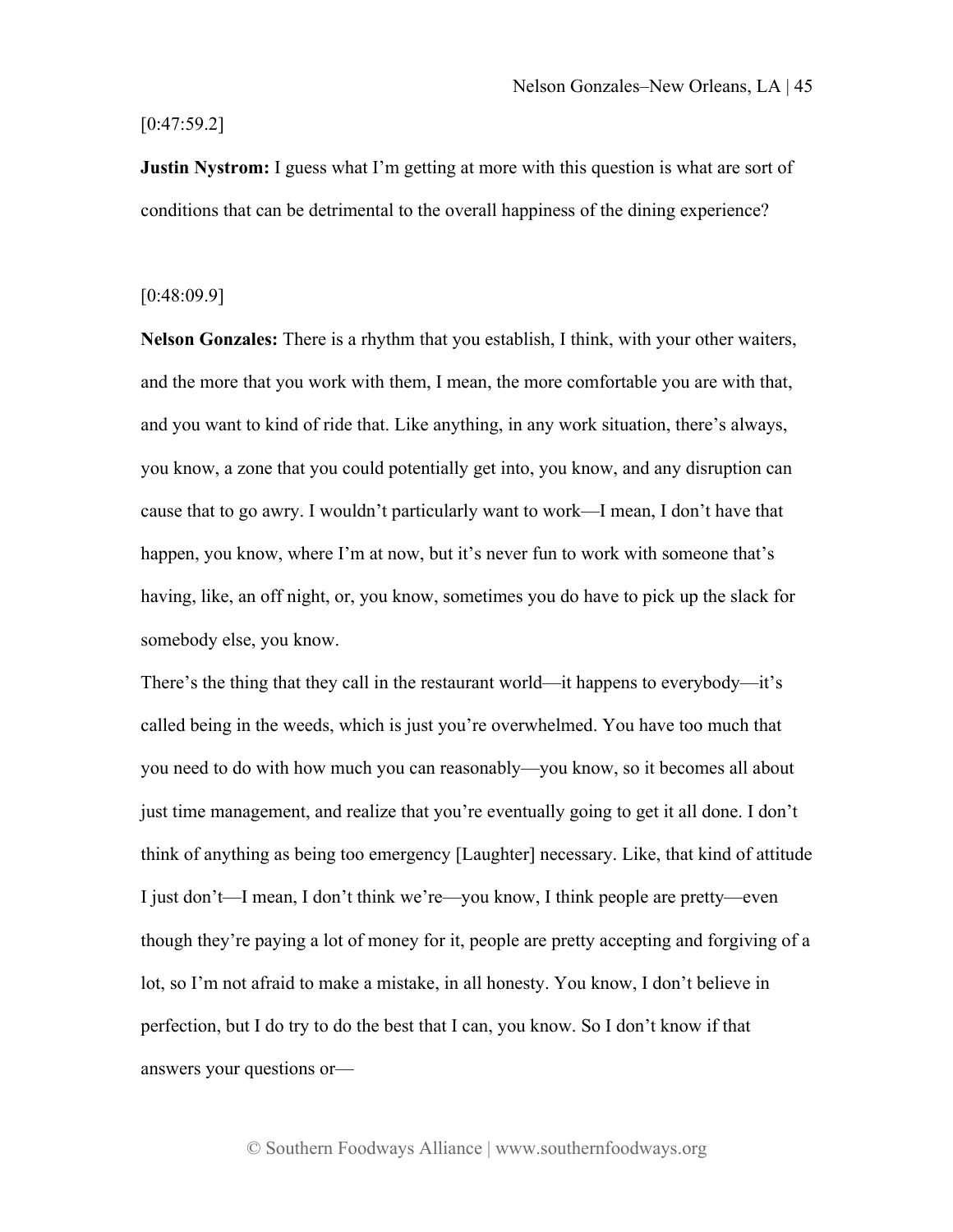[0:47:59.2]

**Justin Nystrom:** I guess what I'm getting at more with this question is what are sort of conditions that can be detrimental to the overall happiness of the dining experience?

[0:48:09.9]

**Nelson Gonzales:** There is a rhythm that you establish, I think, with your other waiters, and the more that you work with them, I mean, the more comfortable you are with that, and you want to kind of ride that. Like anything, in any work situation, there's always, you know, a zone that you could potentially get into, you know, and any disruption can cause that to go awry. I wouldn't particularly want to work—I mean, I don't have that happen, you know, where I'm at now, but it's never fun to work with someone that's having, like, an off night, or, you know, sometimes you do have to pick up the slack for somebody else, you know.

There's the thing that they call in the restaurant world—it happens to everybody—it's called being in the weeds, which is just you're overwhelmed. You have too much that you need to do with how much you can reasonably—you know, so it becomes all about just time management, and realize that you're eventually going to get it all done. I don't think of anything as being too emergency [Laughter] necessary. Like, that kind of attitude I just don't—I mean, I don't think we're—you know, I think people are pretty—even though they're paying a lot of money for it, people are pretty accepting and forgiving of a lot, so I'm not afraid to make a mistake, in all honesty. You know, I don't believe in perfection, but I do try to do the best that I can, you know. So I don't know if that answers your questions or—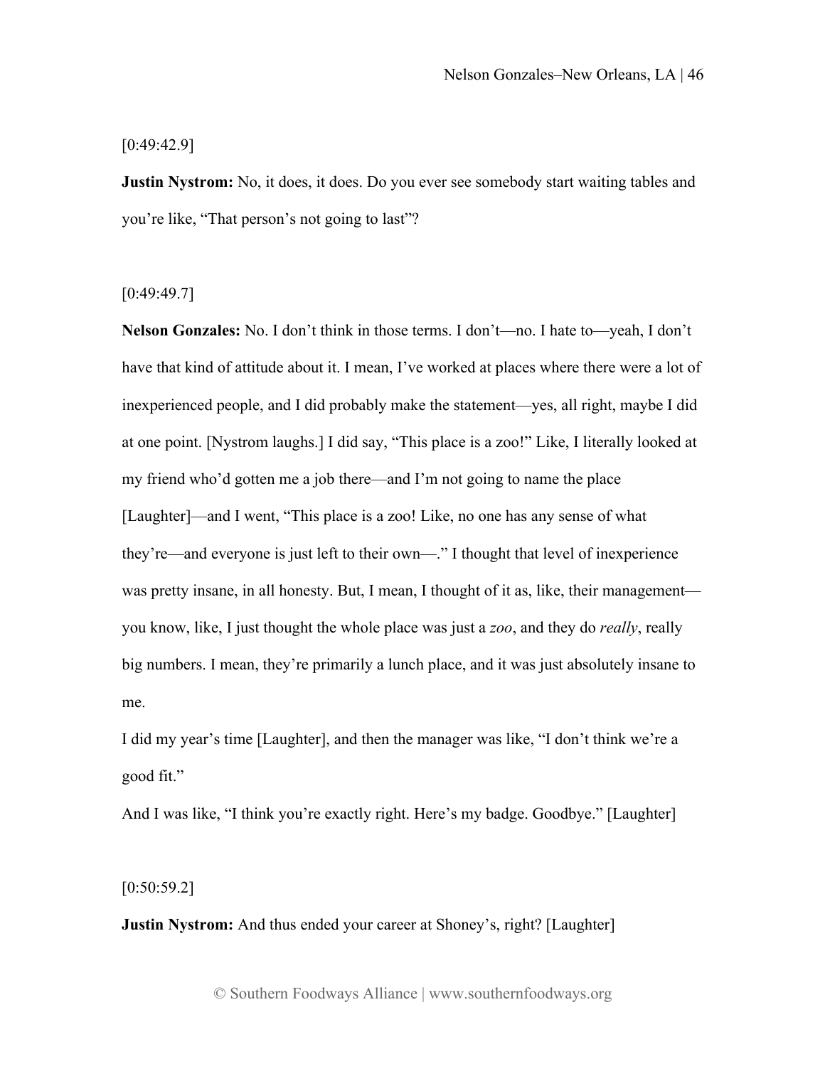[0:49:42.9]

**Justin Nystrom:** No, it does, it does. Do you ever see somebody start waiting tables and you're like, "That person's not going to last"?

[0:49:49.7]

**Nelson Gonzales:** No. I don't think in those terms. I don't—no. I hate to—yeah, I don't have that kind of attitude about it. I mean, I've worked at places where there were a lot of inexperienced people, and I did probably make the statement—yes, all right, maybe I did at one point. [Nystrom laughs.] I did say, "This place is a zoo!" Like, I literally looked at my friend who'd gotten me a job there—and I'm not going to name the place [Laughter]—and I went, "This place is a zoo! Like, no one has any sense of what they're—and everyone is just left to their own—." I thought that level of inexperience was pretty insane, in all honesty. But, I mean, I thought of it as, like, their management—you know, like, I just thought the whole place was just a *zoo*, and they do *really*, really big numbers. I mean, they're primarily a lunch place, and it was just absolutely insane to me.

I did my year's time [Laughter], and then the manager was like, "I don't think we're a good fit."

And I was like, "I think you're exactly right. Here's my badge. Goodbye." [Laughter]

[0:50:59.2]

**Justin Nystrom:** And thus ended your career at Shoney's, right? [Laughter]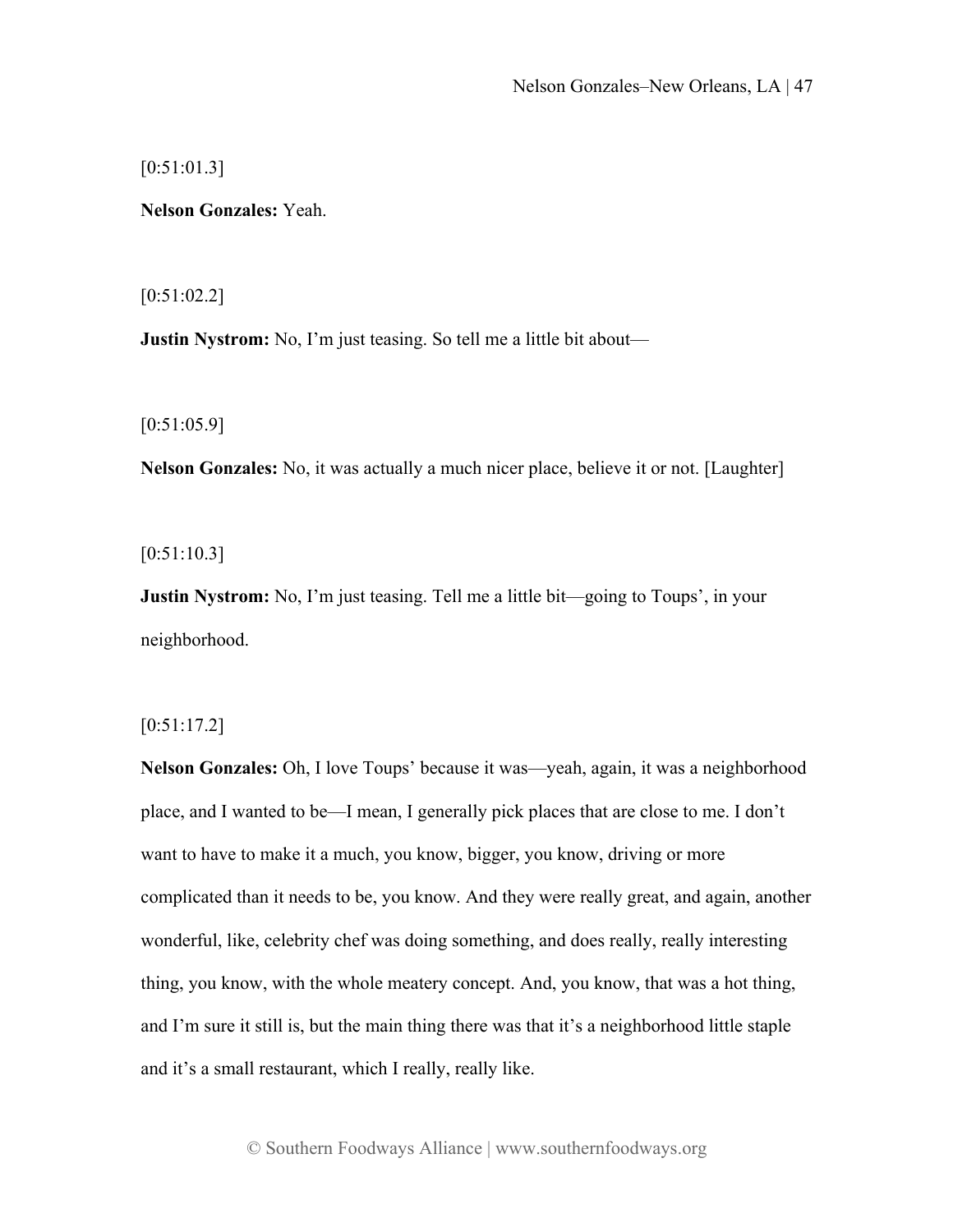[0:51:01.3]

**Nelson Gonzales:** Yeah.

[0:51:02.2]

**Justin Nystrom:** No, I'm just teasing. So tell me a little bit about—

[0:51:05.9]

**Nelson Gonzales:** No, it was actually a much nicer place, believe it or not. [Laughter]

[0:51:10.3]

**Justin Nystrom:** No, I'm just teasing. Tell me a little bit—going to Toups', in your neighborhood.

[0:51:17.2]

**Nelson Gonzales:** Oh, I love Toups' because it was—yeah, again, it was a neighborhood place, and I wanted to be—I mean, I generally pick places that are close to me. I don't want to have to make it a much, you know, bigger, you know, driving or more complicated than it needs to be, you know. And they were really great, and again, another wonderful, like, celebrity chef was doing something, and does really, really interesting thing, you know, with the whole meatery concept. And, you know, that was a hot thing, and I'm sure it still is, but the main thing there was that it's a neighborhood little staple and it's a small restaurant, which I really, really like.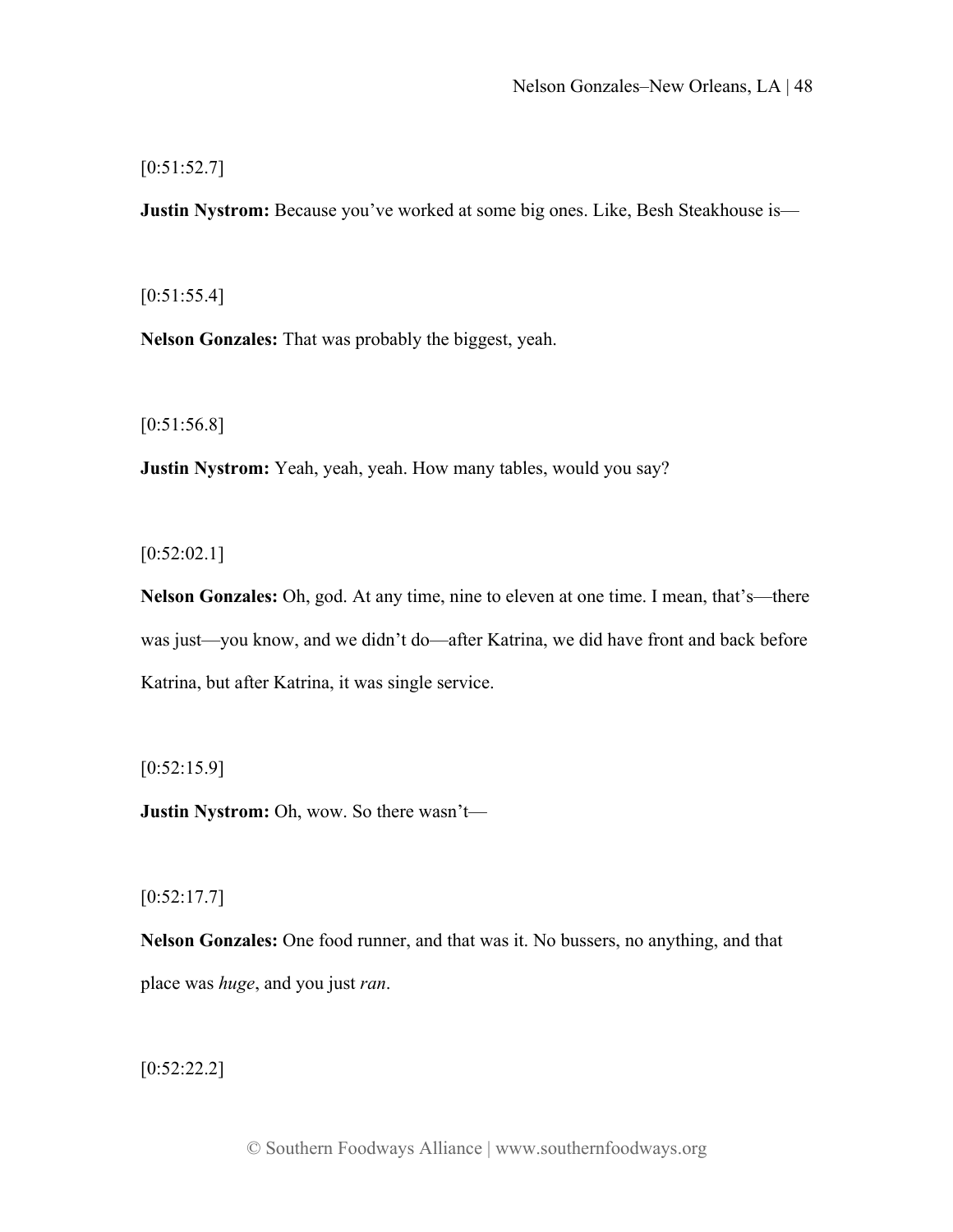[0:51:52.7]

**Justin Nystrom:** Because you've worked at some big ones. Like, Besh Steakhouse is—

[0:51:55.4]

**Nelson Gonzales:** That was probably the biggest, yeah.

[0:51:56.8]

**Justin Nystrom:** Yeah, yeah, yeah. How many tables, would you say?

[0:52:02.1]

**Nelson Gonzales:** Oh, god. At any time, nine to eleven at one time. I mean, that's—there was just—you know, and we didn't do—after Katrina, we did have front and back before Katrina, but after Katrina, it was single service.

[0:52:15.9]

**Justin Nystrom:** Oh, wow. So there wasn't—

[0:52:17.7]

**Nelson Gonzales:** One food runner, and that was it. No bussers, no anything, and that place was *huge*, and you just *ran*.

[0:52:22.2]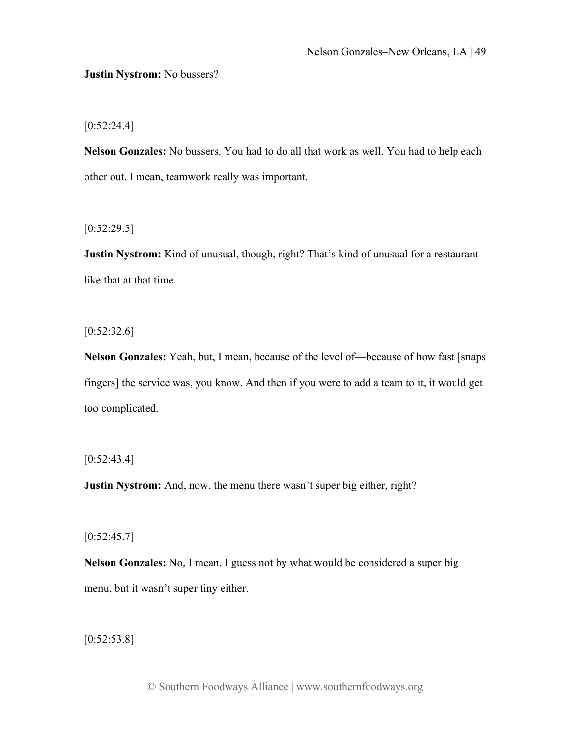**Justin Nystrom:** No bussers?

[0:52:24.4]

**Nelson Gonzales:** No bussers. You had to do all that work as well. You had to help each other out. I mean, teamwork really was important.

[0:52:29.5]

**Justin Nystrom:** Kind of unusual, though, right? That's kind of unusual for a restaurant like that at that time.

[0:52:32.6]

**Nelson Gonzales:** Yeah, but, I mean, because of the level of—because of how fast [snaps fingers] the service was, you know. And then if you were to add a team to it, it would get too complicated.

[0:52:43.4]

**Justin Nystrom:** And, now, the menu there wasn't super big either, right?

[0:52:45.7]

**Nelson Gonzales:** No, I mean, I guess not by what would be considered a super big menu, but it wasn't super tiny either.

[0:52:53.8]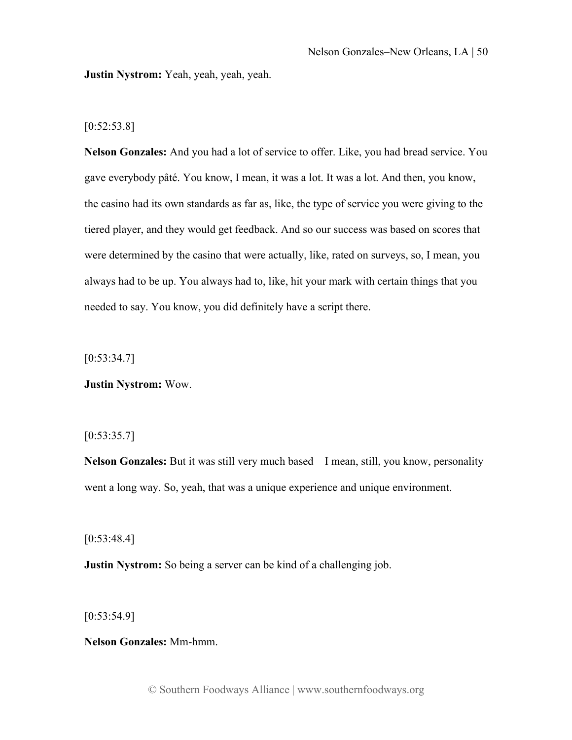**Justin Nystrom:** Yeah, yeah, yeah, yeah.

[0:52:53.8]

**Nelson Gonzales:** And you had a lot of service to offer. Like, you had bread service. You gave everybody pâté. You know, I mean, it was a lot. It was a lot. And then, you know, the casino had its own standards as far as, like, the type of service you were giving to the tiered player, and they would get feedback. And so our success was based on scores that were determined by the casino that were actually, like, rated on surveys, so, I mean, you always had to be up. You always had to, like, hit your mark with certain things that you needed to say. You know, you did definitely have a script there.

[0:53:34.7]

**Justin Nystrom:** Wow.

[0:53:35.7]

**Nelson Gonzales:** But it was still very much based—I mean, still, you know, personality went a long way. So, yeah, that was a unique experience and unique environment.

[0:53:48.4]

**Justin Nystrom:** So being a server can be kind of a challenging job.

[0:53:54.9]

**Nelson Gonzales:** Mm-hmm.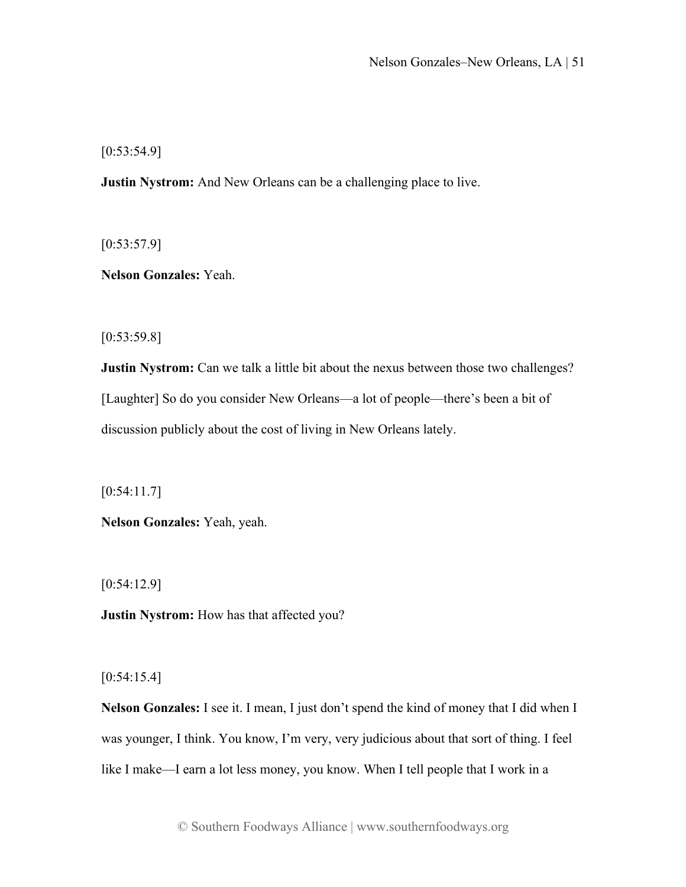[0:53:54.9]

**Justin Nystrom:** And New Orleans can be a challenging place to live.

[0:53:57.9]

**Nelson Gonzales:** Yeah.

[0:53:59.8]

**Justin Nystrom:** Can we talk a little bit about the nexus between those two challenges? [Laughter] So do you consider New Orleans—a lot of people—there's been a bit of discussion publicly about the cost of living in New Orleans lately.

[0:54:11.7]

**Nelson Gonzales:** Yeah, yeah.

[0:54:12.9]

**Justin Nystrom:** How has that affected you?

[0:54:15.4]

**Nelson Gonzales:** I see it. I mean, I just don't spend the kind of money that I did when I was younger, I think. You know, I'm very, very judicious about that sort of thing. I feel like I make—I earn a lot less money, you know. When I tell people that I work in a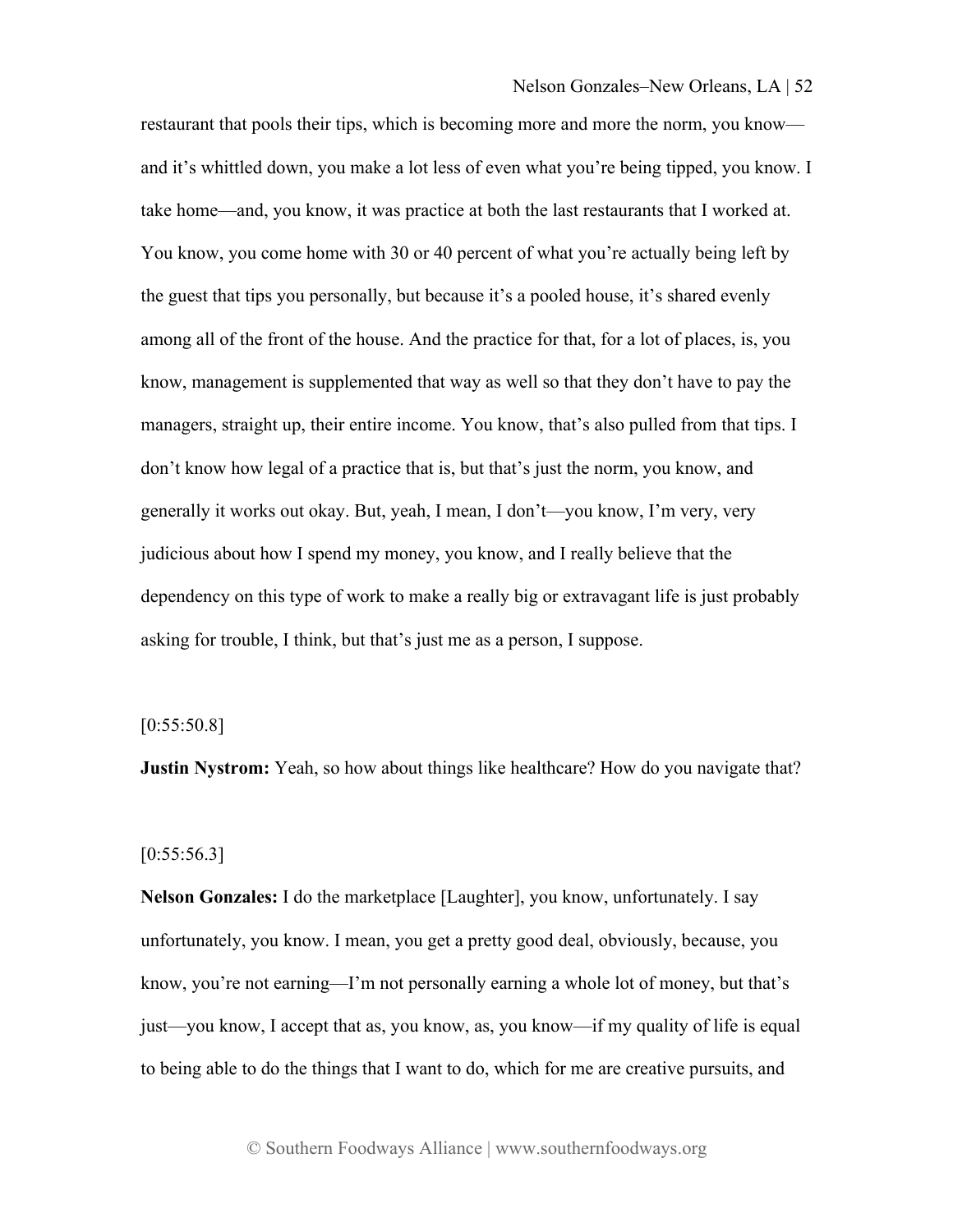restaurant that pools their tips, which is becoming more and more the norm, you know—and it's whittled down, you make a lot less of even what you're being tipped, you know. I take home—and, you know, it was practice at both the last restaurants that I worked at. You know, you come home with 30 or 40 percent of what you're actually being left by the guest that tips you personally, but because it's a pooled house, it's shared evenly among all of the front of the house. And the practice for that, for a lot of places, is, you know, management is supplemented that way as well so that they don't have to pay the managers, straight up, their entire income. You know, that's also pulled from that tips. I don't know how legal of a practice that is, but that's just the norm, you know, and generally it works out okay. But, yeah, I mean, I don't—you know, I'm very, very judicious about how I spend my money, you know, and I really believe that the dependency on this type of work to make a really big or extravagant life is just probably asking for trouble, I think, but that's just me as a person, I suppose.

[0:55:50.8]

**Justin Nystrom:** Yeah, so how about things like healthcare? How do you navigate that?

[0:55:56.3]

**Nelson Gonzales:** I do the marketplace [Laughter], you know, unfortunately. I say unfortunately, you know. I mean, you get a pretty good deal, obviously, because, you know, you're not earning—I'm not personally earning a whole lot of money, but that's just—you know, I accept that as, you know, as, you know—if my quality of life is equal to being able to do the things that I want to do, which for me are creative pursuits, and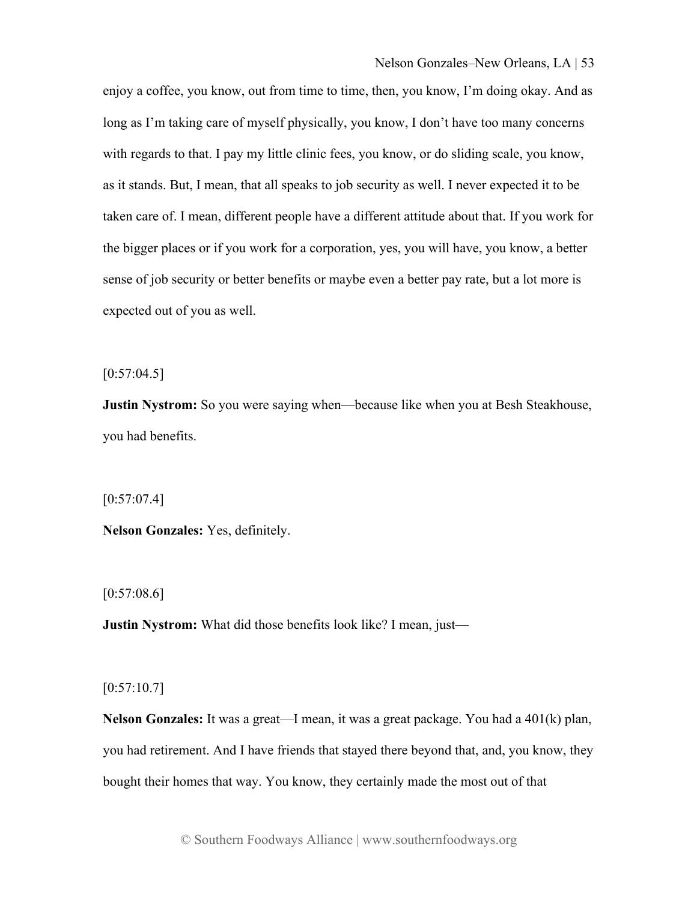enjoy a coffee, you know, out from time to time, then, you know, I'm doing okay. And as long as I'm taking care of myself physically, you know, I don't have too many concerns with regards to that. I pay my little clinic fees, you know, or do sliding scale, you know, as it stands. But, I mean, that all speaks to job security as well. I never expected it to be taken care of. I mean, different people have a different attitude about that. If you work for the bigger places or if you work for a corporation, yes, you will have, you know, a better sense of job security or better benefits or maybe even a better pay rate, but a lot more is expected out of you as well.

[0:57:04.5]

**Justin Nystrom:** So you were saying when—because like when you at Besh Steakhouse, you had benefits.

[0:57:07.4]

**Nelson Gonzales:** Yes, definitely.

[0:57:08.6]

**Justin Nystrom:** What did those benefits look like? I mean, just—

[0:57:10.7]

**Nelson Gonzales:** It was a great—I mean, it was a great package. You had a 401(k) plan, you had retirement. And I have friends that stayed there beyond that, and, you know, they bought their homes that way. You know, they certainly made the most out of that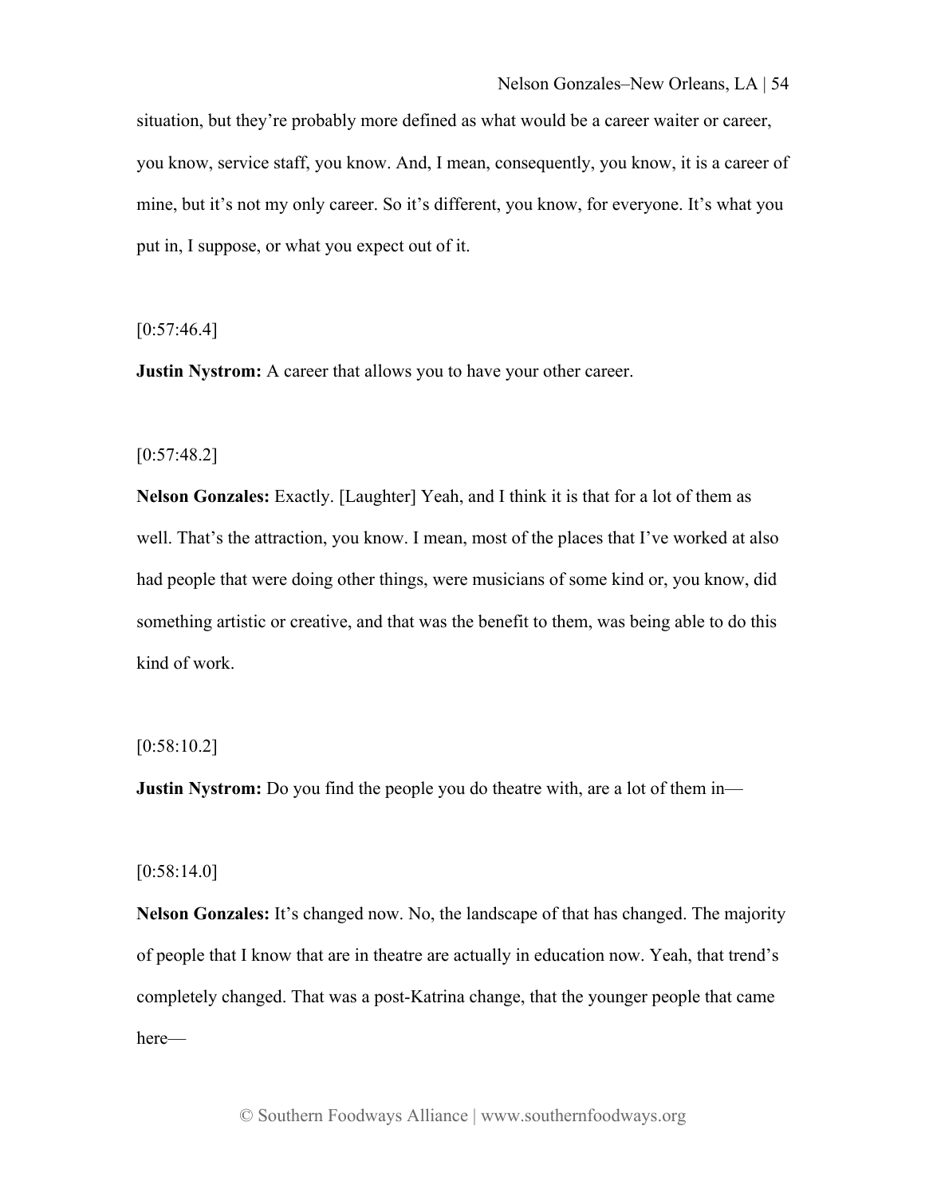situation, but they're probably more defined as what would be a career waiter or career, you know, service staff, you know. And, I mean, consequently, you know, it is a career of mine, but it's not my only career. So it's different, you know, for everyone. It's what you put in, I suppose, or what you expect out of it.

[0:57:46.4]

**Justin Nystrom:** A career that allows you to have your other career.

[0:57:48.2]

**Nelson Gonzales:** Exactly. [Laughter] Yeah, and I think it is that for a lot of them as well. That's the attraction, you know. I mean, most of the places that I've worked at also had people that were doing other things, were musicians of some kind or, you know, did something artistic or creative, and that was the benefit to them, was being able to do this kind of work.

[0:58:10.2]

**Justin Nystrom:** Do you find the people you do theatre with, are a lot of them in—

[0:58:14.0]

**Nelson Gonzales:** It's changed now. No, the landscape of that has changed. The majority of people that I know that are in theatre are actually in education now. Yeah, that trend's completely changed. That was a post-Katrina change, that the younger people that came here—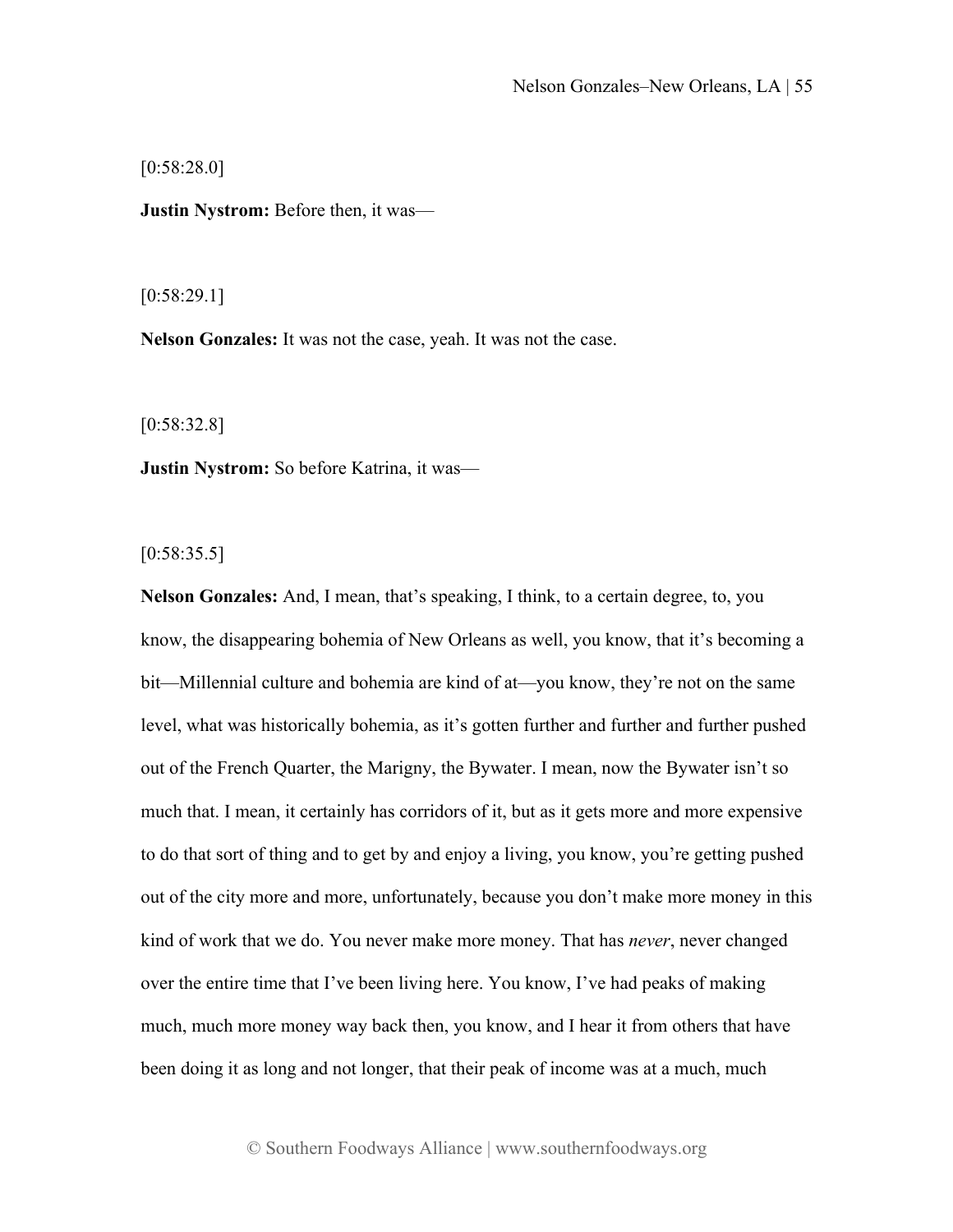[0:58:28.0]

**Justin Nystrom:** Before then, it was—

[0:58:29.1]

**Nelson Gonzales:** It was not the case, yeah. It was not the case.

[0:58:32.8]

**Justin Nystrom:** So before Katrina, it was—

[0:58:35.5]

**Nelson Gonzales:** And, I mean, that's speaking, I think, to a certain degree, to, you know, the disappearing bohemia of New Orleans as well, you know, that it's becoming a bit—Millennial culture and bohemia are kind of at—you know, they're not on the same level, what was historically bohemia, as it's gotten further and further and further pushed out of the French Quarter, the Marigny, the Bywater. I mean, now the Bywater isn't so much that. I mean, it certainly has corridors of it, but as it gets more and more expensive to do that sort of thing and to get by and enjoy a living, you know, you're getting pushed out of the city more and more, unfortunately, because you don't make more money in this kind of work that we do. You never make more money. That has *never*, never changed over the entire time that I've been living here. You know, I've had peaks of making much, much more money way back then, you know, and I hear it from others that have been doing it as long and not longer, that their peak of income was at a much, much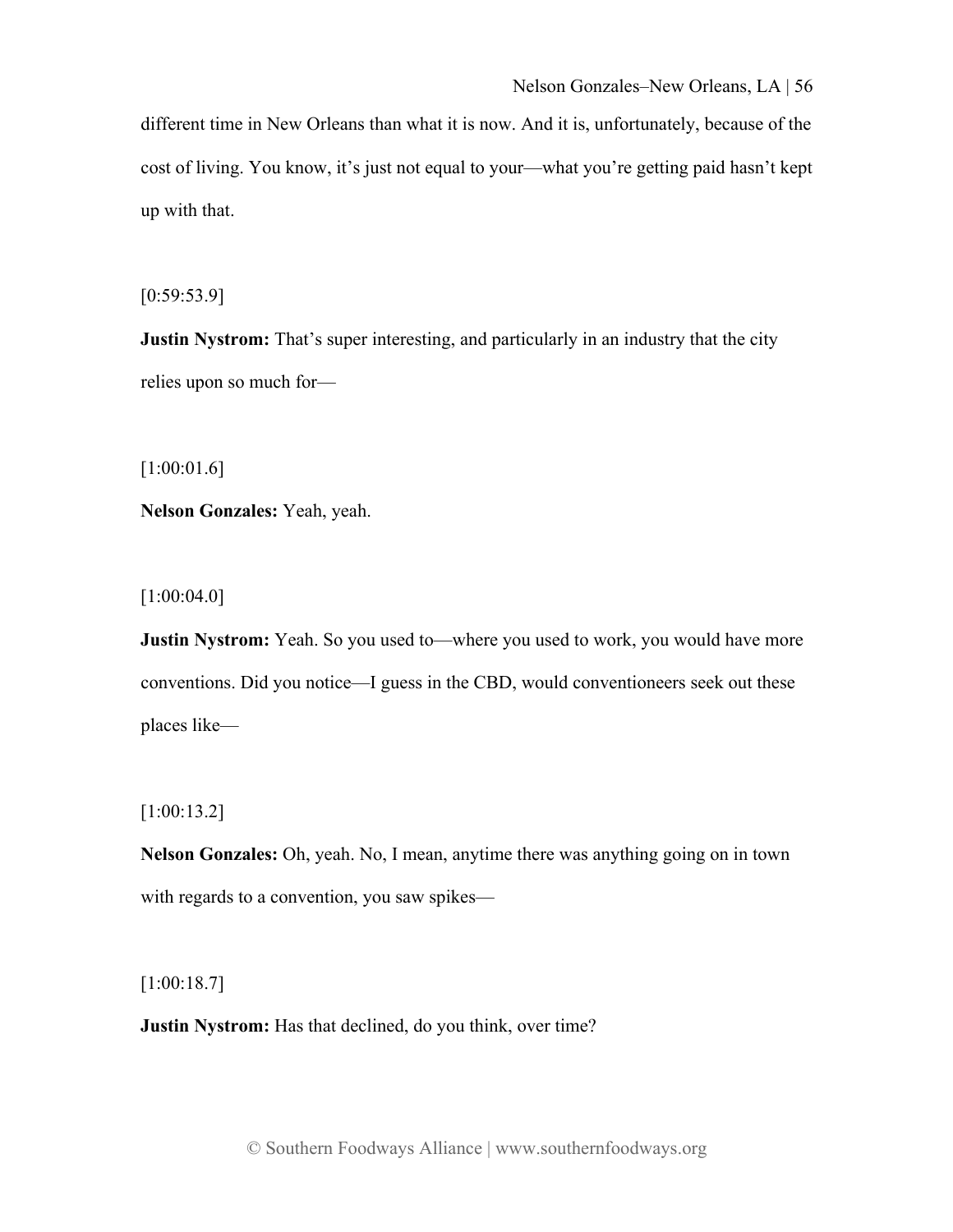different time in New Orleans than what it is now. And it is, unfortunately, because of the cost of living. You know, it's just not equal to your—what you're getting paid hasn't kept up with that.

[0:59:53.9]

**Justin Nystrom:** That's super interesting, and particularly in an industry that the city relies upon so much for—

[1:00:01.6]

**Nelson Gonzales:** Yeah, yeah.

[1:00:04.0]

**Justin Nystrom:** Yeah. So you used to—where you used to work, you would have more conventions. Did you notice—I guess in the CBD, would conventioneers seek out these places like—

[1:00:13.2]

**Nelson Gonzales:** Oh, yeah. No, I mean, anytime there was anything going on in town with regards to a convention, you saw spikes—

[1:00:18.7]

**Justin Nystrom:** Has that declined, do you think, over time?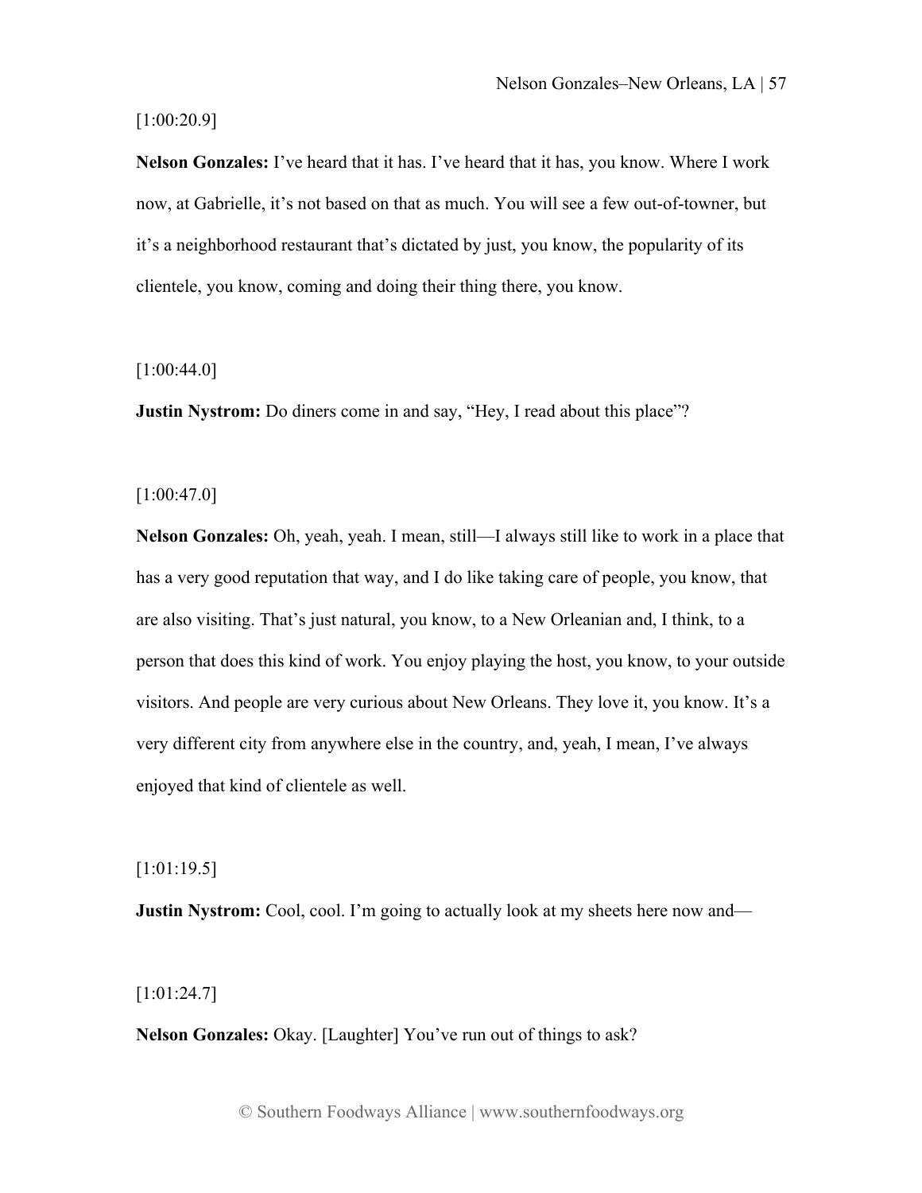[1:00:20.9]

**Nelson Gonzales:** I've heard that it has. I've heard that it has, you know. Where I work now, at Gabrielle, it's not based on that as much. You will see a few out-of-towner, but it's a neighborhood restaurant that's dictated by just, you know, the popularity of its clientele, you know, coming and doing their thing there, you know.

[1:00:44.0]

**Justin Nystrom:** Do diners come in and say, "Hey, I read about this place"?

[1:00:47.0]

**Nelson Gonzales:** Oh, yeah, yeah. I mean, still—I always still like to work in a place that has a very good reputation that way, and I do like taking care of people, you know, that are also visiting. That's just natural, you know, to a New Orleanian and, I think, to a person that does this kind of work. You enjoy playing the host, you know, to your outside visitors. And people are very curious about New Orleans. They love it, you know. It's a very different city from anywhere else in the country, and, yeah, I mean, I've always enjoyed that kind of clientele as well.

[1:01:19.5]

**Justin Nystrom:** Cool, cool. I'm going to actually look at my sheets here now and—

[1:01:24.7]

**Nelson Gonzales:** Okay. [Laughter] You've run out of things to ask?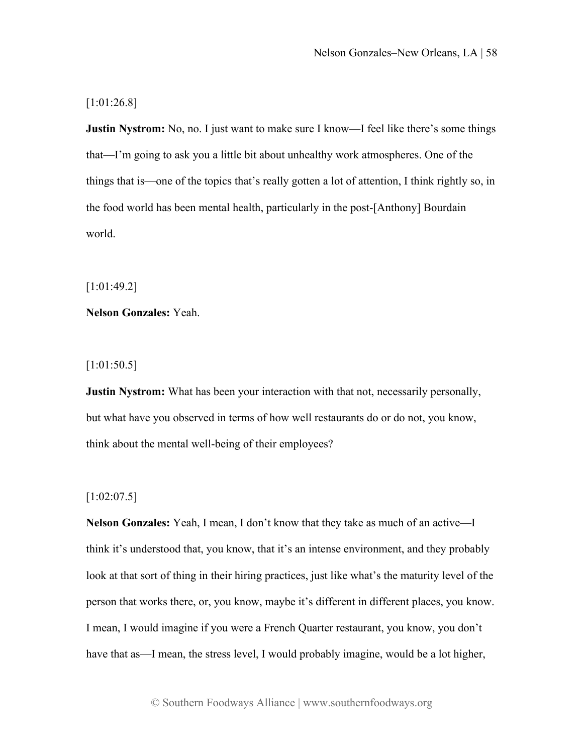[1:01:26.8]

**Justin Nystrom:** No, no. I just want to make sure I know—I feel like there's some things that—I'm going to ask you a little bit about unhealthy work atmospheres. One of the things that is—one of the topics that's really gotten a lot of attention, I think rightly so, in the food world has been mental health, particularly in the post-[Anthony] Bourdain world.

[1:01:49.2]

**Nelson Gonzales:** Yeah.

[1:01:50.5]

**Justin Nystrom:** What has been your interaction with that not, necessarily personally, but what have you observed in terms of how well restaurants do or do not, you know, think about the mental well-being of their employees?

[1:02:07.5]

**Nelson Gonzales:** Yeah, I mean, I don't know that they take as much of an active—I think it's understood that, you know, that it's an intense environment, and they probably look at that sort of thing in their hiring practices, just like what's the maturity level of the person that works there, or, you know, maybe it's different in different places, you know. I mean, I would imagine if you were a French Quarter restaurant, you know, you don't have that as—I mean, the stress level, I would probably imagine, would be a lot higher,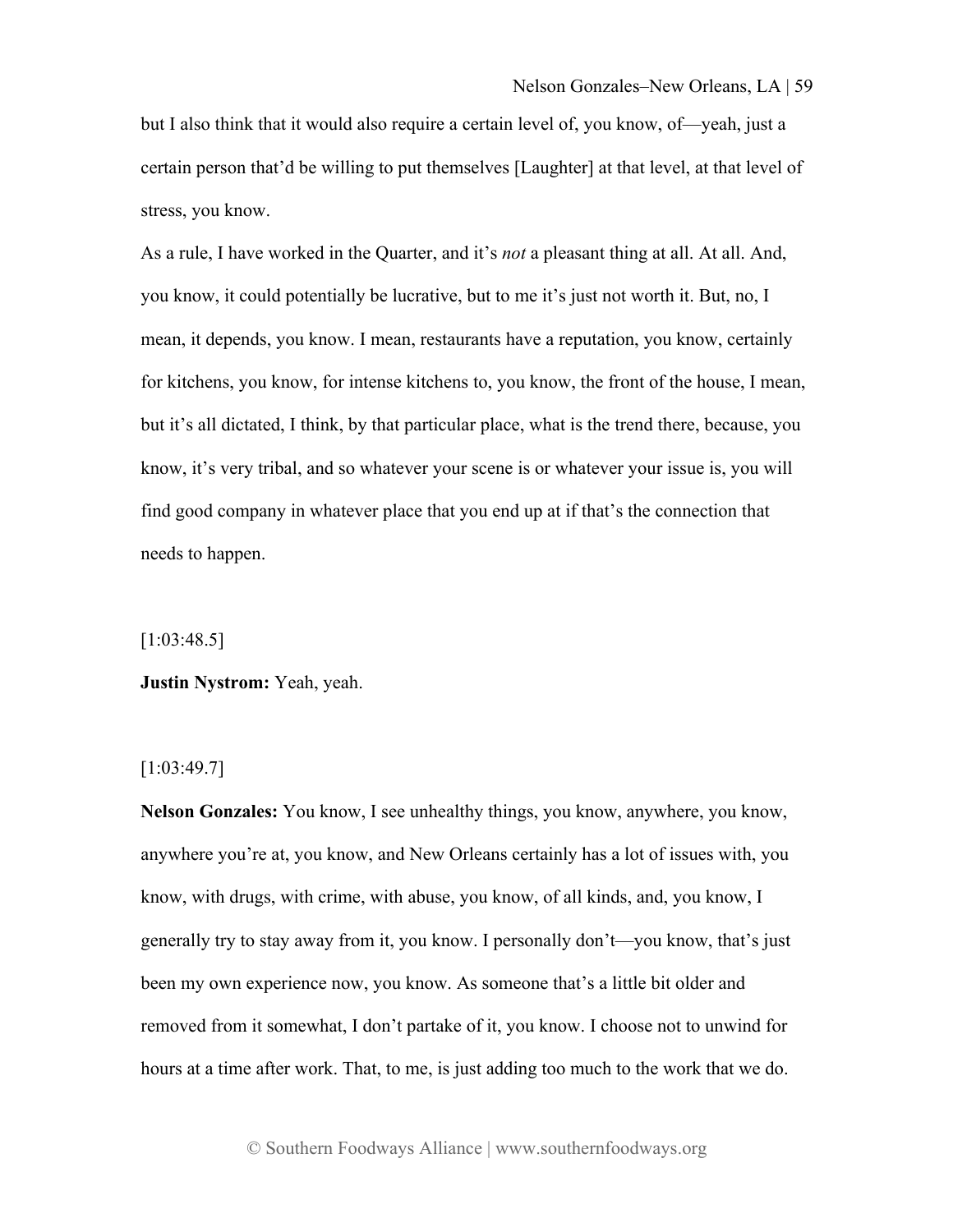but I also think that it would also require a certain level of, you know, of—yeah, just a certain person that'd be willing to put themselves [Laughter] at that level, at that level of stress, you know.

As a rule, I have worked in the Quarter, and it's *not* a pleasant thing at all. At all. And, you know, it could potentially be lucrative, but to me it's just not worth it. But, no, I mean, it depends, you know. I mean, restaurants have a reputation, you know, certainly for kitchens, you know, for intense kitchens to, you know, the front of the house, I mean, but it's all dictated, I think, by that particular place, what is the trend there, because, you know, it's very tribal, and so whatever your scene is or whatever your issue is, you will find good company in whatever place that you end up at if that's the connection that needs to happen.

[1:03:48.5]

**Justin Nystrom:** Yeah, yeah.

[1:03:49.7]

**Nelson Gonzales:** You know, I see unhealthy things, you know, anywhere, you know, anywhere you're at, you know, and New Orleans certainly has a lot of issues with, you know, with drugs, with crime, with abuse, you know, of all kinds, and, you know, I generally try to stay away from it, you know. I personally don't—you know, that's just been my own experience now, you know. As someone that's a little bit older and removed from it somewhat, I don't partake of it, you know. I choose not to unwind for hours at a time after work. That, to me, is just adding too much to the work that we do.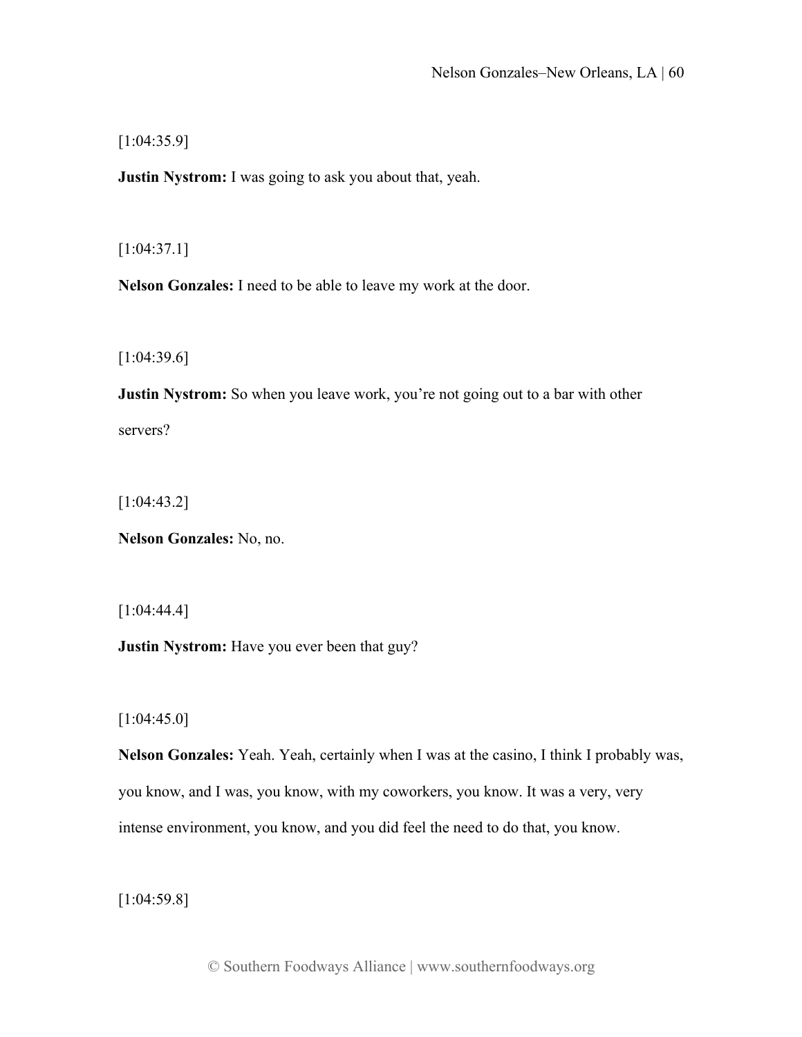[1:04:35.9]

**Justin Nystrom:** I was going to ask you about that, yeah.

[1:04:37.1]

**Nelson Gonzales:** I need to be able to leave my work at the door.

[1:04:39.6]

**Justin Nystrom:** So when you leave work, you're not going out to a bar with other servers?

[1:04:43.2]

**Nelson Gonzales:** No, no.

[1:04:44.4]

**Justin Nystrom:** Have you ever been that guy?

[1:04:45.0]

**Nelson Gonzales:** Yeah. Yeah, certainly when I was at the casino, I think I probably was, you know, and I was, you know, with my coworkers, you know. It was a very, very intense environment, you know, and you did feel the need to do that, you know.

[1:04:59.8]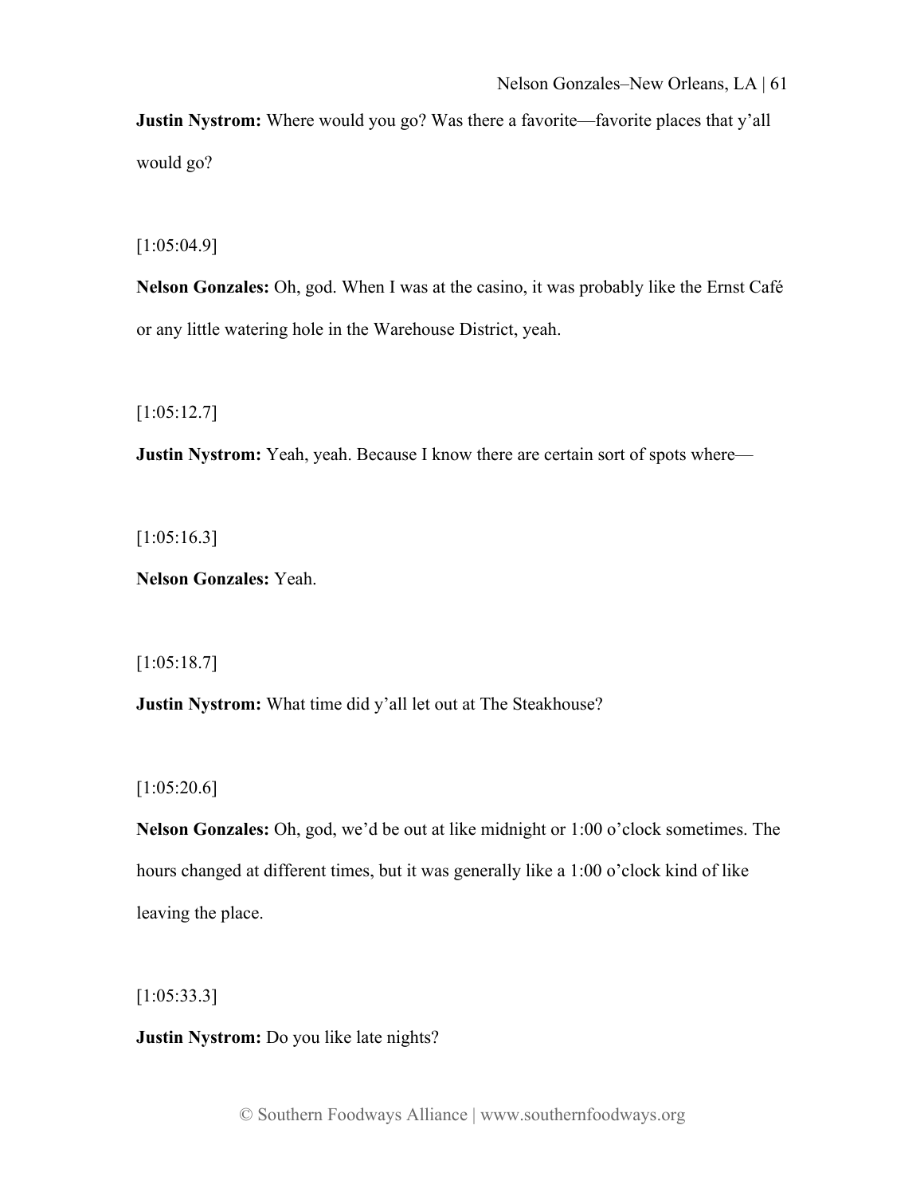**Justin Nystrom:** Where would you go? Was there a favorite—favorite places that y'all would go?

[1:05:04.9]

**Nelson Gonzales:** Oh, god. When I was at the casino, it was probably like the Ernst Café or any little watering hole in the Warehouse District, yeah.

[1:05:12.7]

**Justin Nystrom:** Yeah, yeah. Because I know there are certain sort of spots where—

[1:05:16.3]

**Nelson Gonzales:** Yeah.

[1:05:18.7]

**Justin Nystrom:** What time did y'all let out at The Steakhouse?

[1:05:20.6]

**Nelson Gonzales:** Oh, god, we'd be out at like midnight or 1:00 o'clock sometimes. The hours changed at different times, but it was generally like a 1:00 o'clock kind of like leaving the place.

[1:05:33.3]

**Justin Nystrom:** Do you like late nights?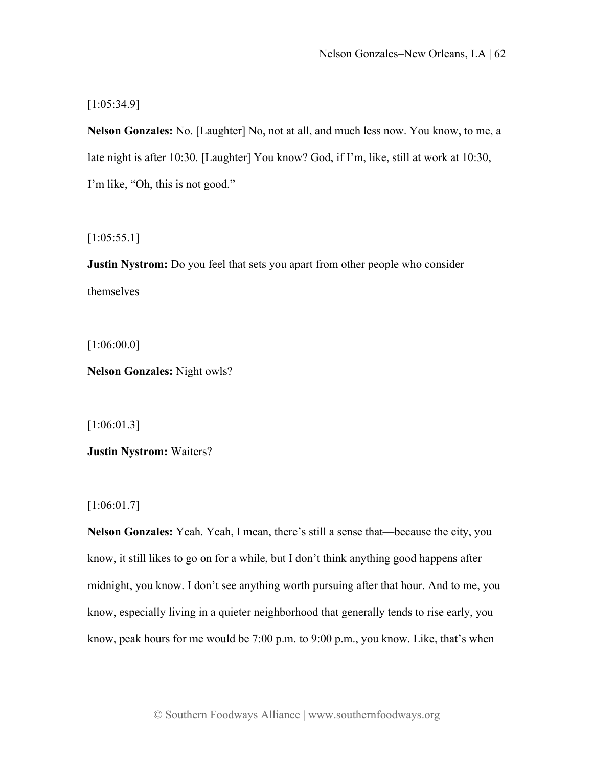[1:05:34.9]

**Nelson Gonzales:** No. [Laughter] No, not at all, and much less now. You know, to me, a late night is after 10:30. [Laughter] You know? God, if I'm, like, still at work at 10:30, I'm like, "Oh, this is not good."

[1:05:55.1]

**Justin Nystrom:** Do you feel that sets you apart from other people who consider themselves—

[1:06:00.0]

**Nelson Gonzales:** Night owls?

[1:06:01.3]

**Justin Nystrom:** Waiters?

[1:06:01.7]

**Nelson Gonzales:** Yeah. Yeah, I mean, there's still a sense that—because the city, you know, it still likes to go on for a while, but I don't think anything good happens after midnight, you know. I don't see anything worth pursuing after that hour. And to me, you know, especially living in a quieter neighborhood that generally tends to rise early, you know, peak hours for me would be 7:00 p.m. to 9:00 p.m., you know. Like, that's when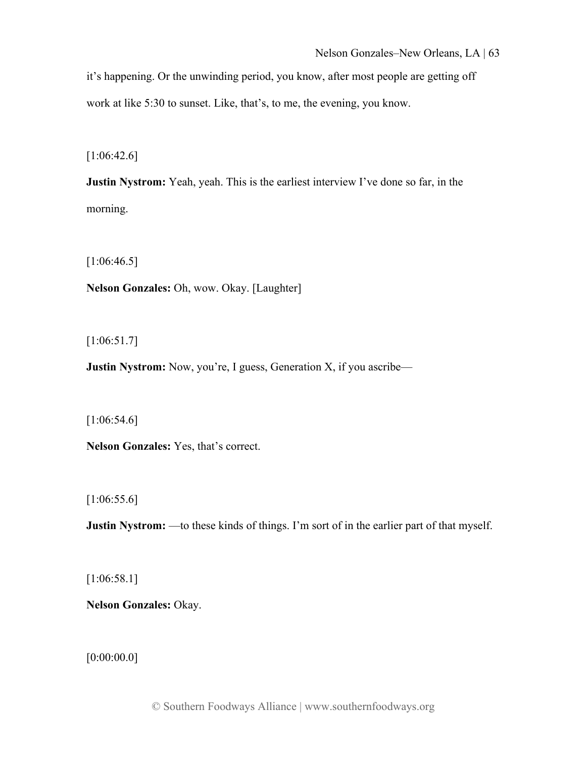it's happening. Or the unwinding period, you know, after most people are getting off work at like 5:30 to sunset. Like, that's, to me, the evening, you know.

[1:06:42.6]

**Justin Nystrom:** Yeah, yeah. This is the earliest interview I've done so far, in the morning.

[1:06:46.5]

**Nelson Gonzales:** Oh, wow. Okay. [Laughter]

[1:06:51.7]

**Justin Nystrom:** Now, you're, I guess, Generation X, if you ascribe—

[1:06:54.6]

**Nelson Gonzales:** Yes, that's correct.

[1:06:55.6]

**Justin Nystrom:** —to these kinds of things. I'm sort of in the earlier part of that myself.

[1:06:58.1]

**Nelson Gonzales:** Okay.

[0:00:00.0]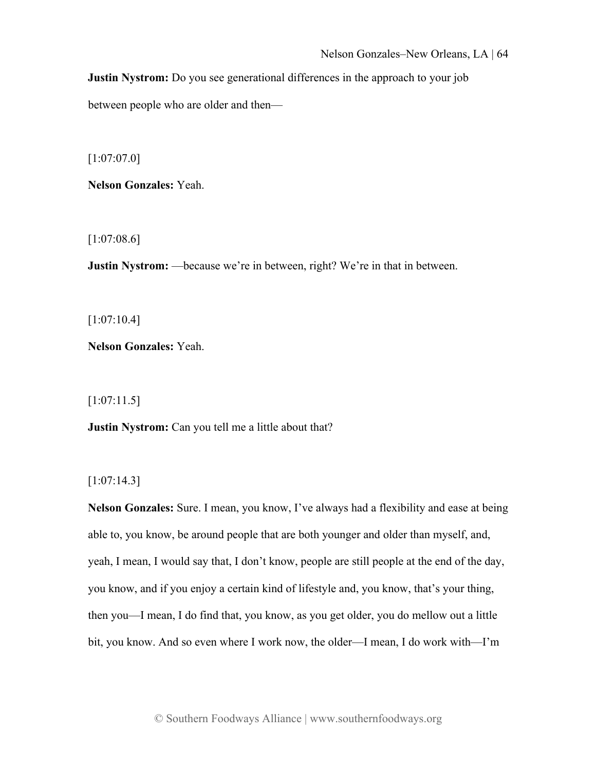**Justin Nystrom:** Do you see generational differences in the approach to your job between people who are older and then—

[1:07:07.0]

**Nelson Gonzales:** Yeah.

[1:07:08.6]

**Justin Nystrom:** —because we're in between, right? We're in that in between.

[1:07:10.4]

**Nelson Gonzales:** Yeah.

[1:07:11.5]

**Justin Nystrom:** Can you tell me a little about that?

[1:07:14.3]

**Nelson Gonzales:** Sure. I mean, you know, I've always had a flexibility and ease at being able to, you know, be around people that are both younger and older than myself, and, yeah, I mean, I would say that, I don't know, people are still people at the end of the day, you know, and if you enjoy a certain kind of lifestyle and, you know, that's your thing, then you—I mean, I do find that, you know, as you get older, you do mellow out a little bit, you know. And so even where I work now, the older—I mean, I do work with—I'm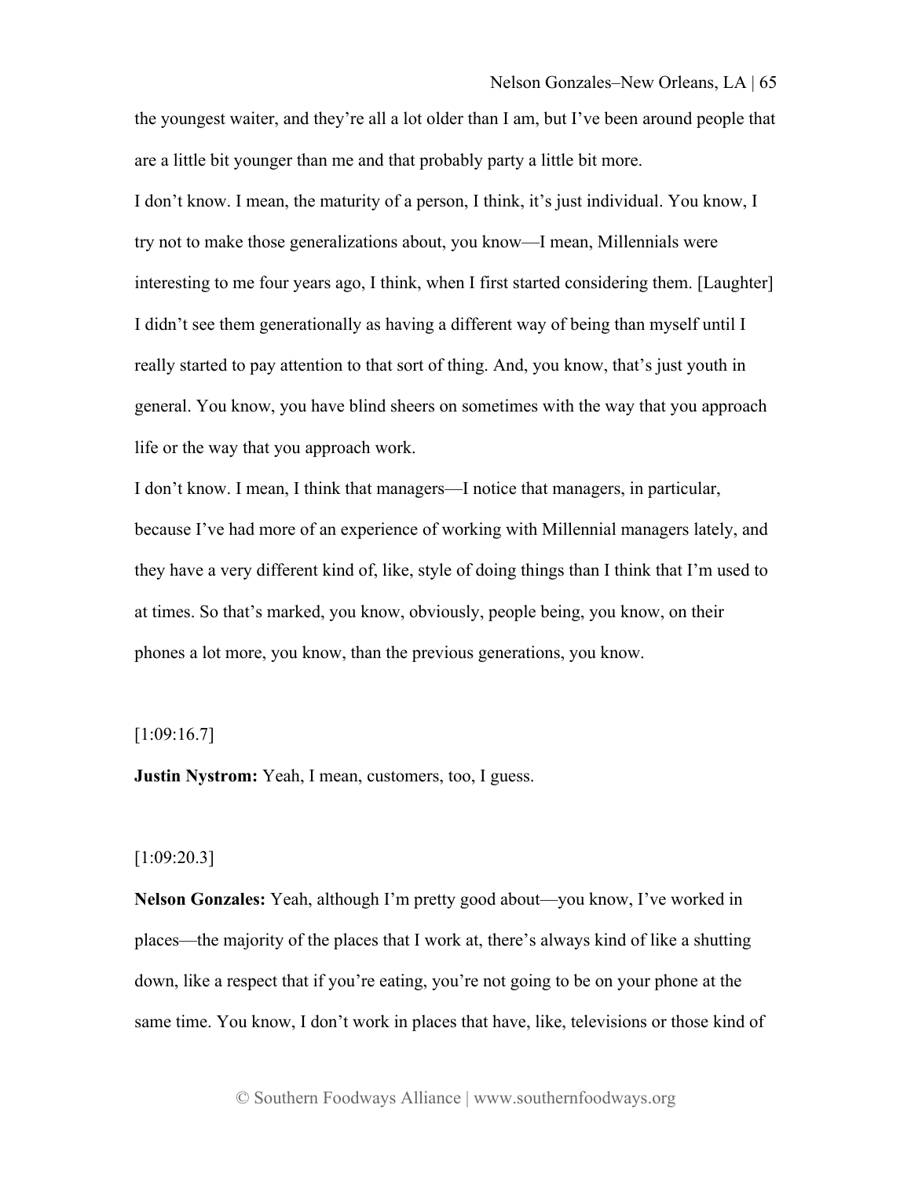the youngest waiter, and they're all a lot older than I am, but I've been around people that are a little bit younger than me and that probably party a little bit more.

I don't know. I mean, the maturity of a person, I think, it's just individual. You know, I try not to make those generalizations about, you know—I mean, Millennials were interesting to me four years ago, I think, when I first started considering them. [Laughter] I didn't see them generationally as having a different way of being than myself until I really started to pay attention to that sort of thing. And, you know, that's just youth in general. You know, you have blind sheers on sometimes with the way that you approach life or the way that you approach work.

I don't know. I mean, I think that managers—I notice that managers, in particular, because I've had more of an experience of working with Millennial managers lately, and they have a very different kind of, like, style of doing things than I think that I'm used to at times. So that's marked, you know, obviously, people being, you know, on their phones a lot more, you know, than the previous generations, you know.

[1:09:16.7]

**Justin Nystrom:** Yeah, I mean, customers, too, I guess.

[1:09:20.3]

**Nelson Gonzales:** Yeah, although I'm pretty good about—you know, I've worked in places—the majority of the places that I work at, there's always kind of like a shutting down, like a respect that if you're eating, you're not going to be on your phone at the same time. You know, I don't work in places that have, like, televisions or those kind of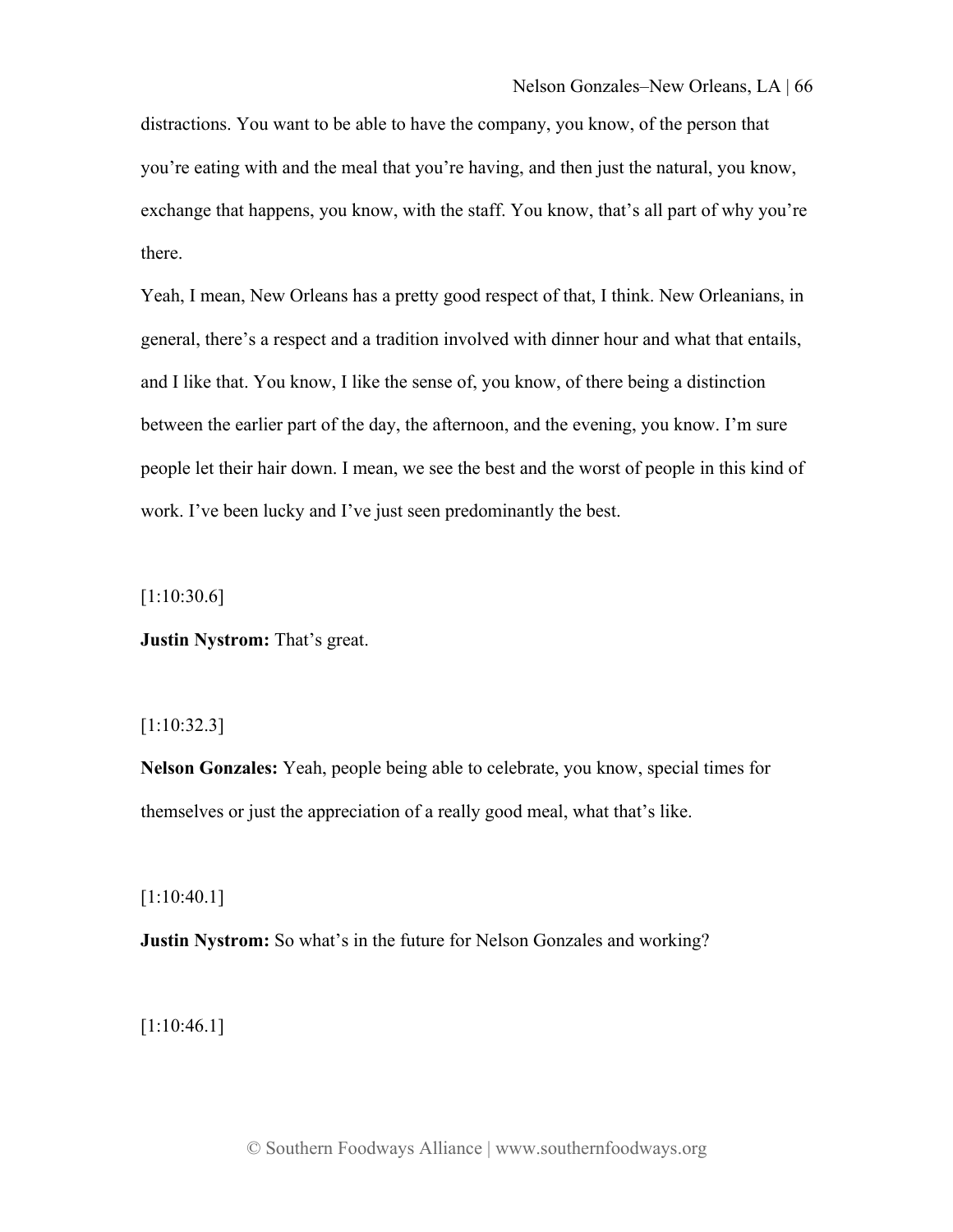distractions. You want to be able to have the company, you know, of the person that you're eating with and the meal that you're having, and then just the natural, you know, exchange that happens, you know, with the staff. You know, that's all part of why you're there.

Yeah, I mean, New Orleans has a pretty good respect of that, I think. New Orleanians, in general, there's a respect and a tradition involved with dinner hour and what that entails, and I like that. You know, I like the sense of, you know, of there being a distinction between the earlier part of the day, the afternoon, and the evening, you know. I'm sure people let their hair down. I mean, we see the best and the worst of people in this kind of work. I've been lucky and I've just seen predominantly the best.

[1:10:30.6]

**Justin Nystrom:** That's great.

[1:10:32.3]

**Nelson Gonzales:** Yeah, people being able to celebrate, you know, special times for themselves or just the appreciation of a really good meal, what that's like.

[1:10:40.1]

**Justin Nystrom:** So what's in the future for Nelson Gonzales and working?

[1:10:46.1]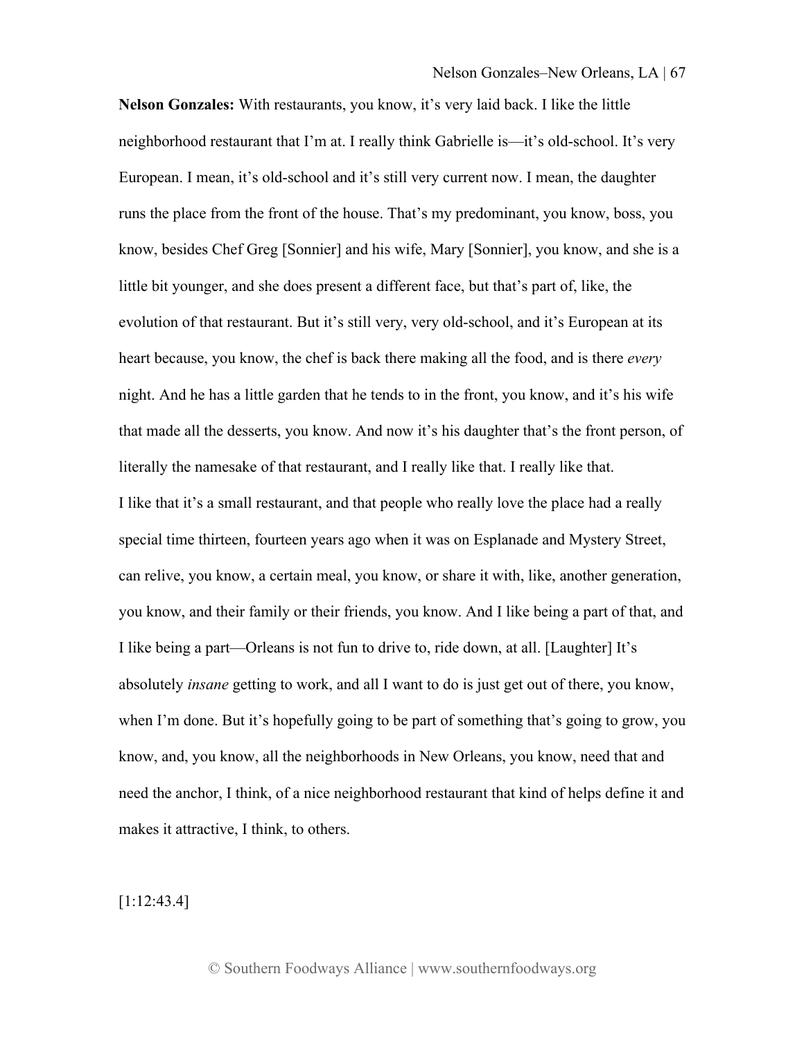**Nelson Gonzales:** With restaurants, you know, it's very laid back. I like the little neighborhood restaurant that I'm at. I really think Gabrielle is—it's old-school. It's very European. I mean, it's old-school and it's still very current now. I mean, the daughter runs the place from the front of the house. That's my predominant, you know, boss, you know, besides Chef Greg [Sonnier] and his wife, Mary [Sonnier], you know, and she is a little bit younger, and she does present a different face, but that's part of, like, the evolution of that restaurant. But it's still very, very old-school, and it's European at its heart because, you know, the chef is back there making all the food, and is there *every* night. And he has a little garden that he tends to in the front, you know, and it's his wife that made all the desserts, you know. And now it's his daughter that's the front person, of literally the namesake of that restaurant, and I really like that. I really like that.

I like that it's a small restaurant, and that people who really love the place had a really special time thirteen, fourteen years ago when it was on Esplanade and Mystery Street, can relive, you know, a certain meal, you know, or share it with, like, another generation, you know, and their family or their friends, you know. And I like being a part of that, and I like being a part—Orleans is not fun to drive to, ride down, at all. [Laughter] It's absolutely *insane* getting to work, and all I want to do is just get out of there, you know, when I'm done. But it's hopefully going to be part of something that's going to grow, you know, and, you know, all the neighborhoods in New Orleans, you know, need that and need the anchor, I think, of a nice neighborhood restaurant that kind of helps define it and makes it attractive, I think, to others.

[1:12:43.4]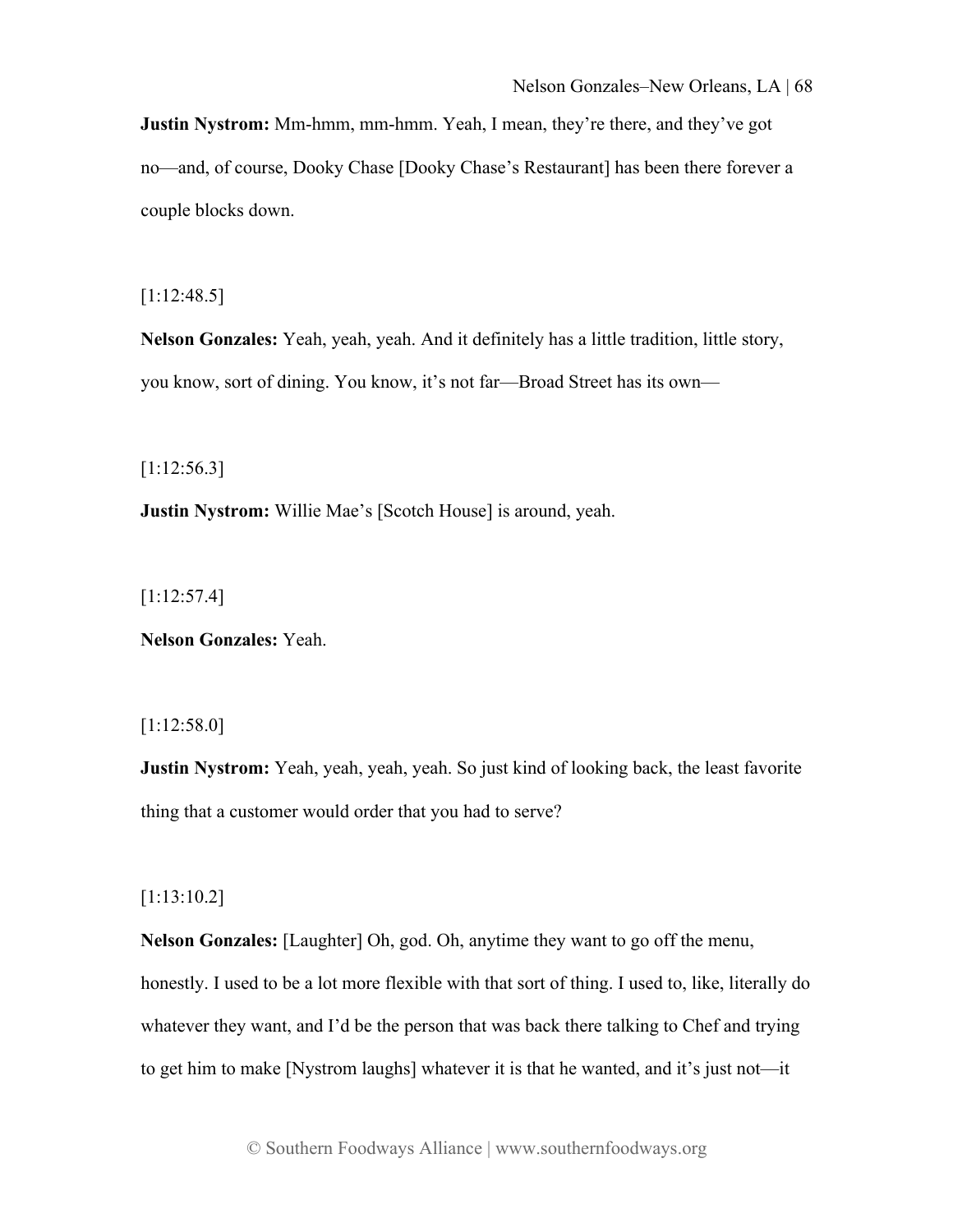**Justin Nystrom:** Mm-hmm, mm-hmm. Yeah, I mean, they're there, and they've got no—and, of course, Dooky Chase [Dooky Chase's Restaurant] has been there forever a couple blocks down.

[1:12:48.5]

**Nelson Gonzales:** Yeah, yeah, yeah. And it definitely has a little tradition, little story, you know, sort of dining. You know, it's not far—Broad Street has its own—

[1:12:56.3]

**Justin Nystrom:** Willie Mae's [Scotch House] is around, yeah.

[1:12:57.4]

**Nelson Gonzales:** Yeah.

[1:12:58.0]

**Justin Nystrom:** Yeah, yeah, yeah, yeah. So just kind of looking back, the least favorite thing that a customer would order that you had to serve?

[1:13:10.2]

**Nelson Gonzales:** [Laughter] Oh, god. Oh, anytime they want to go off the menu, honestly. I used to be a lot more flexible with that sort of thing. I used to, like, literally do whatever they want, and I'd be the person that was back there talking to Chef and trying to get him to make [Nystrom laughs] whatever it is that he wanted, and it's just not—it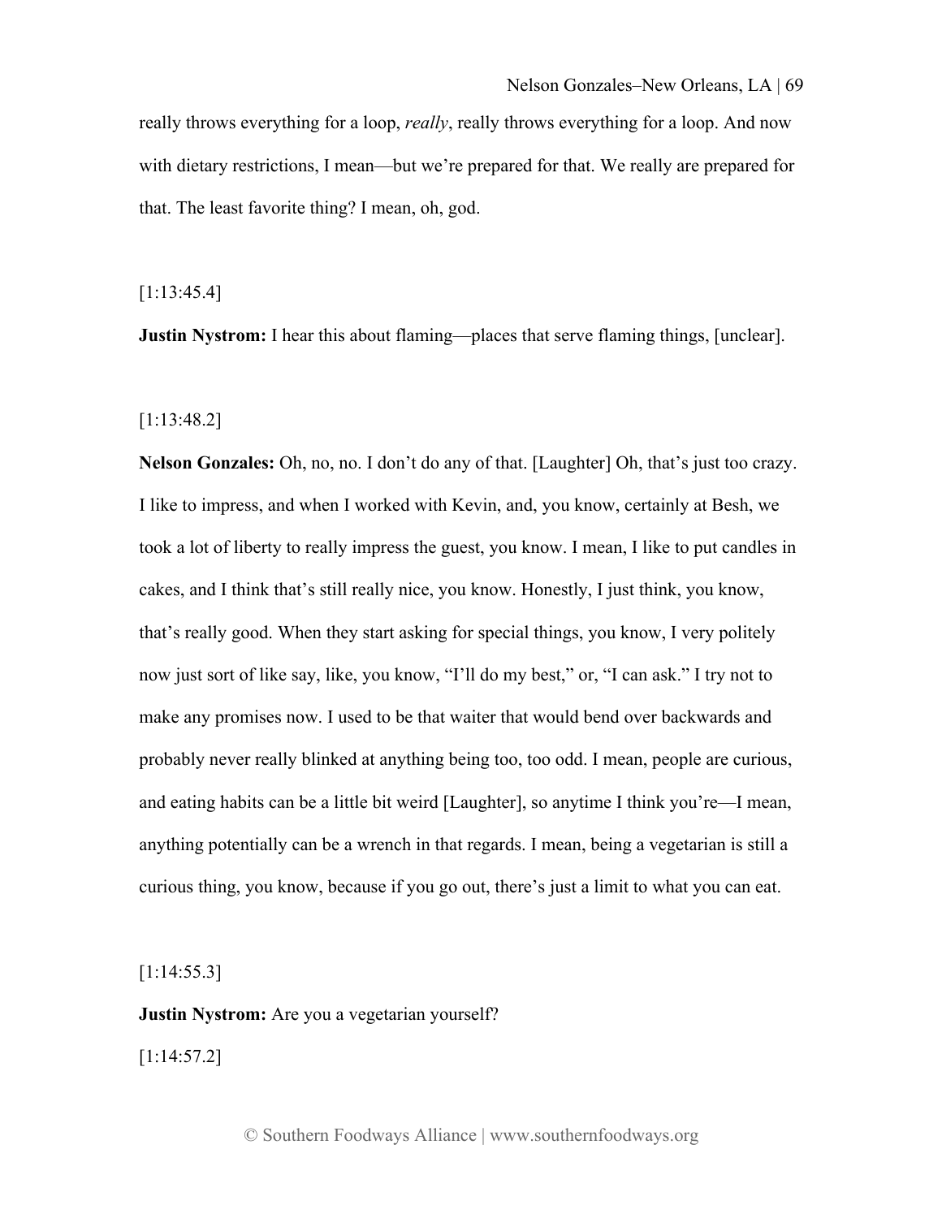really throws everything for a loop, *really*, really throws everything for a loop. And now with dietary restrictions, I mean—but we're prepared for that. We really are prepared for that. The least favorite thing? I mean, oh, god.

[1:13:45.4]

**Justin Nystrom:** I hear this about flaming—places that serve flaming things, [unclear].

[1:13:48.2]

**Nelson Gonzales:** Oh, no, no. I don't do any of that. [Laughter] Oh, that's just too crazy. I like to impress, and when I worked with Kevin, and, you know, certainly at Besh, we took a lot of liberty to really impress the guest, you know. I mean, I like to put candles in cakes, and I think that's still really nice, you know. Honestly, I just think, you know, that's really good. When they start asking for special things, you know, I very politely now just sort of like say, like, you know, "I'll do my best," or, "I can ask." I try not to make any promises now. I used to be that waiter that would bend over backwards and probably never really blinked at anything being too, too odd. I mean, people are curious, and eating habits can be a little bit weird [Laughter], so anytime I think you're—I mean, anything potentially can be a wrench in that regards. I mean, being a vegetarian is still a curious thing, you know, because if you go out, there's just a limit to what you can eat.

[1:14:55.3]

**Justin Nystrom:** Are you a vegetarian yourself?

[1:14:57.2]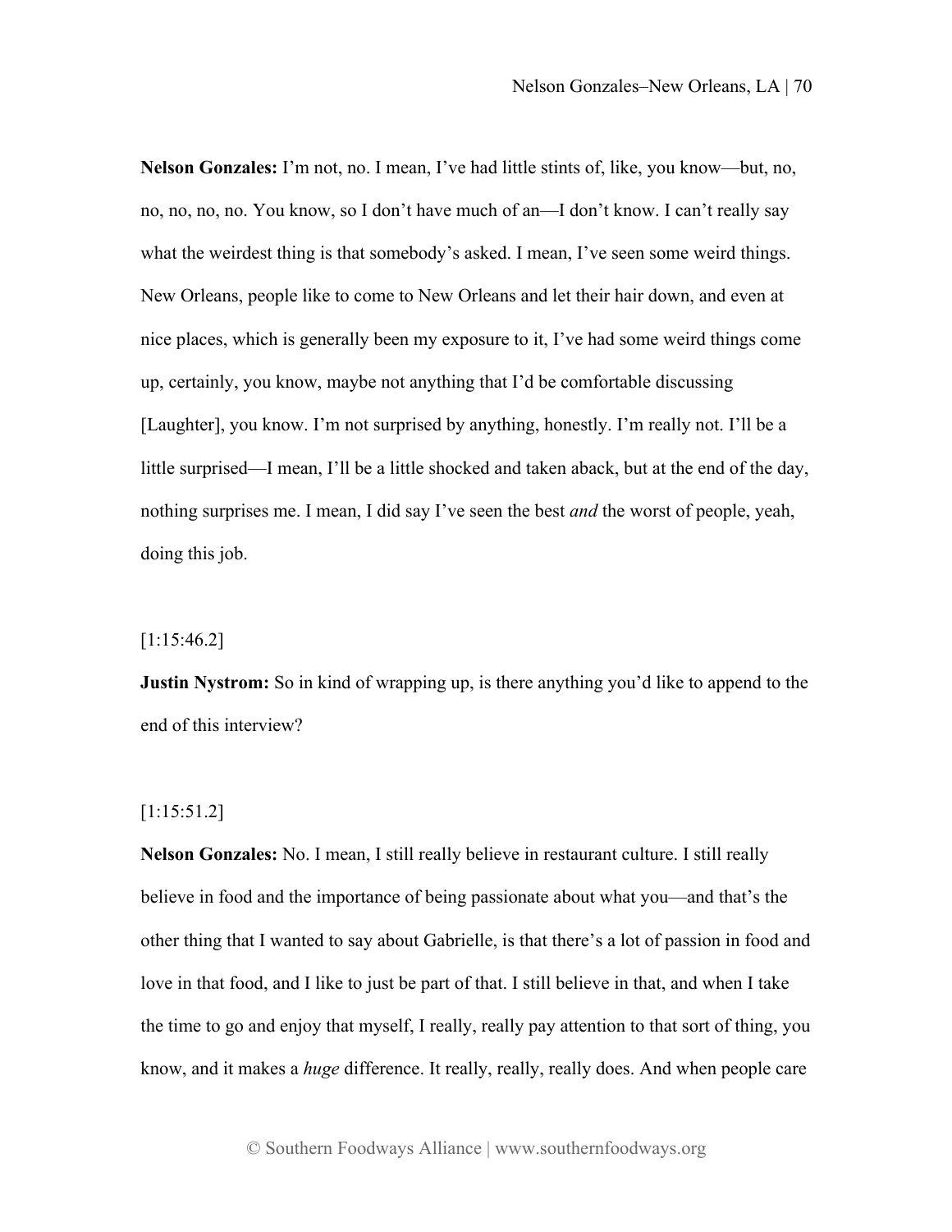**Nelson Gonzales:** I'm not, no. I mean, I've had little stints of, like, you know—but, no, no, no, no, no. You know, so I don't have much of an—I don't know. I can't really say what the weirdest thing is that somebody's asked. I mean, I've seen some weird things. New Orleans, people like to come to New Orleans and let their hair down, and even at nice places, which is generally been my exposure to it, I've had some weird things come up, certainly, you know, maybe not anything that I'd be comfortable discussing [Laughter], you know. I'm not surprised by anything, honestly. I'm really not. I'll be a little surprised—I mean, I'll be a little shocked and taken aback, but at the end of the day, nothing surprises me. I mean, I did say I've seen the best *and* the worst of people, yeah, doing this job.

[1:15:46.2]

**Justin Nystrom:** So in kind of wrapping up, is there anything you'd like to append to the end of this interview?

[1:15:51.2]

**Nelson Gonzales:** No. I mean, I still really believe in restaurant culture. I still really believe in food and the importance of being passionate about what you—and that's the other thing that I wanted to say about Gabrielle, is that there's a lot of passion in food and love in that food, and I like to just be part of that. I still believe in that, and when I take the time to go and enjoy that myself, I really, really pay attention to that sort of thing, you know, and it makes a *huge* difference. It really, really, really does. And when people care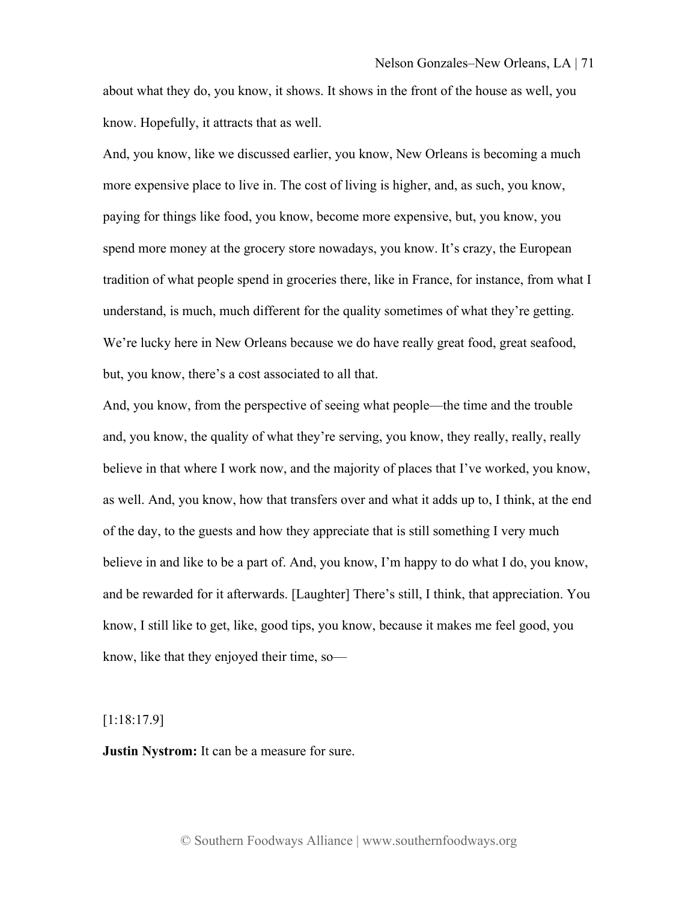about what they do, you know, it shows. It shows in the front of the house as well, you know. Hopefully, it attracts that as well.

And, you know, like we discussed earlier, you know, New Orleans is becoming a much more expensive place to live in. The cost of living is higher, and, as such, you know, paying for things like food, you know, become more expensive, but, you know, you spend more money at the grocery store nowadays, you know. It's crazy, the European tradition of what people spend in groceries there, like in France, for instance, from what I understand, is much, much different for the quality sometimes of what they're getting. We're lucky here in New Orleans because we do have really great food, great seafood, but, you know, there's a cost associated to all that.

And, you know, from the perspective of seeing what people—the time and the trouble and, you know, the quality of what they're serving, you know, they really, really, really believe in that where I work now, and the majority of places that I've worked, you know, as well. And, you know, how that transfers over and what it adds up to, I think, at the end of the day, to the guests and how they appreciate that is still something I very much believe in and like to be a part of. And, you know, I'm happy to do what I do, you know, and be rewarded for it afterwards. [Laughter] There's still, I think, that appreciation. You know, I still like to get, like, good tips, you know, because it makes me feel good, you know, like that they enjoyed their time, so—

[1:18:17.9]

**Justin Nystrom:** It can be a measure for sure.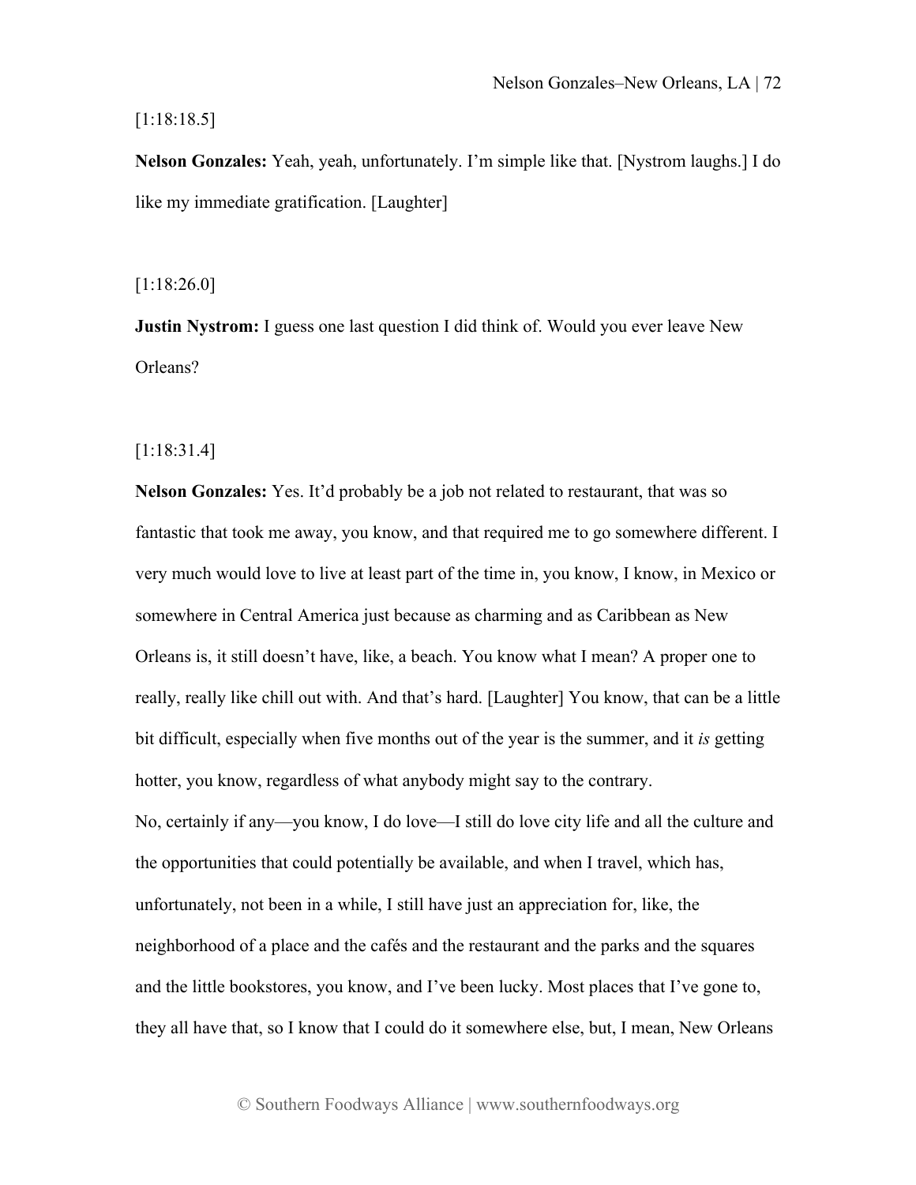[1:18:18.5]

**Nelson Gonzales:** Yeah, yeah, unfortunately. I'm simple like that. [Nystrom laughs.] I do like my immediate gratification. [Laughter]

[1:18:26.0]

**Justin Nystrom:** I guess one last question I did think of. Would you ever leave New Orleans?

[1:18:31.4]

**Nelson Gonzales:** Yes. It'd probably be a job not related to restaurant, that was so fantastic that took me away, you know, and that required me to go somewhere different. I very much would love to live at least part of the time in, you know, I know, in Mexico or somewhere in Central America just because as charming and as Caribbean as New Orleans is, it still doesn't have, like, a beach. You know what I mean? A proper one to really, really like chill out with. And that's hard. [Laughter] You know, that can be a little bit difficult, especially when five months out of the year is the summer, and it *is* getting hotter, you know, regardless of what anybody might say to the contrary.

No, certainly if any—you know, I do love—I still do love city life and all the culture and the opportunities that could potentially be available, and when I travel, which has, unfortunately, not been in a while, I still have just an appreciation for, like, the neighborhood of a place and the cafés and the restaurant and the parks and the squares and the little bookstores, you know, and I've been lucky. Most places that I've gone to, they all have that, so I know that I could do it somewhere else, but, I mean, New Orleans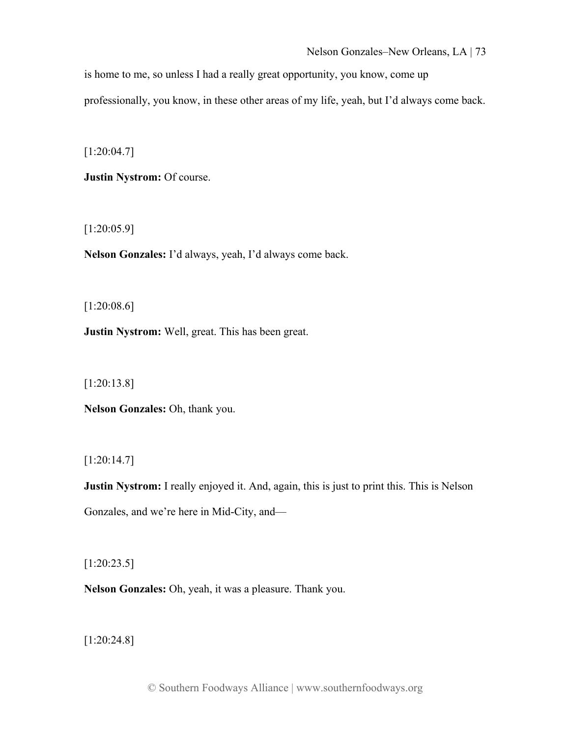is home to me, so unless I had a really great opportunity, you know, come up professionally, you know, in these other areas of my life, yeah, but I'd always come back.

[1:20:04.7]

**Justin Nystrom:** Of course.

[1:20:05.9]

**Nelson Gonzales:** I'd always, yeah, I'd always come back.

[1:20:08.6]

**Justin Nystrom:** Well, great. This has been great.

[1:20:13.8]

**Nelson Gonzales:** Oh, thank you.

[1:20:14.7]

**Justin Nystrom:** I really enjoyed it. And, again, this is just to print this. This is Nelson Gonzales, and we're here in Mid-City, and—

[1:20:23.5]

**Nelson Gonzales:** Oh, yeah, it was a pleasure. Thank you.

[1:20:24.8]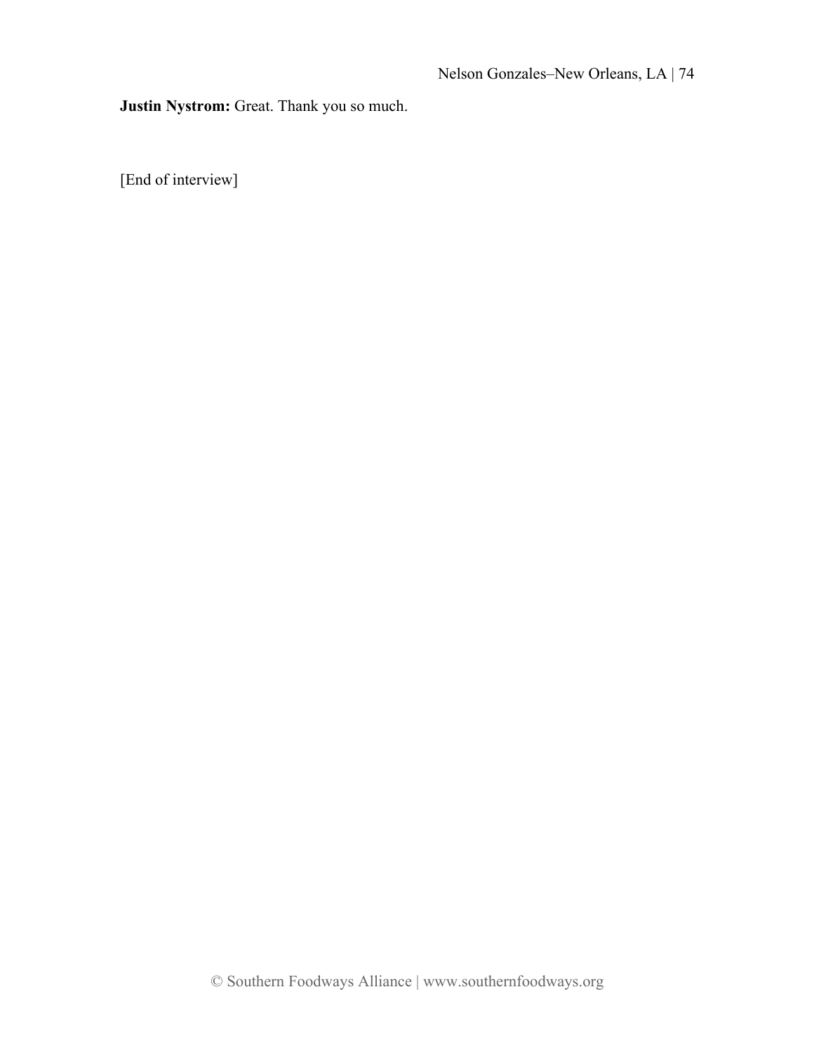**Justin Nystrom:** Great. Thank you so much.

[End of interview]